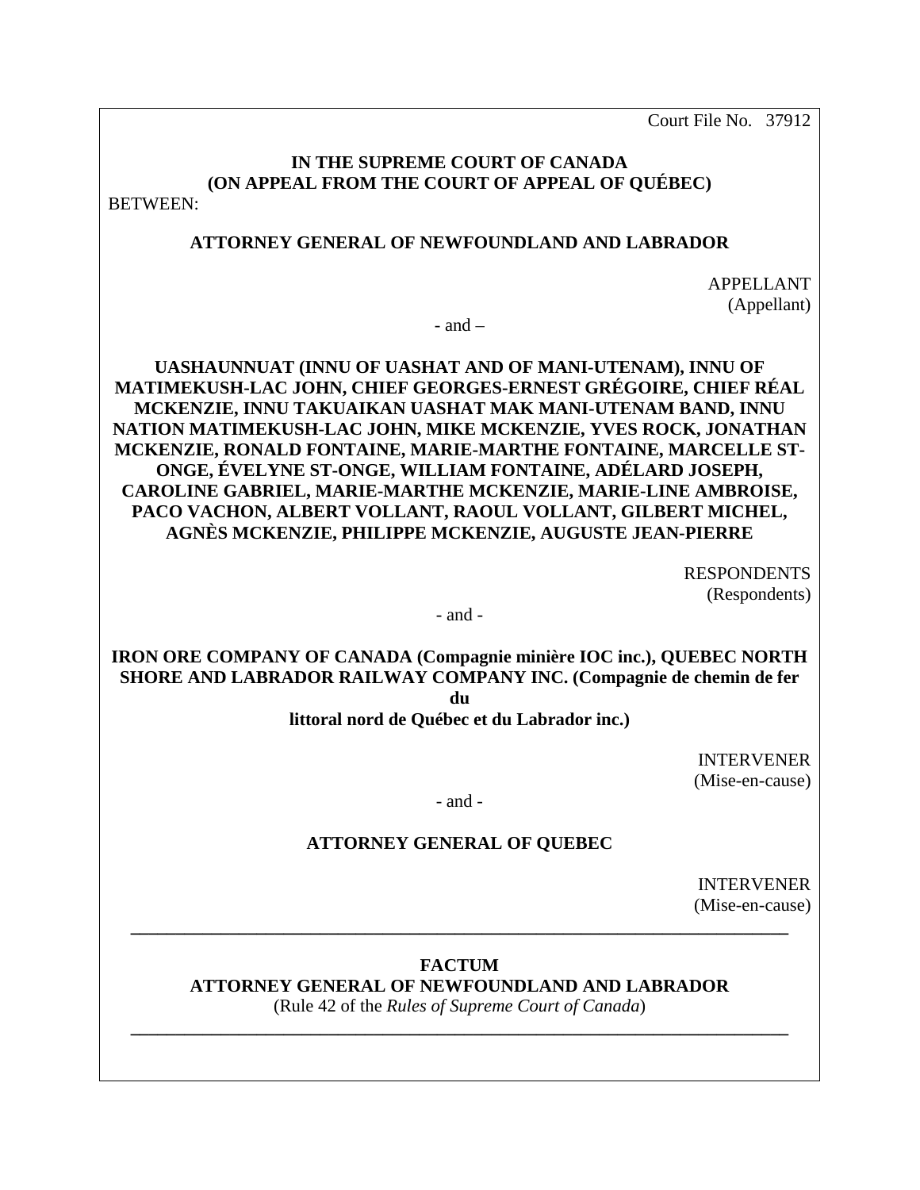Court File No. 37912

**IN THE SUPREME COURT OF CANADA**
**(ON APPEAL FROM THE COURT OF APPEAL OF QUÉBEC)**

BETWEEN:

**ATTORNEY GENERAL OF NEWFOUNDLAND AND LABRADOR**

APPELLANT
(Appellant)

- and –

**UASHAUNNUAT (INNU OF UASHAT AND OF MANI-UTENAM), INNU OF MATIMEKUSH-LAC JOHN, CHIEF GEORGES-ERNEST GRÉGOIRE, CHIEF RÉAL MCKENZIE, INNU TAKUAIKAN UASHAT MAK MANI-UTENAM BAND, INNU NATION MATIMEKUSH-LAC JOHN, MIKE MCKENZIE, YVES ROCK, JONATHAN MCKENZIE, RONALD FONTAINE, MARIE-MARTHE FONTAINE, MARCELLE ST-ONGE, ÉVELYNE ST-ONGE, WILLIAM FONTAINE, ADÉLARD JOSEPH, CAROLINE GABRIEL, MARIE-MARTHE MCKENZIE, MARIE-LINE AMBROISE, PACO VACHON, ALBERT VOLLANT, RAOUL VOLLANT, GILBERT MICHEL, AGNÈS MCKENZIE, PHILIPPE MCKENZIE, AUGUSTE JEAN-PIERRE**

RESPONDENTS
(Respondents)

- and -

**IRON ORE COMPANY OF CANADA (Compagnie minière IOC inc.), QUEBEC NORTH SHORE AND LABRADOR RAILWAY COMPANY INC. (Compagnie de chemin de fer du littoral nord de Québec et du Labrador inc.)**

INTERVENER
(Mise-en-cause)

- and -

**ATTORNEY GENERAL OF QUEBEC**

INTERVENER
(Mise-en-cause)

---

**FACTUM**
**ATTORNEY GENERAL OF NEWFOUNDLAND AND LABRADOR**
(Rule 42 of the *Rules of Supreme Court of Canada*)

---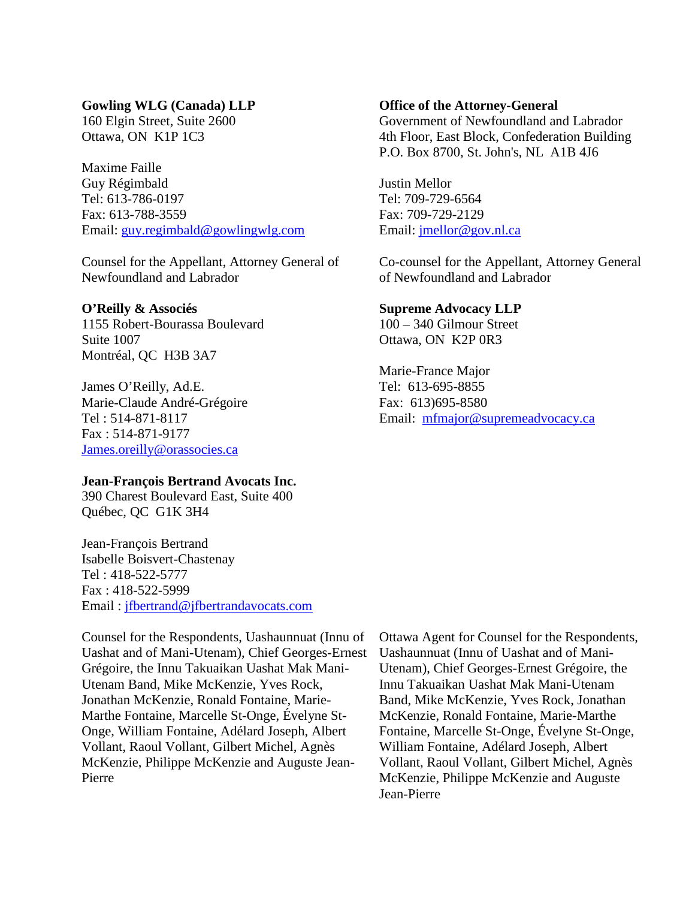**Gowling WLG (Canada) LLP**
160 Elgin Street, Suite 2600
Ottawa, ON  K1P 1C3

Maxime Faille
Guy Régimbald
Tel: 613-786-0197
Fax: 613-788-3559
Email: guy.regimbald@gowlingwlg.com

Counsel for the Appellant, Attorney General of Newfoundland and Labrador

**Office of the Attorney-General**
Government of Newfoundland and Labrador
4th Floor, East Block, Confederation Building
P.O. Box 8700, St. John's, NL  A1B 4J6

Justin Mellor
Tel: 709-729-6564
Fax: 709-729-2129
Email: jmellor@gov.nl.ca

Co-counsel for the Appellant, Attorney General of Newfoundland and Labrador

**O'Reilly & Associés**
1155 Robert-Bourassa Boulevard
Suite 1007
Montréal, QC  H3B 3A7

James O'Reilly, Ad.E.
Marie-Claude André-Grégoire
Tel : 514-871-8117
Fax : 514-871-9177
James.oreilly@orassocies.ca

**Jean-François Bertrand Avocats Inc.**
390 Charest Boulevard East, Suite 400
Québec, QC  G1K 3H4

Jean-François Bertrand
Isabelle Boisvert-Chastenay
Tel : 418-522-5777
Fax : 418-522-5999
Email : jfbertrand@jfbertrandavocats.com

Counsel for the Respondents, Uashaunnuat (Innu of Uashat and of Mani-Utenam), Chief Georges-Ernest Grégoire, the Innu Takuaikan Uashat Mak Mani-Utenam Band, Mike McKenzie, Yves Rock, Jonathan McKenzie, Ronald Fontaine, Marie-Marthe Fontaine, Marcelle St-Onge, Évelyne St-Onge, William Fontaine, Adélard Joseph, Albert Vollant, Raoul Vollant, Gilbert Michel, Agnès McKenzie, Philippe McKenzie and Auguste Jean-Pierre

**Supreme Advocacy LLP**
100 – 340 Gilmour Street
Ottawa, ON  K2P 0R3

Marie-France Major
Tel:  613-695-8855
Fax:  613)695-8580
Email:  mfmajor@supremeadvocacy.ca

Ottawa Agent for Counsel for the Respondents, Uashaunnuat (Innu of Uashat and of Mani-Utenam), Chief Georges-Ernest Grégoire, the Innu Takuaikan Uashat Mak Mani-Utenam Band, Mike McKenzie, Yves Rock, Jonathan McKenzie, Ronald Fontaine, Marie-Marthe Fontaine, Marcelle St-Onge, Évelyne St-Onge, William Fontaine, Adélard Joseph, Albert Vollant, Raoul Vollant, Gilbert Michel, Agnès McKenzie, Philippe McKenzie and Auguste Jean-Pierre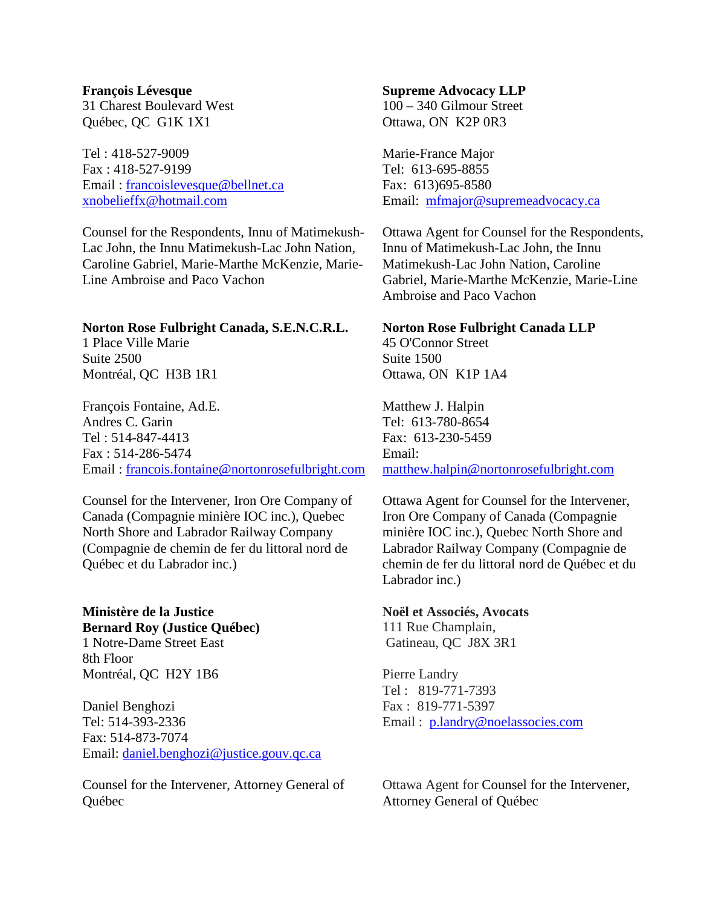**François Lévesque**
31 Charest Boulevard West
Québec, QC G1K 1X1

Tel : 418-527-9009
Fax : 418-527-9199
Email : francoislevesque@bellnet.ca
xnobelieffx@hotmail.com

Counsel for the Respondents, Innu of Matimekush-Lac John, the Innu Matimekush-Lac John Nation, Caroline Gabriel, Marie-Marthe McKenzie, Marie-Line Ambroise and Paco Vachon

**Supreme Advocacy LLP**
100 – 340 Gilmour Street
Ottawa, ON K2P 0R3

Marie-France Major
Tel: 613-695-8855
Fax: 613)695-8580
Email: mfmajor@supremeadvocacy.ca

Ottawa Agent for Counsel for the Respondents, Innu of Matimekush-Lac John, the Innu Matimekush-Lac John Nation, Caroline Gabriel, Marie-Marthe McKenzie, Marie-Line Ambroise and Paco Vachon

**Norton Rose Fulbright Canada, S.E.N.C.R.L.**
1 Place Ville Marie
Suite 2500
Montréal, QC H3B 1R1

François Fontaine, Ad.E.
Andres C. Garin
Tel : 514-847-4413
Fax : 514-286-5474
Email : francois.fontaine@nortonrosefulbright.com

Counsel for the Intervener, Iron Ore Company of Canada (Compagnie minière IOC inc.), Quebec North Shore and Labrador Railway Company (Compagnie de chemin de fer du littoral nord de Québec et du Labrador inc.)

**Norton Rose Fulbright Canada LLP**
45 O'Connor Street
Suite 1500
Ottawa, ON K1P 1A4

Matthew J. Halpin
Tel: 613-780-8654
Fax: 613-230-5459
Email:
matthew.halpin@nortonrosefulbright.com

Ottawa Agent for Counsel for the Intervener, Iron Ore Company of Canada (Compagnie minière IOC inc.), Quebec North Shore and Labrador Railway Company (Compagnie de chemin de fer du littoral nord de Québec et du Labrador inc.)

**Ministère de la Justice**
**Bernard Roy (Justice Québec)**
1 Notre-Dame Street East
8th Floor
Montréal, QC H2Y 1B6

Daniel Benghozi
Tel: 514-393-2336
Fax: 514-873-7074
Email: daniel.benghozi@justice.gouv.qc.ca

Counsel for the Intervener, Attorney General of Québec

**Noël et Associés, Avocats**
111 Rue Champlain,
Gatineau, QC J8X 3R1

Pierre Landry
Tel : 819-771-7393
Fax : 819-771-5397
Email : p.landry@noelassocies.com

Ottawa Agent for Counsel for the Intervener, Attorney General of Québec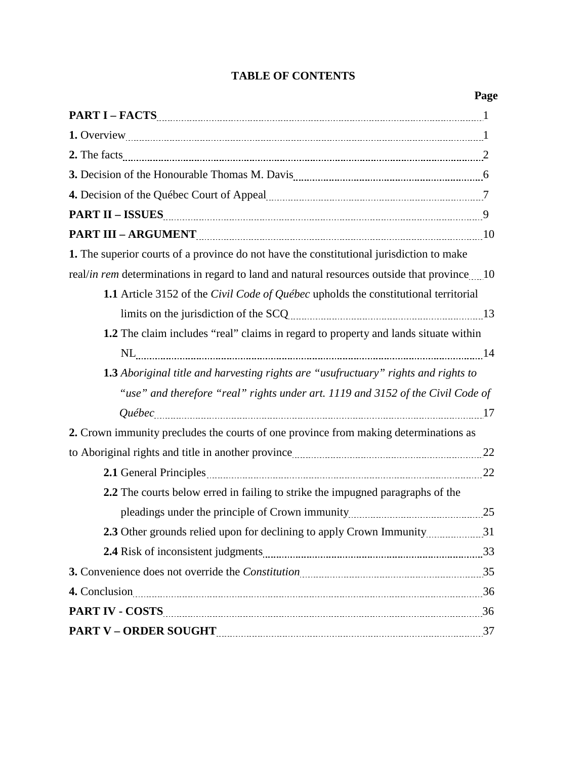# TABLE OF CONTENTS

| | Page |
|---|---|
| **PART I – FACTS** | 1 |
| **1.** Overview | 1 |
| **2.** The facts | 2 |
| **3.** Decision of the Honourable Thomas M. Davis | 6 |
| **4.** Decision of the Québec Court of Appeal | 7 |
| **PART II – ISSUES** | 9 |
| **PART III – ARGUMENT** | 10 |
| **1.** The superior courts of a province do not have the constitutional jurisdiction to make real/*in rem* determinations in regard to land and natural resources outside that province | 10 |
| **1.1** Article 3152 of the *Civil Code of Québec* upholds the constitutional territorial limits on the jurisdiction of the SCQ | 13 |
| **1.2** The claim includes "real" claims in regard to property and lands situate within NL | 14 |
| **1.3** *Aboriginal title and harvesting rights are "usufructuary" rights and rights to "use" and therefore "real" rights under art. 1119 and 3152 of the Civil Code of Québec* | 17 |
| **2.** Crown immunity precludes the courts of one province from making determinations as to Aboriginal rights and title in another province | 22 |
| **2.1** General Principles | 22 |
| **2.2** The courts below erred in failing to strike the impugned paragraphs of the pleadings under the principle of Crown immunity | 25 |
| **2.3** Other grounds relied upon for declining to apply Crown Immunity | 31 |
| **2.4** Risk of inconsistent judgments | 33 |
| **3.** Convenience does not override the *Constitution* | 35 |
| **4.** Conclusion | 36 |
| **PART IV - COSTS** | 36 |
| **PART V – ORDER SOUGHT** | 37 |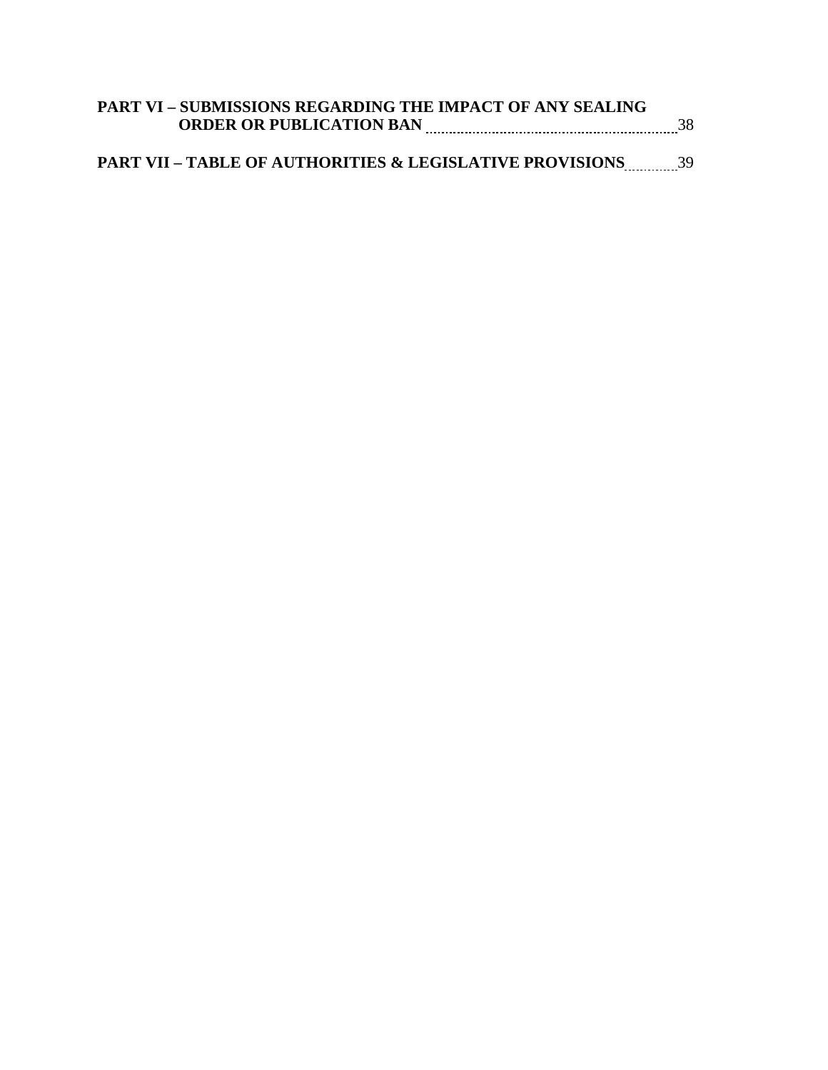**PART VI – SUBMISSIONS REGARDING THE IMPACT OF ANY SEALING ORDER OR PUBLICATION BAN** ........ 38

**PART VII – TABLE OF AUTHORITIES & LEGISLATIVE PROVISIONS** ........ 39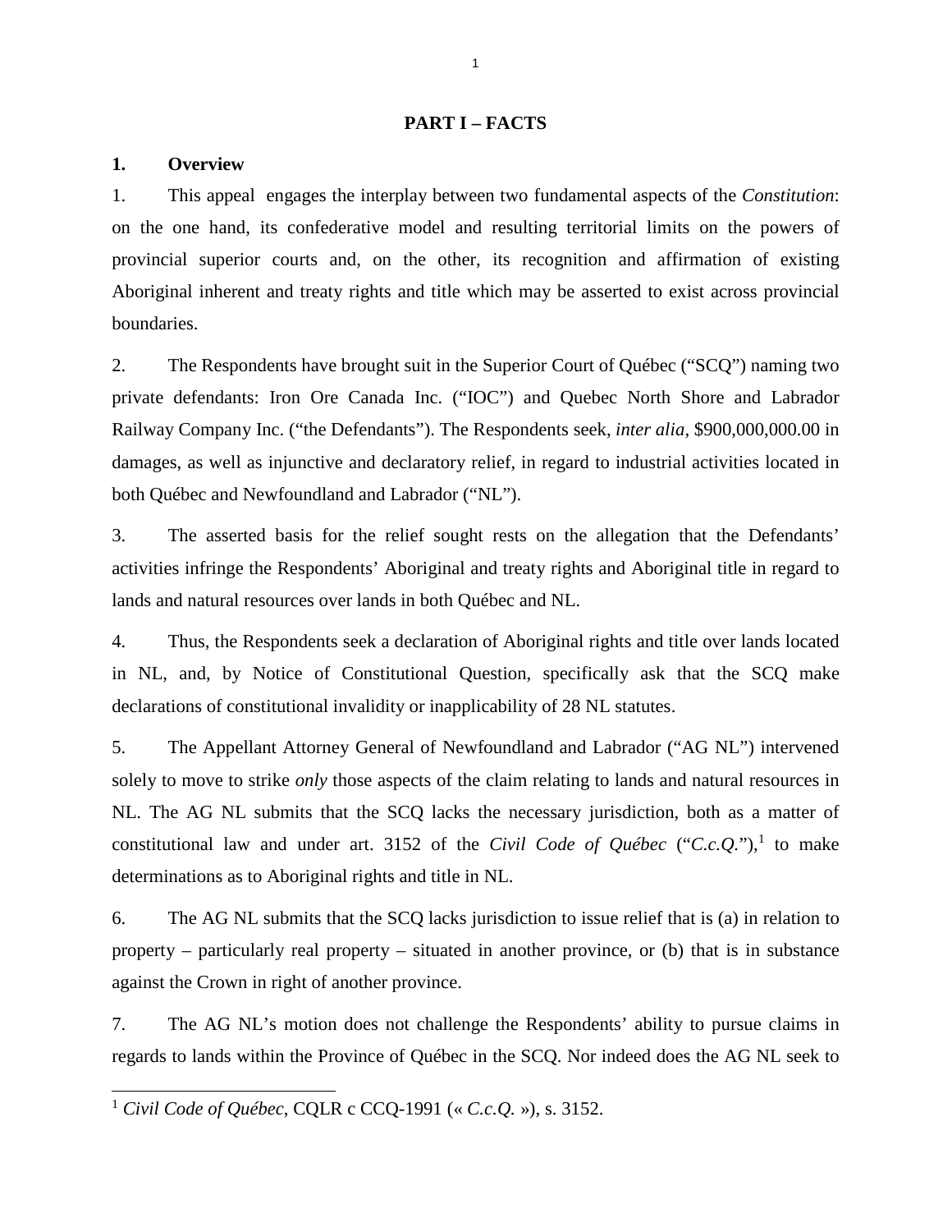# PART I – FACTS

## 1. Overview

1. This appeal engages the interplay between two fundamental aspects of the *Constitution*: on the one hand, its confederative model and resulting territorial limits on the powers of provincial superior courts and, on the other, its recognition and affirmation of existing Aboriginal inherent and treaty rights and title which may be asserted to exist across provincial boundaries.

2. The Respondents have brought suit in the Superior Court of Québec ("SCQ") naming two private defendants: Iron Ore Canada Inc. ("IOC") and Quebec North Shore and Labrador Railway Company Inc. ("the Defendants"). The Respondents seek, *inter alia*, $900,000,000.00 in damages, as well as injunctive and declaratory relief, in regard to industrial activities located in both Québec and Newfoundland and Labrador ("NL").

3. The asserted basis for the relief sought rests on the allegation that the Defendants' activities infringe the Respondents' Aboriginal and treaty rights and Aboriginal title in regard to lands and natural resources over lands in both Québec and NL.

4. Thus, the Respondents seek a declaration of Aboriginal rights and title over lands located in NL, and, by Notice of Constitutional Question, specifically ask that the SCQ make declarations of constitutional invalidity or inapplicability of 28 NL statutes.

5. The Appellant Attorney General of Newfoundland and Labrador ("AG NL") intervened solely to move to strike *only* those aspects of the claim relating to lands and natural resources in NL. The AG NL submits that the SCQ lacks the necessary jurisdiction, both as a matter of constitutional law and under art. 3152 of the *Civil Code of Québec* ("*C.c.Q.*"),[1] to make determinations as to Aboriginal rights and title in NL.

6. The AG NL submits that the SCQ lacks jurisdiction to issue relief that is (a) in relation to property – particularly real property – situated in another province, or (b) that is in substance against the Crown in right of another province.

7. The AG NL's motion does not challenge the Respondents' ability to pursue claims in regards to lands within the Province of Québec in the SCQ. Nor indeed does the AG NL seek to

[1] *Civil Code of Québec*, CQLR c CCQ-1991 (« *C.c.Q.* »), s. 3152.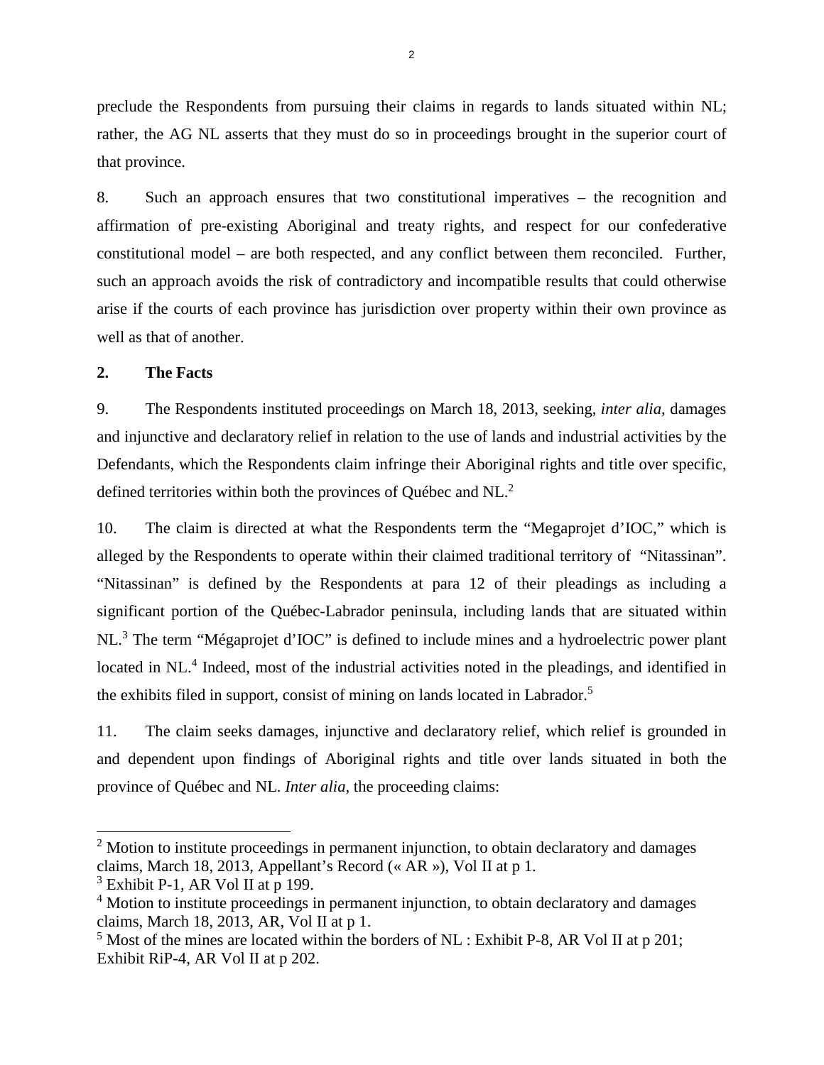preclude the Respondents from pursuing their claims in regards to lands situated within NL; rather, the AG NL asserts that they must do so in proceedings brought in the superior court of that province.

8. Such an approach ensures that two constitutional imperatives – the recognition and affirmation of pre-existing Aboriginal and treaty rights, and respect for our confederative constitutional model – are both respected, and any conflict between them reconciled. Further, such an approach avoids the risk of contradictory and incompatible results that could otherwise arise if the courts of each province has jurisdiction over property within their own province as well as that of another.

## 2. The Facts

9. The Respondents instituted proceedings on March 18, 2013, seeking, *inter alia*, damages and injunctive and declaratory relief in relation to the use of lands and industrial activities by the Defendants, which the Respondents claim infringe their Aboriginal rights and title over specific, defined territories within both the provinces of Québec and NL.[2]

10. The claim is directed at what the Respondents term the "Megaprojet d'IOC," which is alleged by the Respondents to operate within their claimed traditional territory of "Nitassinan". "Nitassinan" is defined by the Respondents at para 12 of their pleadings as including a significant portion of the Québec-Labrador peninsula, including lands that are situated within NL.[3] The term "Mégaprojet d'IOC" is defined to include mines and a hydroelectric power plant located in NL.[4] Indeed, most of the industrial activities noted in the pleadings, and identified in the exhibits filed in support, consist of mining on lands located in Labrador.[5]

11. The claim seeks damages, injunctive and declaratory relief, which relief is grounded in and dependent upon findings of Aboriginal rights and title over lands situated in both the province of Québec and NL. *Inter alia*, the proceeding claims:

---

[2] Motion to institute proceedings in permanent injunction, to obtain declaratory and damages claims, March 18, 2013, Appellant's Record (« AR »), Vol II at p 1.

[3] Exhibit P-1, AR Vol II at p 199.

[4] Motion to institute proceedings in permanent injunction, to obtain declaratory and damages claims, March 18, 2013, AR, Vol II at p 1.

[5] Most of the mines are located within the borders of NL : Exhibit P-8, AR Vol II at p 201; Exhibit RiP-4, AR Vol II at p 202.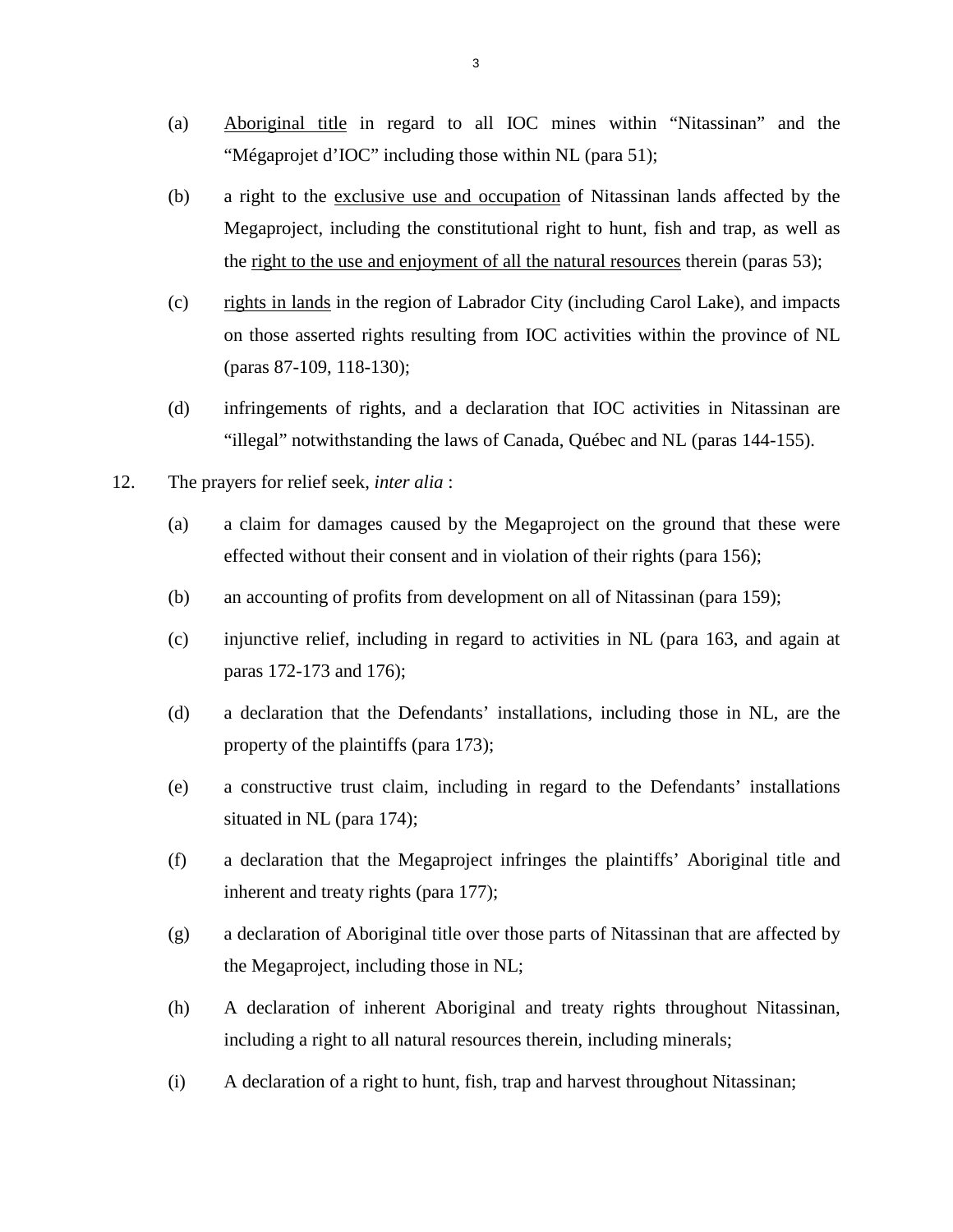(a) <u>Aboriginal title</u> in regard to all IOC mines within "Nitassinan" and the "Mégaprojet d'IOC" including those within NL (para 51);

(b) a right to the <u>exclusive use and occupation</u> of Nitassinan lands affected by the Megaproject, including the constitutional right to hunt, fish and trap, as well as the <u>right to the use and enjoyment of all the natural resources</u> therein (paras 53);

(c) <u>rights in lands</u> in the region of Labrador City (including Carol Lake), and impacts on those asserted rights resulting from IOC activities within the province of NL (paras 87-109, 118-130);

(d) infringements of rights, and a declaration that IOC activities in Nitassinan are "illegal" notwithstanding the laws of Canada, Québec and NL (paras 144-155).

12. The prayers for relief seek, *inter alia* :

(a) a claim for damages caused by the Megaproject on the ground that these were effected without their consent and in violation of their rights (para 156);

(b) an accounting of profits from development on all of Nitassinan (para 159);

(c) injunctive relief, including in regard to activities in NL (para 163, and again at paras 172-173 and 176);

(d) a declaration that the Defendants' installations, including those in NL, are the property of the plaintiffs (para 173);

(e) a constructive trust claim, including in regard to the Defendants' installations situated in NL (para 174);

(f) a declaration that the Megaproject infringes the plaintiffs' Aboriginal title and inherent and treaty rights (para 177);

(g) a declaration of Aboriginal title over those parts of Nitassinan that are affected by the Megaproject, including those in NL;

(h) A declaration of inherent Aboriginal and treaty rights throughout Nitassinan, including a right to all natural resources therein, including minerals;

(i) A declaration of a right to hunt, fish, trap and harvest throughout Nitassinan;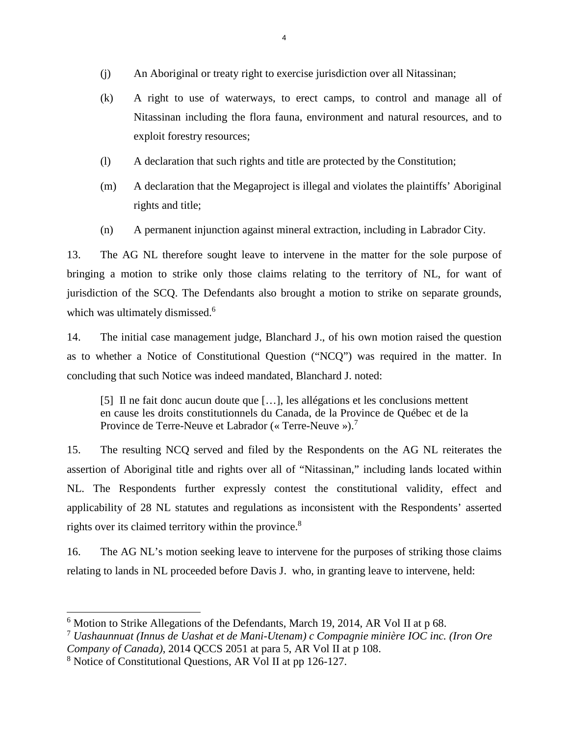(j) An Aboriginal or treaty right to exercise jurisdiction over all Nitassinan;

(k) A right to use of waterways, to erect camps, to control and manage all of Nitassinan including the flora fauna, environment and natural resources, and to exploit forestry resources;

(l) A declaration that such rights and title are protected by the Constitution;

(m) A declaration that the Megaproject is illegal and violates the plaintiffs' Aboriginal rights and title;

(n) A permanent injunction against mineral extraction, including in Labrador City.

13. The AG NL therefore sought leave to intervene in the matter for the sole purpose of bringing a motion to strike only those claims relating to the territory of NL, for want of jurisdiction of the SCQ. The Defendants also brought a motion to strike on separate grounds, which was ultimately dismissed.[6]

14. The initial case management judge, Blanchard J., of his own motion raised the question as to whether a Notice of Constitutional Question ("NCQ") was required in the matter. In concluding that such Notice was indeed mandated, Blanchard J. noted:

> [5] Il ne fait donc aucun doute que […], les allégations et les conclusions mettent en cause les droits constitutionnels du Canada, de la Province de Québec et de la Province de Terre-Neuve et Labrador (« Terre-Neuve »).[7]

15. The resulting NCQ served and filed by the Respondents on the AG NL reiterates the assertion of Aboriginal title and rights over all of "Nitassinan," including lands located within NL. The Respondents further expressly contest the constitutional validity, effect and applicability of 28 NL statutes and regulations as inconsistent with the Respondents' asserted rights over its claimed territory within the province.[8]

16. The AG NL's motion seeking leave to intervene for the purposes of striking those claims relating to lands in NL proceeded before Davis J. who, in granting leave to intervene, held:

---

[6] Motion to Strike Allegations of the Defendants, March 19, 2014, AR Vol II at p 68.

[7] *Uashaunnuat (Innus de Uashat et de Mani-Utenam) c Compagnie minière IOC inc. (Iron Ore Company of Canada)*, 2014 QCCS 2051 at para 5, AR Vol II at p 108.

[8] Notice of Constitutional Questions, AR Vol II at pp 126-127.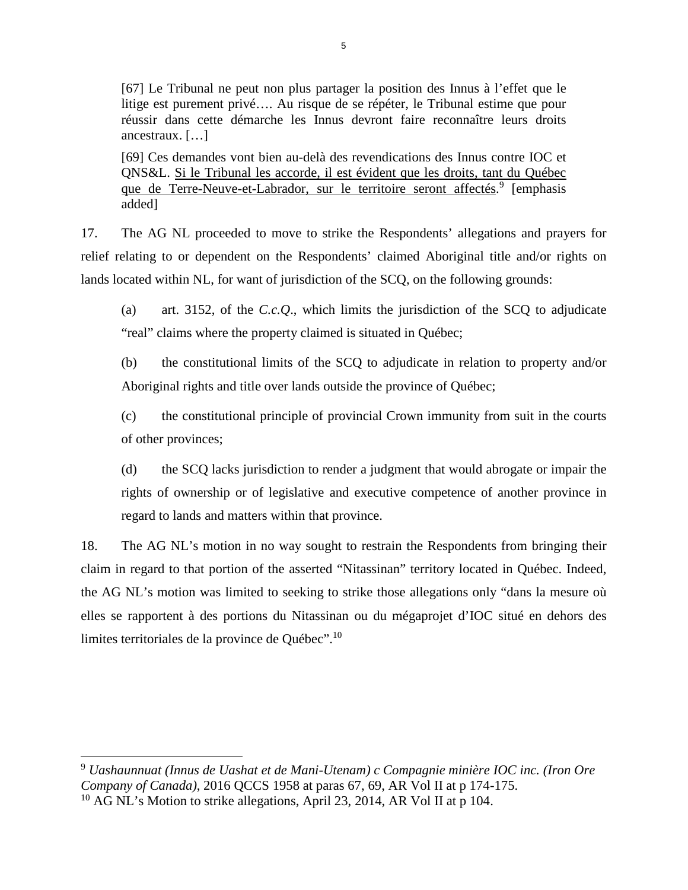> [67] Le Tribunal ne peut non plus partager la position des Innus à l'effet que le litige est purement privé…. Au risque de se répéter, le Tribunal estime que pour réussir dans cette démarche les Innus devront faire reconnaître leurs droits ancestraux. […]
>
> [69] Ces demandes vont bien au-delà des revendications des Innus contre IOC et QNS&L. <u>Si le Tribunal les accorde, il est évident que les droits, tant du Québec que de Terre-Neuve-et-Labrador, sur le territoire seront affectés</u>.[9] [emphasis added]

17. The AG NL proceeded to move to strike the Respondents' allegations and prayers for relief relating to or dependent on the Respondents' claimed Aboriginal title and/or rights on lands located within NL, for want of jurisdiction of the SCQ, on the following grounds:

(a) art. 3152, of the *C.c.Q*., which limits the jurisdiction of the SCQ to adjudicate "real" claims where the property claimed is situated in Québec;

(b) the constitutional limits of the SCQ to adjudicate in relation to property and/or Aboriginal rights and title over lands outside the province of Québec;

(c) the constitutional principle of provincial Crown immunity from suit in the courts of other provinces;

(d) the SCQ lacks jurisdiction to render a judgment that would abrogate or impair the rights of ownership or of legislative and executive competence of another province in regard to lands and matters within that province.

18. The AG NL's motion in no way sought to restrain the Respondents from bringing their claim in regard to that portion of the asserted "Nitassinan" territory located in Québec. Indeed, the AG NL's motion was limited to seeking to strike those allegations only "dans la mesure où elles se rapportent à des portions du Nitassinan ou du mégaprojet d'IOC situé en dehors des limites territoriales de la province de Québec".[10]

---

[9] *Uashaunnuat (Innus de Uashat et de Mani-Utenam) c Compagnie minière IOC inc. (Iron Ore Company of Canada)*, 2016 QCCS 1958 at paras 67, 69, AR Vol II at p 174-175.

[10] AG NL's Motion to strike allegations, April 23, 2014, AR Vol II at p 104.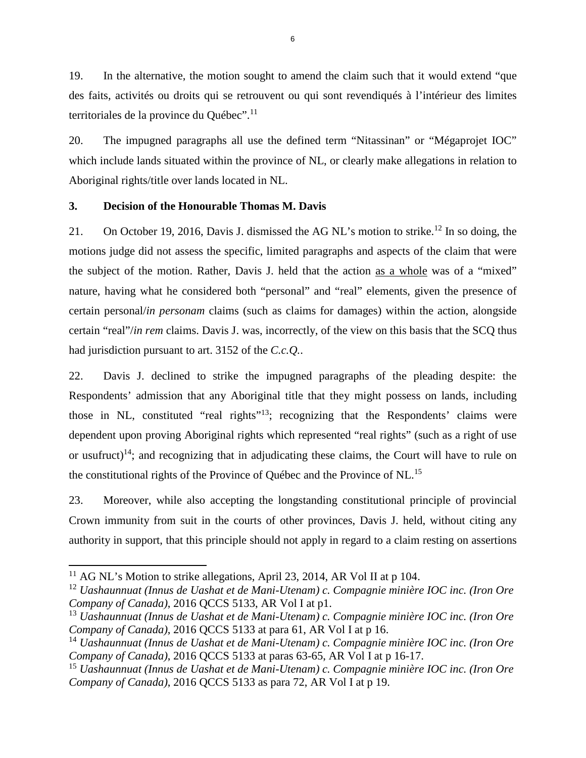19. In the alternative, the motion sought to amend the claim such that it would extend "que des faits, activités ou droits qui se retrouvent ou qui sont revendiqués à l'intérieur des limites territoriales de la province du Québec".[11]

20. The impugned paragraphs all use the defined term "Nitassinan" or "Mégaprojet IOC" which include lands situated within the province of NL, or clearly make allegations in relation to Aboriginal rights/title over lands located in NL.

### 3. Decision of the Honourable Thomas M. Davis

21. On October 19, 2016, Davis J. dismissed the AG NL's motion to strike.[12] In so doing, the motions judge did not assess the specific, limited paragraphs and aspects of the claim that were the subject of the motion. Rather, Davis J. held that the action <u>as a whole</u> was of a "mixed" nature, having what he considered both "personal" and "real" elements, given the presence of certain personal/*in personam* claims (such as claims for damages) within the action, alongside certain "real"/*in rem* claims. Davis J. was, incorrectly, of the view on this basis that the SCQ thus had jurisdiction pursuant to art. 3152 of the *C.c.Q.*.

22. Davis J. declined to strike the impugned paragraphs of the pleading despite: the Respondents' admission that any Aboriginal title that they might possess on lands, including those in NL, constituted "real rights"[13]; recognizing that the Respondents' claims were dependent upon proving Aboriginal rights which represented "real rights" (such as a right of use or usufruct)[14]; and recognizing that in adjudicating these claims, the Court will have to rule on the constitutional rights of the Province of Québec and the Province of NL.[15]

23. Moreover, while also accepting the longstanding constitutional principle of provincial Crown immunity from suit in the courts of other provinces, Davis J. held, without citing any authority in support, that this principle should not apply in regard to a claim resting on assertions

---

[11] AG NL's Motion to strike allegations, April 23, 2014, AR Vol II at p 104.

[12] *Uashaunnuat (Innus de Uashat et de Mani-Utenam) c. Compagnie minière IOC inc. (Iron Ore Company of Canada)*, 2016 QCCS 5133, AR Vol I at p1.

[13] *Uashaunnuat (Innus de Uashat et de Mani-Utenam) c. Compagnie minière IOC inc. (Iron Ore Company of Canada)*, 2016 QCCS 5133 at para 61, AR Vol I at p 16.

[14] *Uashaunnuat (Innus de Uashat et de Mani-Utenam) c. Compagnie minière IOC inc. (Iron Ore Company of Canada)*, 2016 QCCS 5133 at paras 63-65, AR Vol I at p 16-17.

[15] *Uashaunnuat (Innus de Uashat et de Mani-Utenam) c. Compagnie minière IOC inc. (Iron Ore Company of Canada)*, 2016 QCCS 5133 as para 72, AR Vol I at p 19.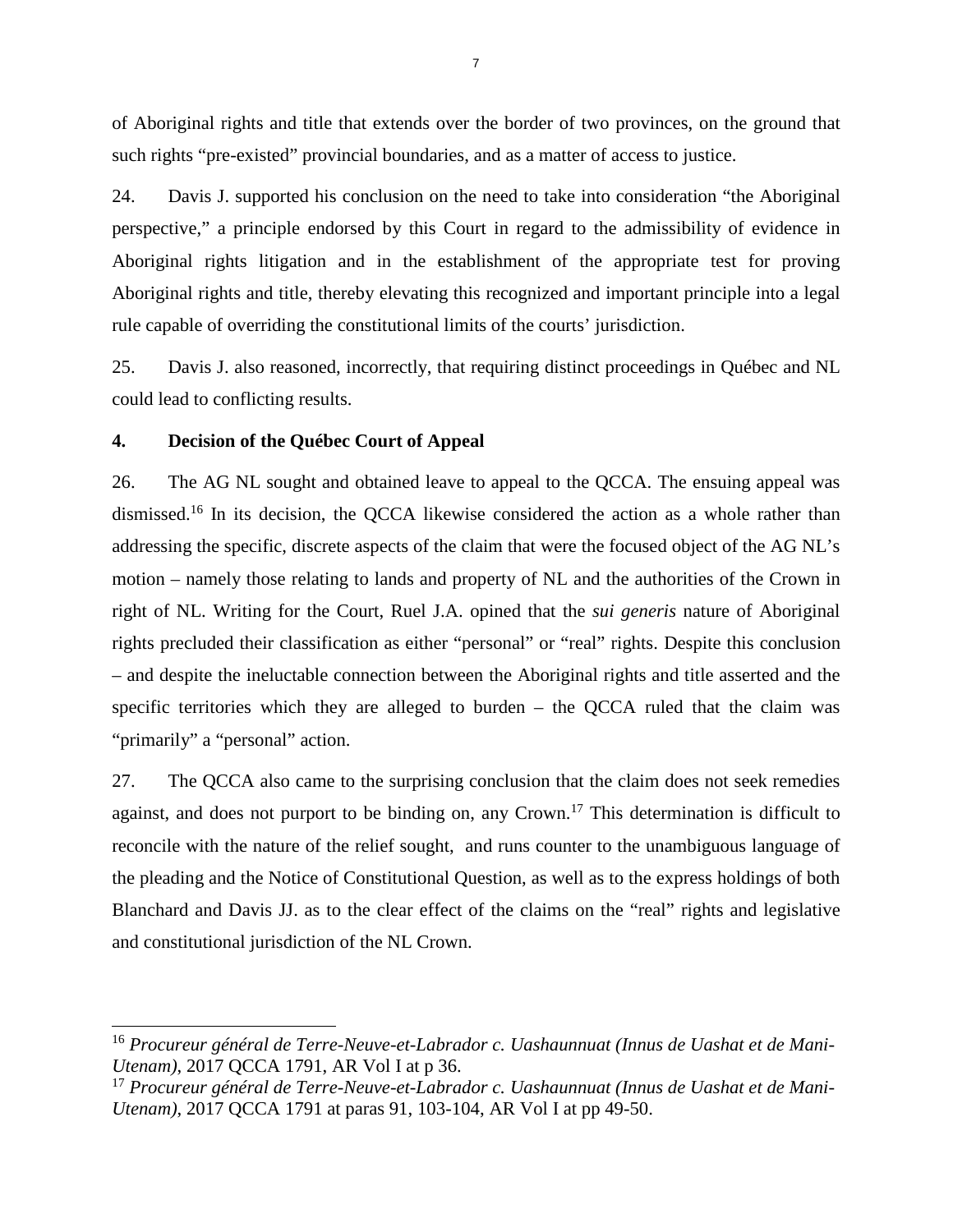of Aboriginal rights and title that extends over the border of two provinces, on the ground that such rights "pre-existed" provincial boundaries, and as a matter of access to justice.

24. Davis J. supported his conclusion on the need to take into consideration "the Aboriginal perspective," a principle endorsed by this Court in regard to the admissibility of evidence in Aboriginal rights litigation and in the establishment of the appropriate test for proving Aboriginal rights and title, thereby elevating this recognized and important principle into a legal rule capable of overriding the constitutional limits of the courts' jurisdiction.

25. Davis J. also reasoned, incorrectly, that requiring distinct proceedings in Québec and NL could lead to conflicting results.

**4. Decision of the Québec Court of Appeal**

26. The AG NL sought and obtained leave to appeal to the QCCA. The ensuing appeal was dismissed.[16] In its decision, the QCCA likewise considered the action as a whole rather than addressing the specific, discrete aspects of the claim that were the focused object of the AG NL's motion – namely those relating to lands and property of NL and the authorities of the Crown in right of NL. Writing for the Court, Ruel J.A. opined that the *sui generis* nature of Aboriginal rights precluded their classification as either "personal" or "real" rights. Despite this conclusion – and despite the ineluctable connection between the Aboriginal rights and title asserted and the specific territories which they are alleged to burden – the QCCA ruled that the claim was "primarily" a "personal" action.

27. The QCCA also came to the surprising conclusion that the claim does not seek remedies against, and does not purport to be binding on, any Crown.[17] This determination is difficult to reconcile with the nature of the relief sought, and runs counter to the unambiguous language of the pleading and the Notice of Constitutional Question, as well as to the express holdings of both Blanchard and Davis JJ. as to the clear effect of the claims on the "real" rights and legislative and constitutional jurisdiction of the NL Crown.

---

[16] *Procureur général de Terre-Neuve-et-Labrador c. Uashaunnuat (Innus de Uashat et de Mani-Utenam)*, 2017 QCCA 1791, AR Vol I at p 36.

[17] *Procureur général de Terre-Neuve-et-Labrador c. Uashaunnuat (Innus de Uashat et de Mani-Utenam)*, 2017 QCCA 1791 at paras 91, 103-104, AR Vol I at pp 49-50.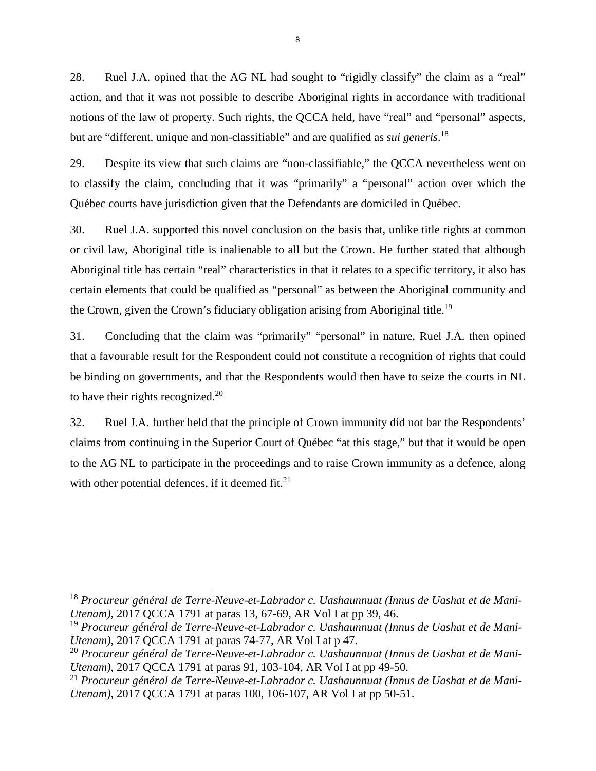28. Ruel J.A. opined that the AG NL had sought to "rigidly classify" the claim as a "real" action, and that it was not possible to describe Aboriginal rights in accordance with traditional notions of the law of property. Such rights, the QCCA held, have "real" and "personal" aspects, but are "different, unique and non-classifiable" and are qualified as *sui generis*.[18]

29. Despite its view that such claims are "non-classifiable," the QCCA nevertheless went on to classify the claim, concluding that it was "primarily" a "personal" action over which the Québec courts have jurisdiction given that the Defendants are domiciled in Québec.

30. Ruel J.A. supported this novel conclusion on the basis that, unlike title rights at common or civil law, Aboriginal title is inalienable to all but the Crown. He further stated that although Aboriginal title has certain "real" characteristics in that it relates to a specific territory, it also has certain elements that could be qualified as "personal" as between the Aboriginal community and the Crown, given the Crown's fiduciary obligation arising from Aboriginal title.[19]

31. Concluding that the claim was "primarily" "personal" in nature, Ruel J.A. then opined that a favourable result for the Respondent could not constitute a recognition of rights that could be binding on governments, and that the Respondents would then have to seize the courts in NL to have their rights recognized.[20]

32. Ruel J.A. further held that the principle of Crown immunity did not bar the Respondents' claims from continuing in the Superior Court of Québec "at this stage," but that it would be open to the AG NL to participate in the proceedings and to raise Crown immunity as a defence, along with other potential defences, if it deemed fit.[21]

---

[18] *Procureur général de Terre-Neuve-et-Labrador c. Uashaunnuat (Innus de Uashat et de Mani-Utenam)*, 2017 QCCA 1791 at paras 13, 67-69, AR Vol I at pp 39, 46.

[19] *Procureur général de Terre-Neuve-et-Labrador c. Uashaunnuat (Innus de Uashat et de Mani-Utenam)*, 2017 QCCA 1791 at paras 74-77, AR Vol I at p 47.

[20] *Procureur général de Terre-Neuve-et-Labrador c. Uashaunnuat (Innus de Uashat et de Mani-Utenam)*, 2017 QCCA 1791 at paras 91, 103-104, AR Vol I at pp 49-50.

[21] *Procureur général de Terre-Neuve-et-Labrador c. Uashaunnuat (Innus de Uashat et de Mani-Utenam)*, 2017 QCCA 1791 at paras 100, 106-107, AR Vol I at pp 50-51.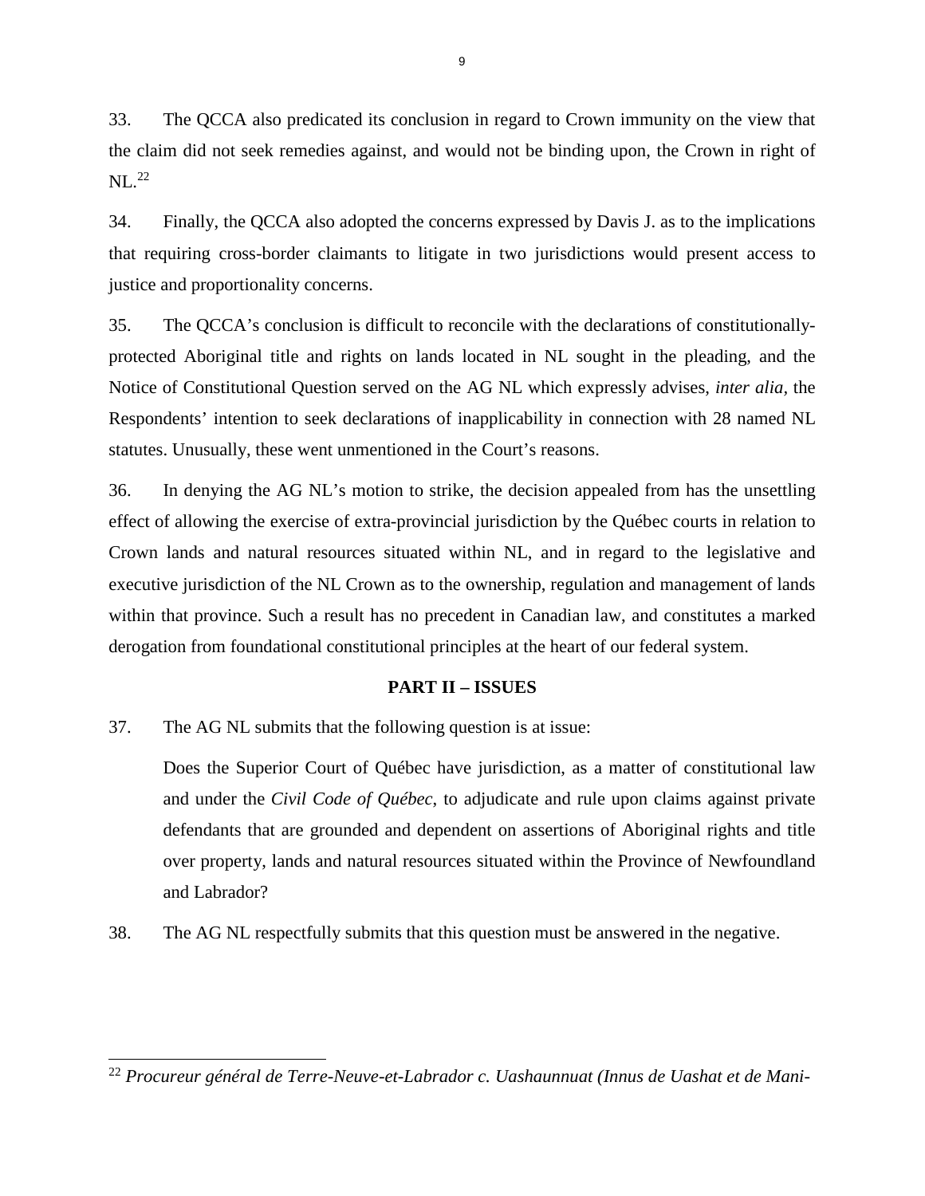33. The QCCA also predicated its conclusion in regard to Crown immunity on the view that the claim did not seek remedies against, and would not be binding upon, the Crown in right of NL.[22]

34. Finally, the QCCA also adopted the concerns expressed by Davis J. as to the implications that requiring cross-border claimants to litigate in two jurisdictions would present access to justice and proportionality concerns.

35. The QCCA's conclusion is difficult to reconcile with the declarations of constitutionally-protected Aboriginal title and rights on lands located in NL sought in the pleading, and the Notice of Constitutional Question served on the AG NL which expressly advises, *inter alia*, the Respondents' intention to seek declarations of inapplicability in connection with 28 named NL statutes. Unusually, these went unmentioned in the Court's reasons.

36. In denying the AG NL's motion to strike, the decision appealed from has the unsettling effect of allowing the exercise of extra-provincial jurisdiction by the Québec courts in relation to Crown lands and natural resources situated within NL, and in regard to the legislative and executive jurisdiction of the NL Crown as to the ownership, regulation and management of lands within that province. Such a result has no precedent in Canadian law, and constitutes a marked derogation from foundational constitutional principles at the heart of our federal system.

## PART II – ISSUES

37. The AG NL submits that the following question is at issue:

> Does the Superior Court of Québec have jurisdiction, as a matter of constitutional law and under the *Civil Code of Québec*, to adjudicate and rule upon claims against private defendants that are grounded and dependent on assertions of Aboriginal rights and title over property, lands and natural resources situated within the Province of Newfoundland and Labrador?

38. The AG NL respectfully submits that this question must be answered in the negative.

---

[22] *Procureur général de Terre-Neuve-et-Labrador c. Uashaunnuat (Innus de Uashat et de Mani-*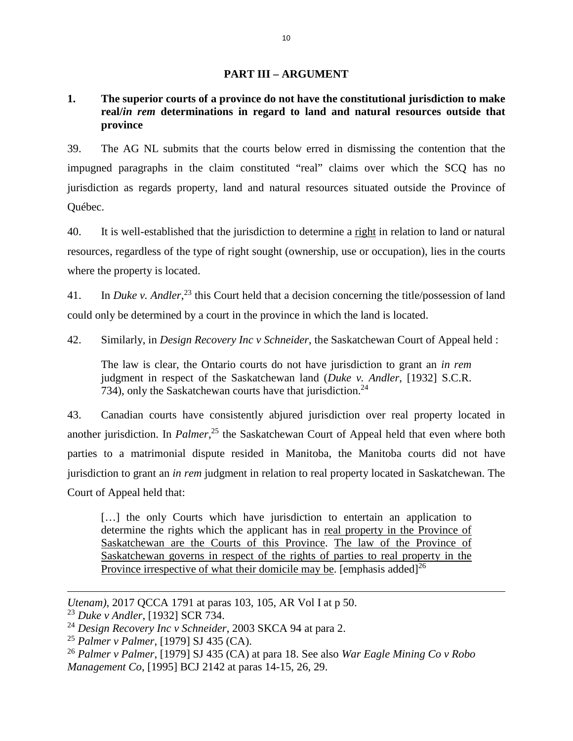## PART III – ARGUMENT

### 1. The superior courts of a province do not have the constitutional jurisdiction to make real/*in rem* determinations in regard to land and natural resources outside that province

39. The AG NL submits that the courts below erred in dismissing the contention that the impugned paragraphs in the claim constituted "real" claims over which the SCQ has no jurisdiction as regards property, land and natural resources situated outside the Province of Québec.

40. It is well-established that the jurisdiction to determine a <u>right</u> in relation to land or natural resources, regardless of the type of right sought (ownership, use or occupation), lies in the courts where the property is located.

41. In *Duke v. Andler*,[23] this Court held that a decision concerning the title/possession of land could only be determined by a court in the province in which the land is located.

42. Similarly, in *Design Recovery Inc v Schneider*, the Saskatchewan Court of Appeal held :

> The law is clear, the Ontario courts do not have jurisdiction to grant an *in rem* judgment in respect of the Saskatchewan land (*Duke v. Andler*, [1932] S.C.R. 734), only the Saskatchewan courts have that jurisdiction.[24]

43. Canadian courts have consistently abjured jurisdiction over real property located in another jurisdiction. In *Palmer*,[25] the Saskatchewan Court of Appeal held that even where both parties to a matrimonial dispute resided in Manitoba, the Manitoba courts did not have jurisdiction to grant an *in rem* judgment in relation to real property located in Saskatchewan. The Court of Appeal held that:

> […] the only Courts which have jurisdiction to entertain an application to determine the rights which the applicant has in <u>real property in the Province of Saskatchewan are the Courts of this Province</u>. <u>The law of the Province of Saskatchewan governs in respect of the rights of parties to real property in the Province irrespective of what their domicile may be</u>. [emphasis added][26]

---

*Utenam)*, 2017 QCCA 1791 at paras 103, 105, AR Vol I at p 50.

[23] *Duke v Andler*, [1932] SCR 734.

[24] *Design Recovery Inc v Schneider*, 2003 SKCA 94 at para 2.

[25] *Palmer v Palmer*, [1979] SJ 435 (CA).

[26] *Palmer v Palmer*, [1979] SJ 435 (CA) at para 18. See also *War Eagle Mining Co v Robo Management Co*, [1995] BCJ 2142 at paras 14-15, 26, 29.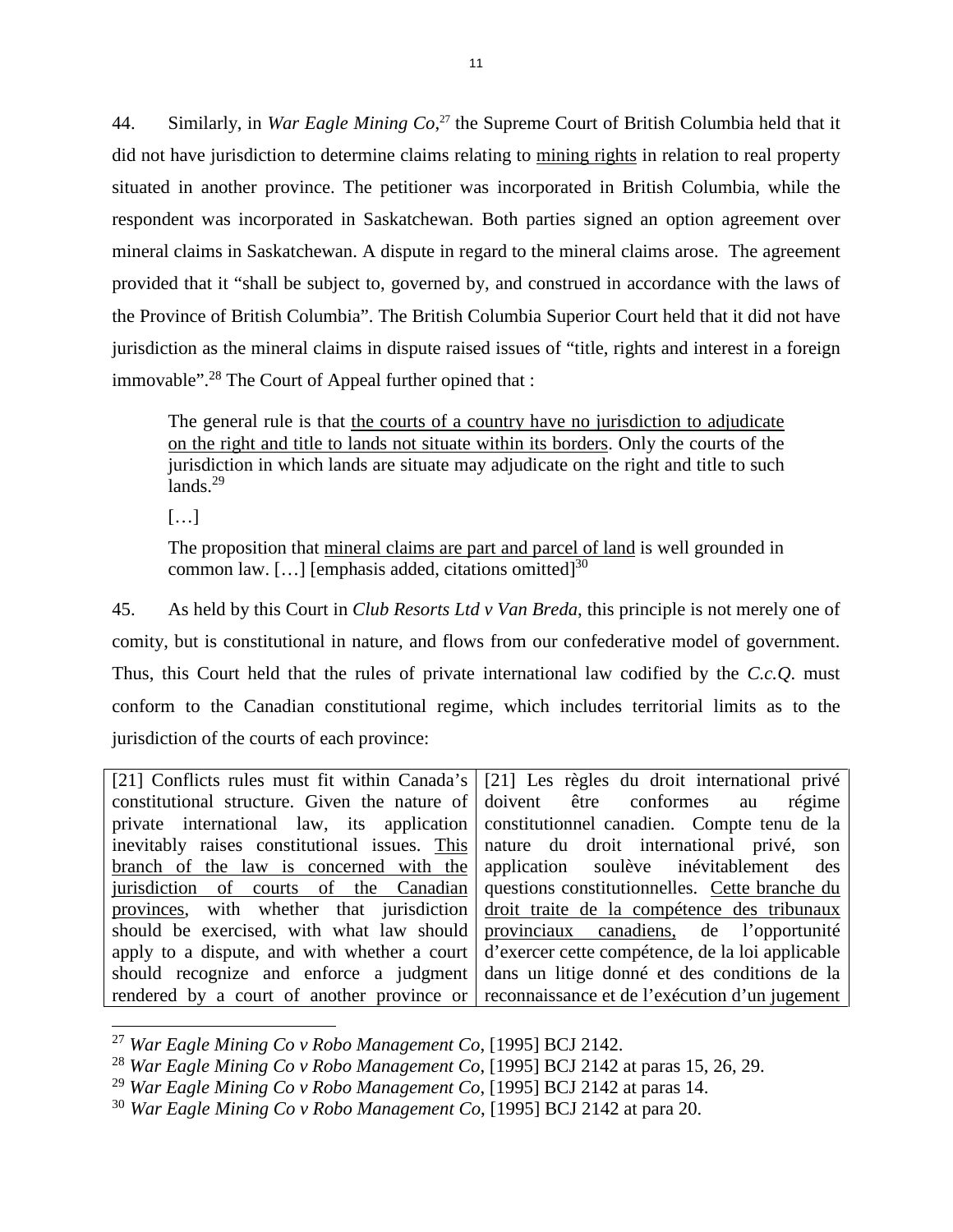44. Similarly, in *War Eagle Mining Co*,[27] the Supreme Court of British Columbia held that it did not have jurisdiction to determine claims relating to <u>mining rights</u> in relation to real property situated in another province. The petitioner was incorporated in British Columbia, while the respondent was incorporated in Saskatchewan. Both parties signed an option agreement over mineral claims in Saskatchewan. A dispute in regard to the mineral claims arose. The agreement provided that it "shall be subject to, governed by, and construed in accordance with the laws of the Province of British Columbia". The British Columbia Superior Court held that it did not have jurisdiction as the mineral claims in dispute raised issues of "title, rights and interest in a foreign immovable".[28] The Court of Appeal further opined that :

> The general rule is that <u>the courts of a country have no jurisdiction to adjudicate on the right and title to lands not situate within its borders</u>. Only the courts of the jurisdiction in which lands are situate may adjudicate on the right and title to such lands.[29]
>
> […]
>
> The proposition that <u>mineral claims are part and parcel of land</u> is well grounded in common law. […] [emphasis added, citations omitted][30]

45. As held by this Court in *Club Resorts Ltd v Van Breda*, this principle is not merely one of comity, but is constitutional in nature, and flows from our confederative model of government. Thus, this Court held that the rules of private international law codified by the *C.c.Q.* must conform to the Canadian constitutional regime, which includes territorial limits as to the jurisdiction of the courts of each province:

| | |
|---|---|
| [21] Conflicts rules must fit within Canada's constitutional structure. Given the nature of private international law, its application inevitably raises constitutional issues. <u>This branch of the law is concerned with the jurisdiction of courts of the Canadian provinces</u>, with whether that jurisdiction should be exercised, with what law should apply to a dispute, and with whether a court should recognize and enforce a judgment rendered by a court of another province or | [21] Les règles du droit international privé doivent être conformes au régime constitutionnel canadien. Compte tenu de la nature du droit international privé, son application soulève inévitablement des questions constitutionnelles. <u>Cette branche du droit traite de la compétence des tribunaux provinciaux canadiens,</u> de l'opportunité d'exercer cette compétence, de la loi applicable dans un litige donné et des conditions de la reconnaissance et de l'exécution d'un jugement |

---

[27] *War Eagle Mining Co v Robo Management Co*, [1995] BCJ 2142.

[28] *War Eagle Mining Co v Robo Management Co*, [1995] BCJ 2142 at paras 15, 26, 29.

[29] *War Eagle Mining Co v Robo Management Co*, [1995] BCJ 2142 at paras 14.

[30] *War Eagle Mining Co v Robo Management Co*, [1995] BCJ 2142 at para 20.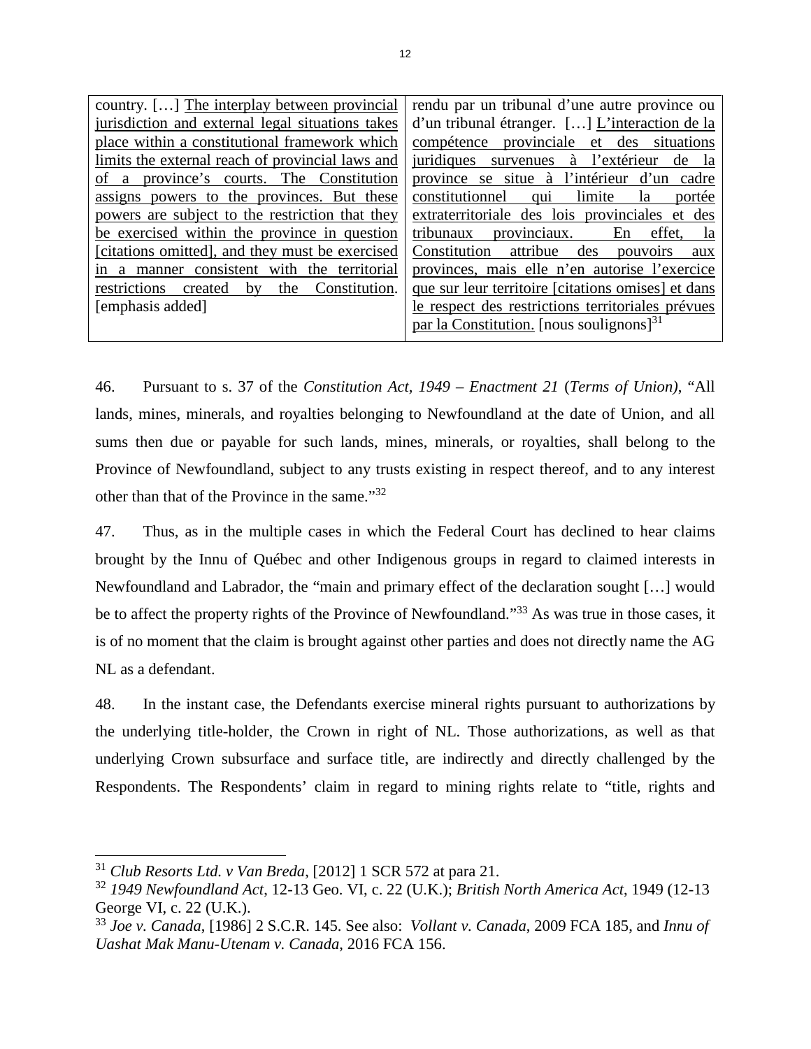| country. […] <u>The interplay between provincial jurisdiction and external legal situations takes place within a constitutional framework which limits the external reach of provincial laws and of a province's courts. The Constitution assigns powers to the provinces. But these powers are subject to the restriction that they be exercised within the province in question [citations omitted], and they must be exercised in a manner consistent with the territorial restrictions created by the Constitution.</u> [emphasis added] | rendu par un tribunal d'une autre province ou d'un tribunal étranger. […] <u>L'interaction de la compétence provinciale et des situations juridiques survenues à l'extérieur de la province se situe à l'intérieur d'un cadre constitutionnel qui limite la portée extraterritoriale des lois provinciales et des tribunaux provinciaux. En effet, la Constitution attribue des pouvoirs aux provinces, mais elle n'en autorise l'exercice que sur leur territoire [citations omises] et dans le respect des restrictions territoriales prévues par la Constitution.</u> [nous soulignons][31] |
|---|---|

46. Pursuant to s. 37 of the *Constitution Act, 1949 – Enactment 21* (*Terms of Union)*, "All lands, mines, minerals, and royalties belonging to Newfoundland at the date of Union, and all sums then due or payable for such lands, mines, minerals, or royalties, shall belong to the Province of Newfoundland, subject to any trusts existing in respect thereof, and to any interest other than that of the Province in the same."[32]

47. Thus, as in the multiple cases in which the Federal Court has declined to hear claims brought by the Innu of Québec and other Indigenous groups in regard to claimed interests in Newfoundland and Labrador, the "main and primary effect of the declaration sought […] would be to affect the property rights of the Province of Newfoundland."[33] As was true in those cases, it is of no moment that the claim is brought against other parties and does not directly name the AG NL as a defendant.

48. In the instant case, the Defendants exercise mineral rights pursuant to authorizations by the underlying title-holder, the Crown in right of NL. Those authorizations, as well as that underlying Crown subsurface and surface title, are indirectly and directly challenged by the Respondents. The Respondents' claim in regard to mining rights relate to "title, rights and

---

[31] *Club Resorts Ltd. v Van Breda*, [2012] 1 SCR 572 at para 21.

[32] *1949 Newfoundland Act*, 12-13 Geo. VI, c. 22 (U.K.); *British North America Act*, 1949 (12-13 George VI, c. 22 (U.K.).

[33] *Joe v. Canada*, [1986] 2 S.C.R. 145. See also: *Vollant v. Canada*, 2009 FCA 185, and *Innu of Uashat Mak Manu-Utenam v. Canada*, 2016 FCA 156.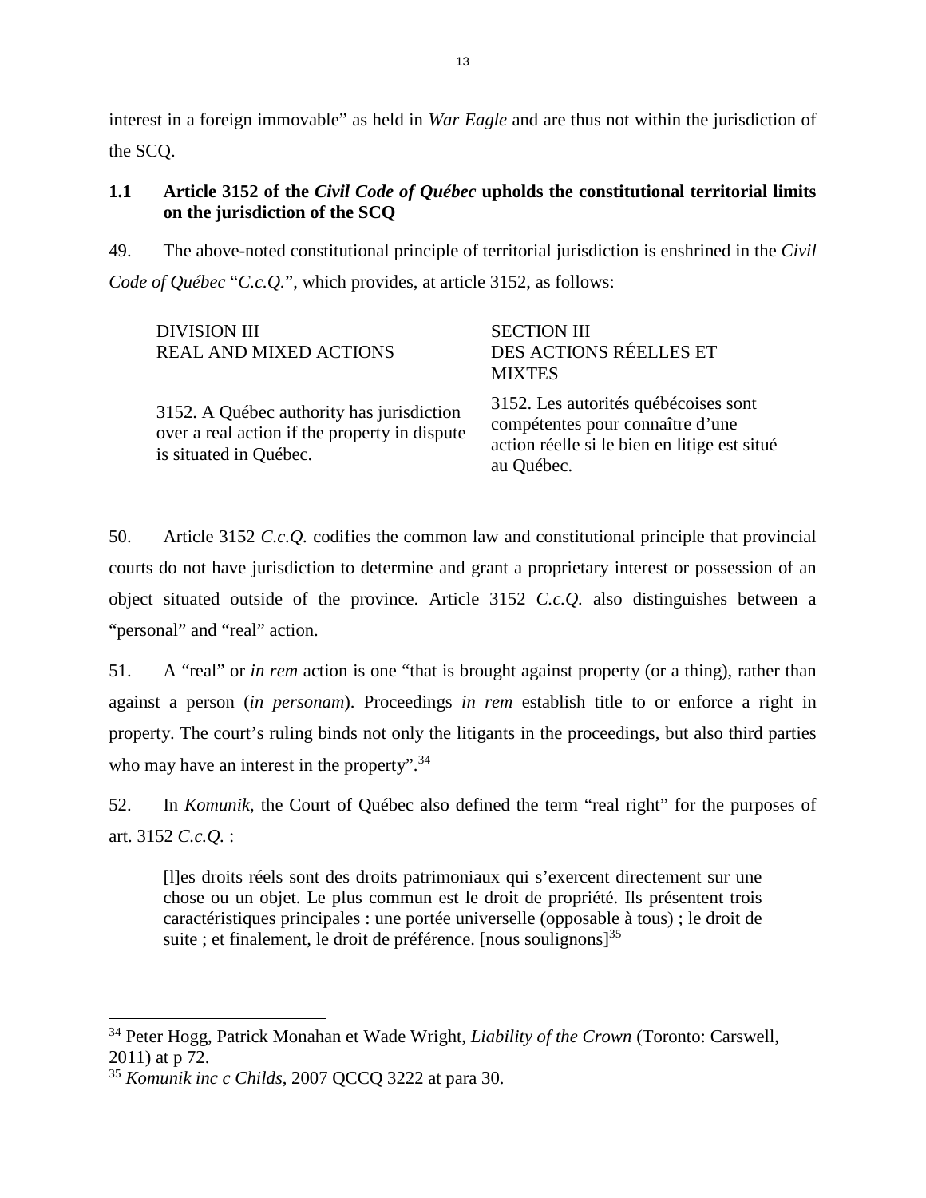interest in a foreign immovable" as held in *War Eagle* and are thus not within the jurisdiction of the SCQ.

### 1.1 Article 3152 of the *Civil Code of Québec* upholds the constitutional territorial limits on the jurisdiction of the SCQ

49. The above-noted constitutional principle of territorial jurisdiction is enshrined in the *Civil Code of Québec* "*C.c.Q.*", which provides, at article 3152, as follows:

| DIVISION III<br>REAL AND MIXED ACTIONS | SECTION III<br>DES ACTIONS RÉELLES ET MIXTES |
|---|---|
| 3152. A Québec authority has jurisdiction over a real action if the property in dispute is situated in Québec. | 3152. Les autorités québécoises sont compétentes pour connaître d'une action réelle si le bien en litige est situé au Québec. |

50. Article 3152 *C.c.Q.* codifies the common law and constitutional principle that provincial courts do not have jurisdiction to determine and grant a proprietary interest or possession of an object situated outside of the province. Article 3152 *C.c.Q.* also distinguishes between a "personal" and "real" action.

51. A "real" or *in rem* action is one "that is brought against property (or a thing), rather than against a person (*in personam*). Proceedings *in rem* establish title to or enforce a right in property. The court's ruling binds not only the litigants in the proceedings, but also third parties who may have an interest in the property".[34]

52. In *Komunik*, the Court of Québec also defined the term "real right" for the purposes of art. 3152 *C.c.Q.* :

> [l]es droits réels sont des droits patrimoniaux qui s'exercent directement sur une chose ou un objet. Le plus commun est le droit de propriété. Ils présentent trois caractéristiques principales : une portée universelle (opposable à tous) ; le droit de suite ; et finalement, le droit de préférence. [nous soulignons][35]

---

[34] Peter Hogg, Patrick Monahan et Wade Wright, *Liability of the Crown* (Toronto: Carswell, 2011) at p 72.

[35] *Komunik inc c Childs*, 2007 QCCQ 3222 at para 30.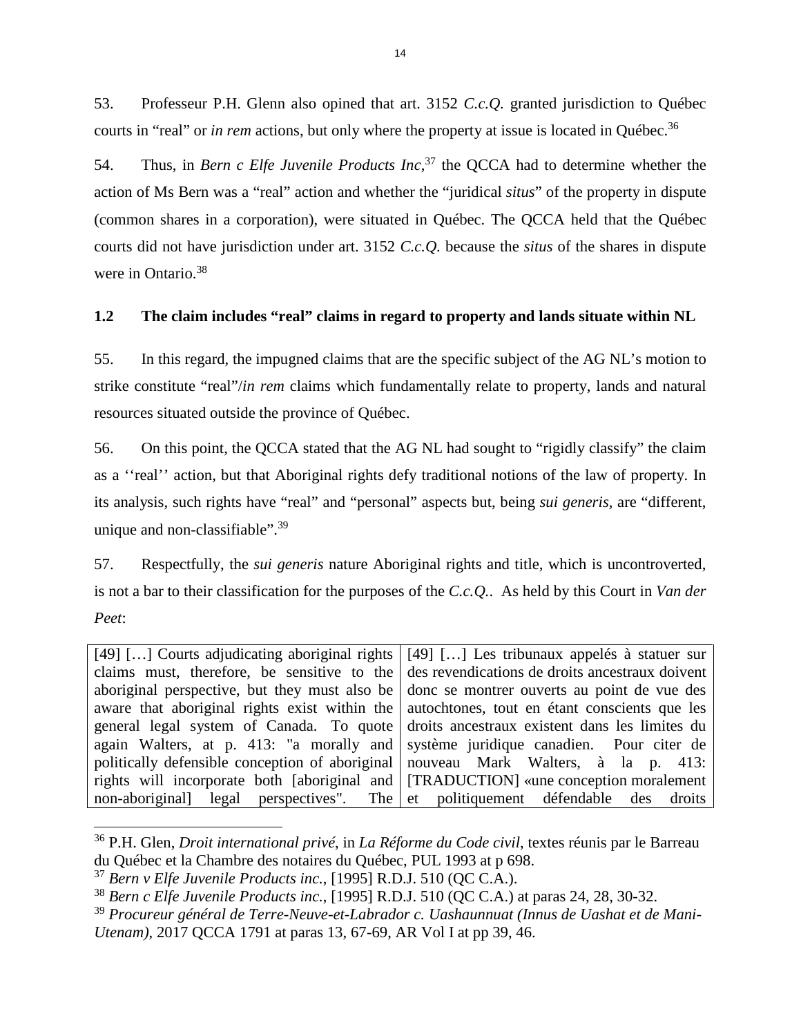53. Professeur P.H. Glenn also opined that art. 3152 *C.c.Q.* granted jurisdiction to Québec courts in "real" or *in rem* actions, but only where the property at issue is located in Québec.[36]

54. Thus, in *Bern c Elfe Juvenile Products Inc*,[37] the QCCA had to determine whether the action of Ms Bern was a "real" action and whether the "juridical *situs*" of the property in dispute (common shares in a corporation), were situated in Québec. The QCCA held that the Québec courts did not have jurisdiction under art. 3152 *C.c.Q.* because the *situs* of the shares in dispute were in Ontario.[38]

### 1.2 The claim includes "real" claims in regard to property and lands situate within NL

55. In this regard, the impugned claims that are the specific subject of the AG NL's motion to strike constitute "real"/*in rem* claims which fundamentally relate to property, lands and natural resources situated outside the province of Québec.

56. On this point, the QCCA stated that the AG NL had sought to "rigidly classify" the claim as a ''real'' action, but that Aboriginal rights defy traditional notions of the law of property. In its analysis, such rights have "real" and "personal" aspects but, being *sui generis*, are "different, unique and non-classifiable".[39]

57. Respectfully, the *sui generis* nature Aboriginal rights and title, which is uncontroverted, is not a bar to their classification for the purposes of the *C.c.Q.*. As held by this Court in *Van der Peet*:

| | |
|---|---|
| [49] […] Courts adjudicating aboriginal rights claims must, therefore, be sensitive to the aboriginal perspective, but they must also be aware that aboriginal rights exist within the general legal system of Canada. To quote again Walters, at p. 413: "a morally and politically defensible conception of aboriginal rights will incorporate both [aboriginal and non-aboriginal] legal perspectives". The | [49] […] Les tribunaux appelés à statuer sur des revendications de droits ancestraux doivent donc se montrer ouverts au point de vue des autochtones, tout en étant conscients que les droits ancestraux existent dans les limites du système juridique canadien. Pour citer de nouveau Mark Walters, à la p. 413: [TRADUCTION] «une conception moralement et politiquement défendable des droits |

---

[36] P.H. Glen, *Droit international privé*, in *La Réforme du Code civil*, textes réunis par le Barreau du Québec et la Chambre des notaires du Québec, PUL 1993 at p 698.

[37] *Bern v Elfe Juvenile Products inc.*, [1995] R.D.J. 510 (QC C.A.).

[38] *Bern c Elfe Juvenile Products inc.*, [1995] R.D.J. 510 (QC C.A.) at paras 24, 28, 30-32.

[39] *Procureur général de Terre-Neuve-et-Labrador c. Uashaunnuat (Innus de Uashat et de Mani-Utenam)*, 2017 QCCA 1791 at paras 13, 67-69, AR Vol I at pp 39, 46.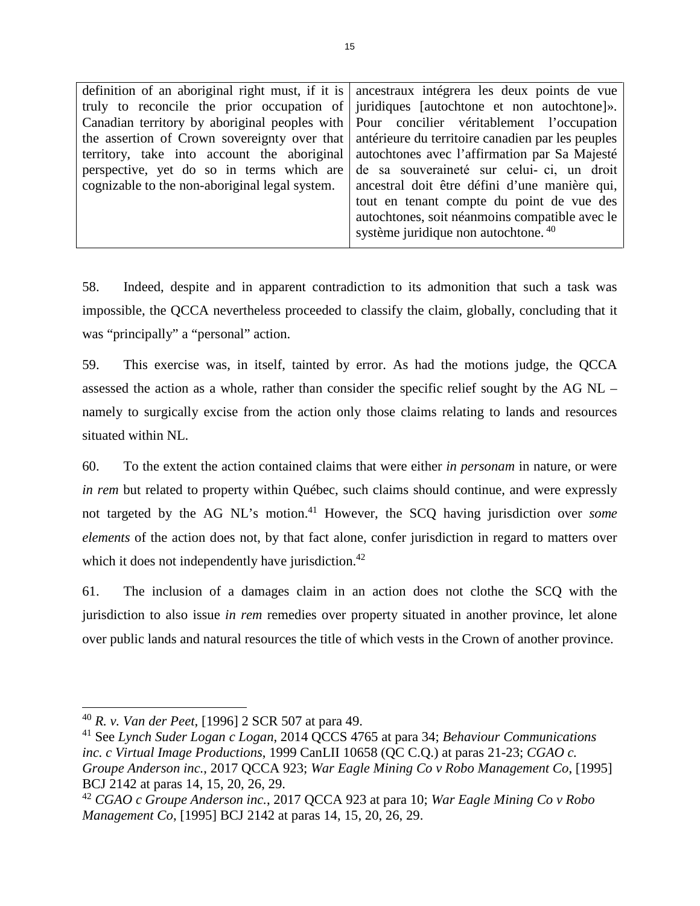| | |
|---|---|
| definition of an aboriginal right must, if it is truly to reconcile the prior occupation of Canadian territory by aboriginal peoples with the assertion of Crown sovereignty over that territory, take into account the aboriginal perspective, yet do so in terms which are cognizable to the non-aboriginal legal system. | ancestraux intégrera les deux points de vue juridiques [autochtone et non autochtone]». Pour concilier véritablement l'occupation antérieure du territoire canadien par les peuples autochtones avec l'affirmation par Sa Majesté de sa souveraineté sur celui- ci, un droit ancestral doit être défini d'une manière qui, tout en tenant compte du point de vue des autochtones, soit néanmoins compatible avec le système juridique non autochtone. [40] |

58. Indeed, despite and in apparent contradiction to its admonition that such a task was impossible, the QCCA nevertheless proceeded to classify the claim, globally, concluding that it was "principally" a "personal" action.

59. This exercise was, in itself, tainted by error. As had the motions judge, the QCCA assessed the action as a whole, rather than consider the specific relief sought by the AG NL – namely to surgically excise from the action only those claims relating to lands and resources situated within NL.

60. To the extent the action contained claims that were either *in personam* in nature, or were *in rem* but related to property within Québec, such claims should continue, and were expressly not targeted by the AG NL's motion.[41] However, the SCQ having jurisdiction over *some elements* of the action does not, by that fact alone, confer jurisdiction in regard to matters over which it does not independently have jurisdiction.[42]

61. The inclusion of a damages claim in an action does not clothe the SCQ with the jurisdiction to also issue *in rem* remedies over property situated in another province, let alone over public lands and natural resources the title of which vests in the Crown of another province.

---

[40] *R. v. Van der Peet*, [1996] 2 SCR 507 at para 49.

[41] See *Lynch Suder Logan c Logan*, 2014 QCCS 4765 at para 34; *Behaviour Communications inc. c Virtual Image Productions*, 1999 CanLII 10658 (QC C.Q.) at paras 21-23; *CGAO c. Groupe Anderson inc.*, 2017 QCCA 923; *War Eagle Mining Co v Robo Management Co*, [1995] BCJ 2142 at paras 14, 15, 20, 26, 29.

[42] *CGAO c Groupe Anderson inc.*, 2017 QCCA 923 at para 10; *War Eagle Mining Co v Robo Management Co*, [1995] BCJ 2142 at paras 14, 15, 20, 26, 29.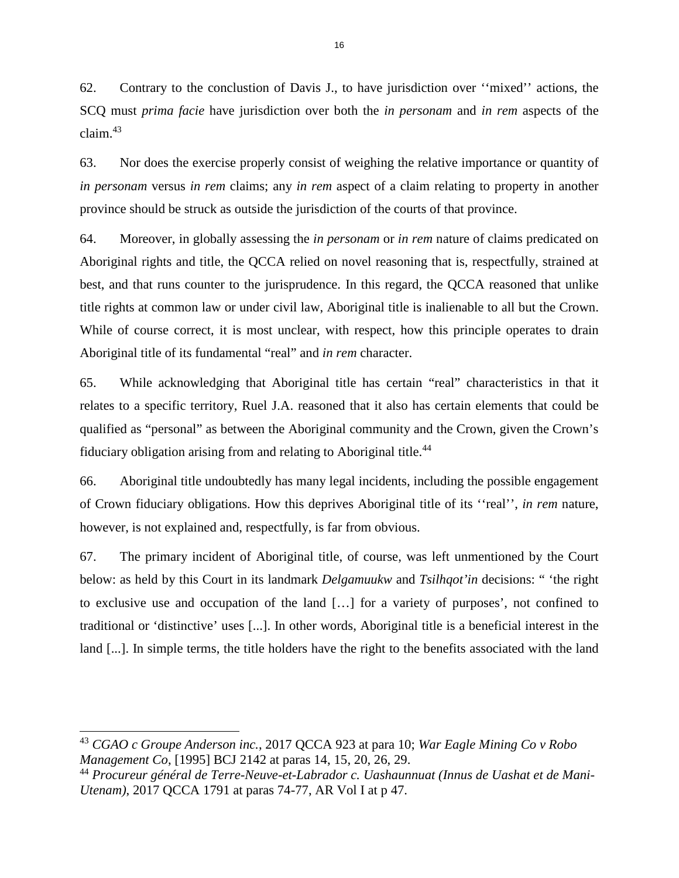62. Contrary to the conclustion of Davis J., to have jurisdiction over ‘‘mixed’’ actions, the SCQ must *prima facie* have jurisdiction over both the *in personam* and *in rem* aspects of the claim.[43]

63. Nor does the exercise properly consist of weighing the relative importance or quantity of *in personam* versus *in rem* claims; any *in rem* aspect of a claim relating to property in another province should be struck as outside the jurisdiction of the courts of that province.

64. Moreover, in globally assessing the *in personam* or *in rem* nature of claims predicated on Aboriginal rights and title, the QCCA relied on novel reasoning that is, respectfully, strained at best, and that runs counter to the jurisprudence. In this regard, the QCCA reasoned that unlike title rights at common law or under civil law, Aboriginal title is inalienable to all but the Crown. While of course correct, it is most unclear, with respect, how this principle operates to drain Aboriginal title of its fundamental “real” and *in rem* character.

65. While acknowledging that Aboriginal title has certain “real” characteristics in that it relates to a specific territory, Ruel J.A. reasoned that it also has certain elements that could be qualified as “personal” as between the Aboriginal community and the Crown, given the Crown’s fiduciary obligation arising from and relating to Aboriginal title.[44]

66. Aboriginal title undoubtedly has many legal incidents, including the possible engagement of Crown fiduciary obligations. How this deprives Aboriginal title of its ‘‘real’’, *in rem* nature, however, is not explained and, respectfully, is far from obvious.

67. The primary incident of Aboriginal title, of course, was left unmentioned by the Court below: as held by this Court in its landmark *Delgamuukw* and *Tsilhqot’in* decisions: “ ‘the right to exclusive use and occupation of the land […] for a variety of purposes’, not confined to traditional or ‘distinctive’ uses [...]. In other words, Aboriginal title is a beneficial interest in the land [...]. In simple terms, the title holders have the right to the benefits associated with the land

---

[43] *CGAO c Groupe Anderson inc.*, 2017 QCCA 923 at para 10; *War Eagle Mining Co v Robo Management Co*, [1995] BCJ 2142 at paras 14, 15, 20, 26, 29.

[44] *Procureur général de Terre-Neuve-et-Labrador c. Uashaunnuat (Innus de Uashat et de Mani-Utenam)*, 2017 QCCA 1791 at paras 74-77, AR Vol I at p 47.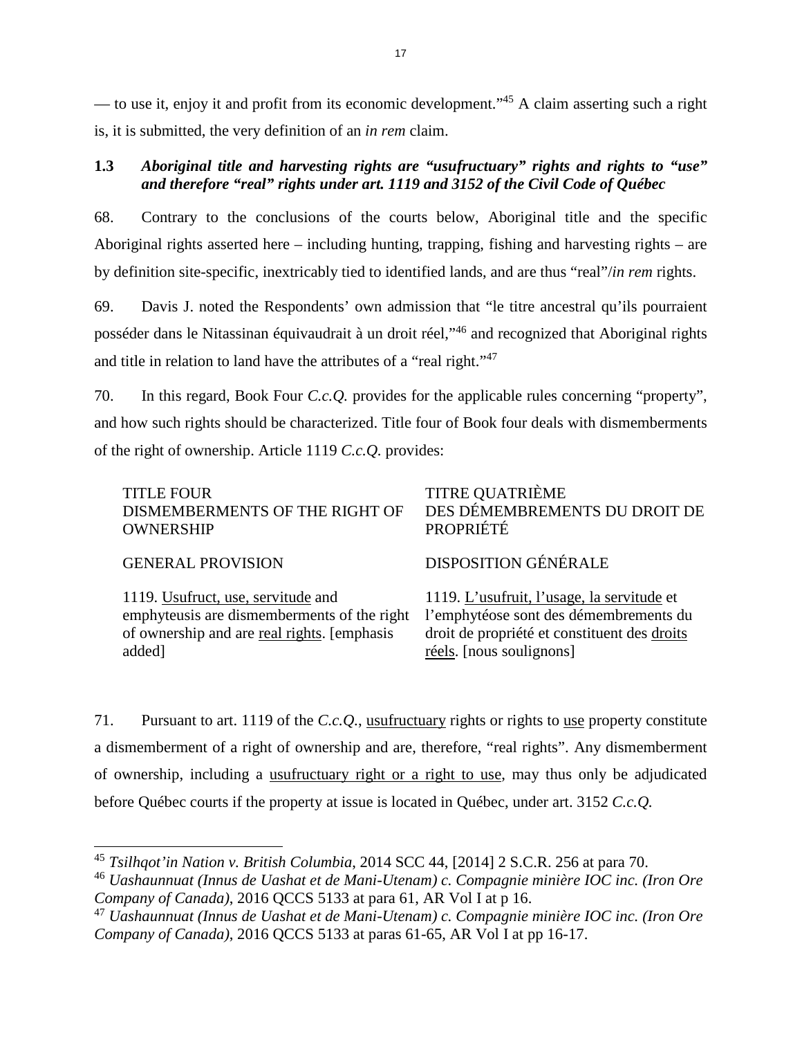— to use it, enjoy it and profit from its economic development."[45] A claim asserting such a right is, it is submitted, the very definition of an *in rem* claim.

### 1.3 *Aboriginal title and harvesting rights are "usufructuary" rights and rights to "use" and therefore "real" rights under art. 1119 and 3152 of the Civil Code of Québec*

68. Contrary to the conclusions of the courts below, Aboriginal title and the specific Aboriginal rights asserted here – including hunting, trapping, fishing and harvesting rights – are by definition site-specific, inextricably tied to identified lands, and are thus "real"/*in rem* rights.

69. Davis J. noted the Respondents' own admission that "le titre ancestral qu'ils pourraient posséder dans le Nitassinan équivaudrait à un droit réel,"[46] and recognized that Aboriginal rights and title in relation to land have the attributes of a "real right."[47]

70. In this regard, Book Four *C.c.Q.* provides for the applicable rules concerning "property", and how such rights should be characterized. Title four of Book four deals with dismemberments of the right of ownership. Article 1119 *C.c.Q.* provides:

| TITLE FOUR<br>DISMEMBERMENTS OF THE RIGHT OF OWNERSHIP | TITRE QUATRIÈME<br>DES DÉMEMBREMENTS DU DROIT DE PROPRIÉTÉ |
|---|---|
| GENERAL PROVISION | DISPOSITION GÉNÉRALE |
| 1119. <u>Usufruct, use, servitude</u> and emphyteusis are dismemberments of the right of ownership and are <u>real rights</u>. [emphasis added] | 1119. <u>L'usufruit, l'usage, la servitude</u> et l'emphytéose sont des démembrements du droit de propriété et constituent des <u>droits réels</u>. [nous soulignons] |

71. Pursuant to art. 1119 of the *C.c.Q.*, <u>usufructuary</u> rights or rights to <u>use</u> property constitute a dismemberment of a right of ownership and are, therefore, "real rights". Any dismemberment of ownership, including a <u>usufructuary right or a right to use</u>, may thus only be adjudicated before Québec courts if the property at issue is located in Québec, under art. 3152 *C.c.Q.*

---

[45] *Tsilhqot'in Nation v. British Columbia*, 2014 SCC 44, [2014] 2 S.C.R. 256 at para 70.

[46] *Uashaunnuat (Innus de Uashat et de Mani-Utenam) c. Compagnie minière IOC inc. (Iron Ore Company of Canada)*, 2016 QCCS 5133 at para 61, AR Vol I at p 16.

[47] *Uashaunnuat (Innus de Uashat et de Mani-Utenam) c. Compagnie minière IOC inc. (Iron Ore Company of Canada)*, 2016 QCCS 5133 at paras 61-65, AR Vol I at pp 16-17.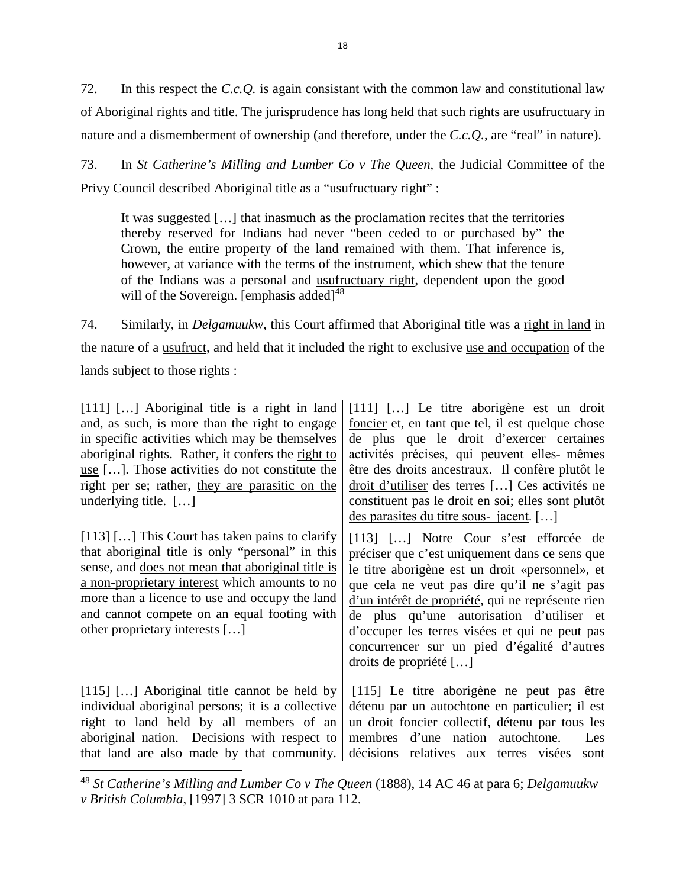72. In this respect the *C.c.Q.* is again consistant with the common law and constitutional law of Aboriginal rights and title. The jurisprudence has long held that such rights are usufructuary in nature and a dismemberment of ownership (and therefore, under the *C.c.Q.*, are "real" in nature).

73. In *St Catherine's Milling and Lumber Co v The Queen*, the Judicial Committee of the Privy Council described Aboriginal title as a "usufructuary right" :

> It was suggested […] that inasmuch as the proclamation recites that the territories thereby reserved for Indians had never "been ceded to or purchased by" the Crown, the entire property of the land remained with them. That inference is, however, at variance with the terms of the instrument, which shew that the tenure of the Indians was a personal and <u>usufructuary right</u>, dependent upon the good will of the Sovereign. [emphasis added][48]

74. Similarly, in *Delgamuukw*, this Court affirmed that Aboriginal title was a <u>right in land</u> in the nature of a <u>usufruct</u>, and held that it included the right to exclusive <u>use and occupation</u> of the lands subject to those rights :

| | |
|---|---|
| [111] […] <u>Aboriginal title is a right in land</u> and, as such, is more than the right to engage in specific activities which may be themselves aboriginal rights. Rather, it confers the <u>right to use</u> […]. Those activities do not constitute the right per se; rather, <u>they are parasitic on the underlying title</u>. […] | [111] […] <u>Le titre aborigène est un droit foncier</u> et, en tant que tel, il est quelque chose de plus que le droit d'exercer certaines activités précises, qui peuvent elles- mêmes être des droits ancestraux. Il confère plutôt le <u>droit d'utiliser</u> des terres […] Ces activités ne constituent pas le droit en soi; <u>elles sont plutôt des parasites du titre sous- jacent</u>. […] |
| [113] […] This Court has taken pains to clarify that aboriginal title is only "personal" in this sense, and <u>does not mean that aboriginal title is a non-proprietary interest</u> which amounts to no more than a licence to use and occupy the land and cannot compete on an equal footing with other proprietary interests […] | [113] […] Notre Cour s'est efforcée de préciser que c'est uniquement dans ce sens que le titre aborigène est un droit «personnel», et que <u>cela ne veut pas dire qu'il ne s'agit pas d'un intérêt de propriété</u>, qui ne représente rien de plus qu'une autorisation d'utiliser et d'occuper les terres visées et qui ne peut pas concurrencer sur un pied d'égalité d'autres droits de propriété […] |
| [115] […] Aboriginal title cannot be held by individual aboriginal persons; it is a collective right to land held by all members of an aboriginal nation. Decisions with respect to that land are also made by that community. | [115] Le titre aborigène ne peut pas être détenu par un autochtone en particulier; il est un droit foncier collectif, détenu par tous les membres d'une nation autochtone. Les décisions relatives aux terres visées sont |

[48] *St Catherine's Milling and Lumber Co v The Queen* (1888), 14 AC 46 at para 6; *Delgamuukw v British Columbia*, [1997] 3 SCR 1010 at para 112.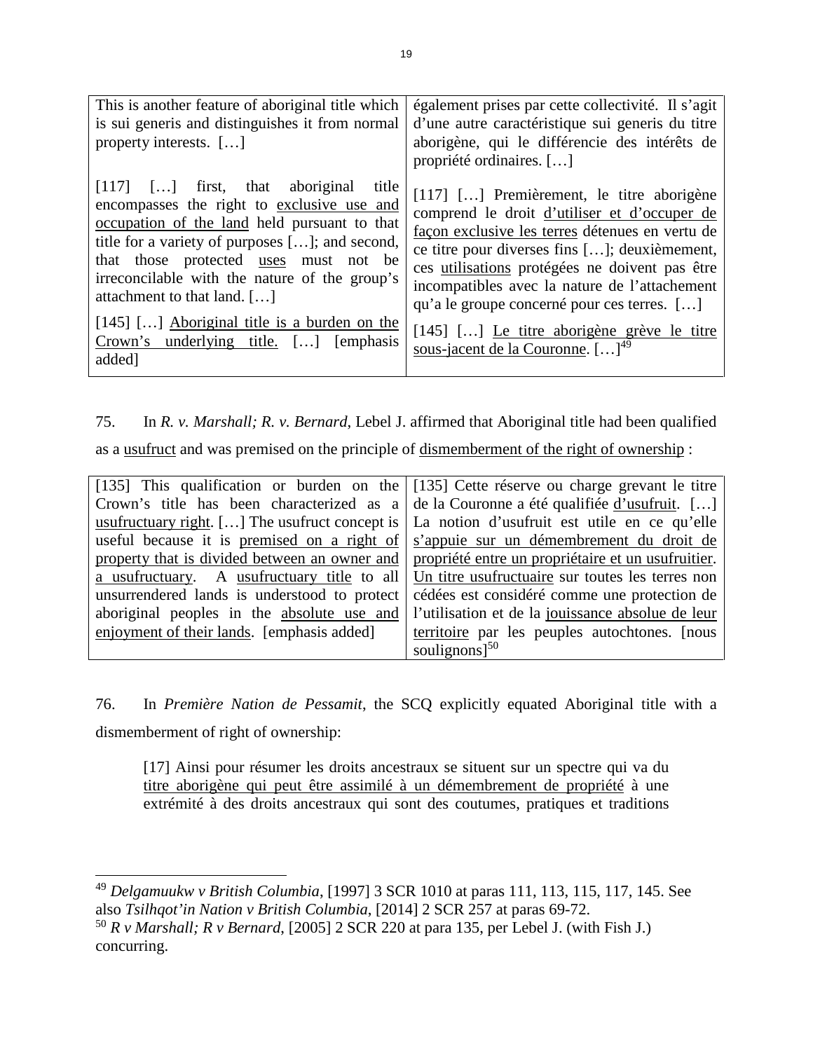| | |
|---|---|
| This is another feature of aboriginal title which is sui generis and distinguishes it from normal property interests. […] | également prises par cette collectivité. Il s'agit d'une autre caractéristique sui generis du titre aborigène, qui le différencie des intérêts de propriété ordinaires. […] |
| [117] […] first, that aboriginal title encompasses the right to <u>exclusive use and occupation of the land</u> held pursuant to that title for a variety of purposes […]; and second, that those protected <u>uses</u> must not be irreconcilable with the nature of the group's attachment to that land. […] | [117] […] Premièrement, le titre aborigène comprend le droit <u>d'utiliser et d'occuper de façon exclusive les terres</u> détenues en vertu de ce titre pour diverses fins […]; deuxièmement, ces <u>utilisations</u> protégées ne doivent pas être incompatibles avec la nature de l'attachement qu'a le groupe concerné pour ces terres. […] |
| [145] […] <u>Aboriginal title is a burden on the Crown's underlying title.</u> […] [emphasis added] | [145] […] <u>Le titre aborigène grève le titre sous-jacent de la Couronne</u>. […][49] |

75. In *R. v. Marshall; R. v. Bernard*, Lebel J. affirmed that Aboriginal title had been qualified as a <u>usufruct</u> and was premised on the principle of <u>dismemberment of the right of ownership</u> :

| | |
|---|---|
| [135] This qualification or burden on the Crown's title has been characterized as a <u>usufructuary right</u>. […] The usufruct concept is useful because it is <u>premised on a right of property that is divided between an owner and a usufructuary</u>. A <u>usufructuary title</u> to all unsurrendered lands is understood to protect aboriginal peoples in the <u>absolute use and enjoyment of their lands</u>. [emphasis added] | [135] Cette réserve ou charge grevant le titre de la Couronne a été qualifiée <u>d'usufruit</u>. […] La notion d'usufruit est utile en ce qu'elle <u>s'appuie sur un démembrement du droit de propriété entre un propriétaire et un usufruitier</u>. <u>Un titre usufructuaire</u> sur toutes les terres non cédées est considéré comme une protection de l'utilisation et de la <u>jouissance absolue de leur territoire</u> par les peuples autochtones. [nous soulignons][50] |

76. In *Première Nation de Pessamit*, the SCQ explicitly equated Aboriginal title with a dismemberment of right of ownership:

> [17] Ainsi pour résumer les droits ancestraux se situent sur un spectre qui va du <u>titre aborigène qui peut être assimilé à un démembrement de propriété</u> à une extrémité à des droits ancestraux qui sont des coutumes, pratiques et traditions

---

[49] *Delgamuukw v British Columbia*, [1997] 3 SCR 1010 at paras 111, 113, 115, 117, 145. See also *Tsilhqot'in Nation v British Columbia*, [2014] 2 SCR 257 at paras 69-72.

[50] *R v Marshall; R v Bernard*, [2005] 2 SCR 220 at para 135, per Lebel J. (with Fish J.) concurring.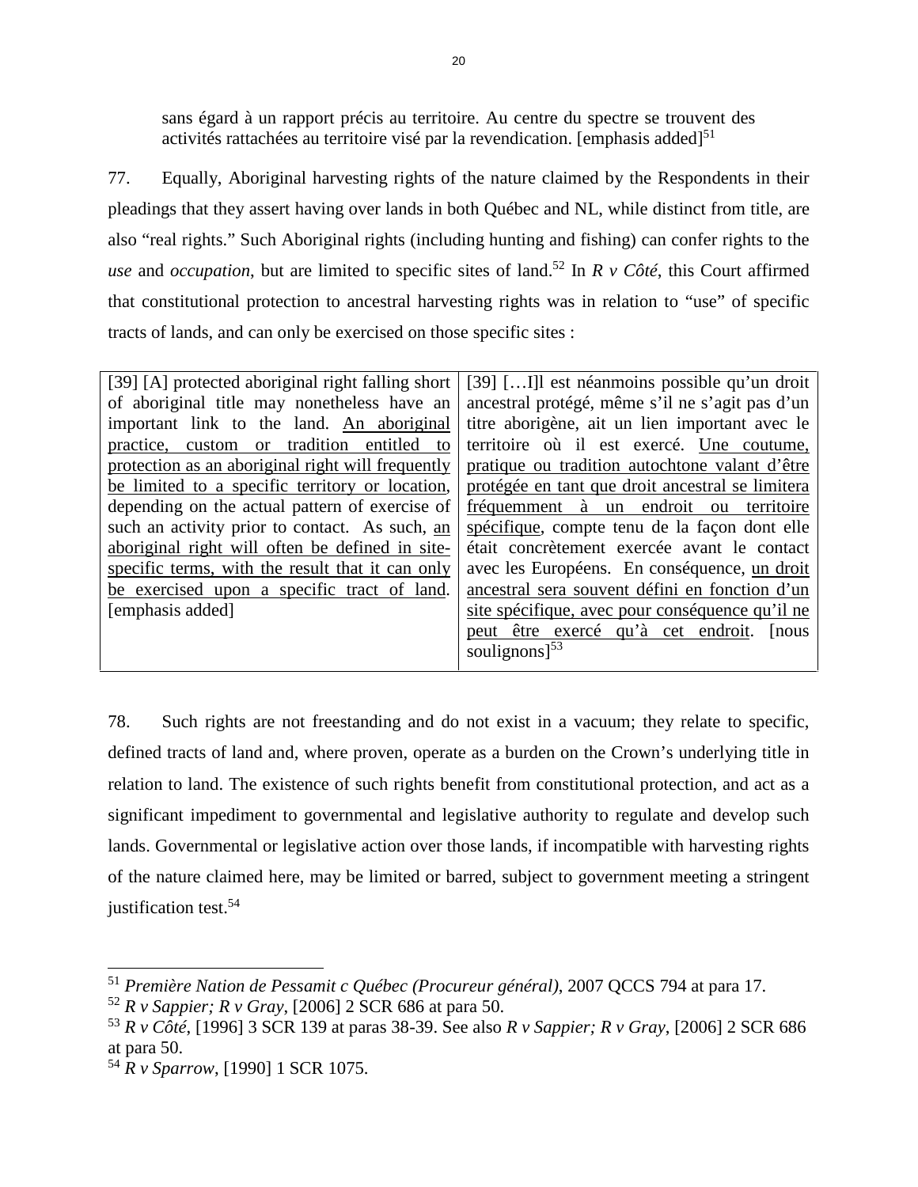> sans égard à un rapport précis au territoire. Au centre du spectre se trouvent des activités rattachées au territoire visé par la revendication. [emphasis added][51]

77. Equally, Aboriginal harvesting rights of the nature claimed by the Respondents in their pleadings that they assert having over lands in both Québec and NL, while distinct from title, are also "real rights." Such Aboriginal rights (including hunting and fishing) can confer rights to the *use* and *occupation*, but are limited to specific sites of land.[52] In *R v Côté*, this Court affirmed that constitutional protection to ancestral harvesting rights was in relation to "use" of specific tracts of lands, and can only be exercised on those specific sites :

| | |
|---|---|
| [39] [A] protected aboriginal right falling short of aboriginal title may nonetheless have an important link to the land. <u>An aboriginal practice, custom or tradition entitled to protection as an aboriginal right will frequently be limited to a specific territory or location</u>, depending on the actual pattern of exercise of such an activity prior to contact. As such, <u>an aboriginal right will often be defined in site-specific terms, with the result that it can only be exercised upon a specific tract of land</u>. [emphasis added] | [39] […I]l est néanmoins possible qu'un droit ancestral protégé, même s'il ne s'agit pas d'un titre aborigène, ait un lien important avec le territoire où il est exercé. <u>Une coutume, pratique ou tradition autochtone valant d'être protégée en tant que droit ancestral se limitera fréquemment à un endroit ou territoire spécifique</u>, compte tenu de la façon dont elle était concrètement exercée avant le contact avec les Européens. En conséquence, <u>un droit ancestral sera souvent défini en fonction d'un site spécifique, avec pour conséquence qu'il ne peut être exercé qu'à cet endroit</u>. [nous soulignons][53] |

78. Such rights are not freestanding and do not exist in a vacuum; they relate to specific, defined tracts of land and, where proven, operate as a burden on the Crown's underlying title in relation to land. The existence of such rights benefit from constitutional protection, and act as a significant impediment to governmental and legislative authority to regulate and develop such lands. Governmental or legislative action over those lands, if incompatible with harvesting rights of the nature claimed here, may be limited or barred, subject to government meeting a stringent justification test.[54]

---

[51] *Première Nation de Pessamit c Québec (Procureur général)*, 2007 QCCS 794 at para 17.

[52] *R v Sappier; R v Gray*, [2006] 2 SCR 686 at para 50.

[53] *R v Côté*, [1996] 3 SCR 139 at paras 38-39. See also *R v Sappier; R v Gray*, [2006] 2 SCR 686 at para 50.

[54] *R v Sparrow*, [1990] 1 SCR 1075.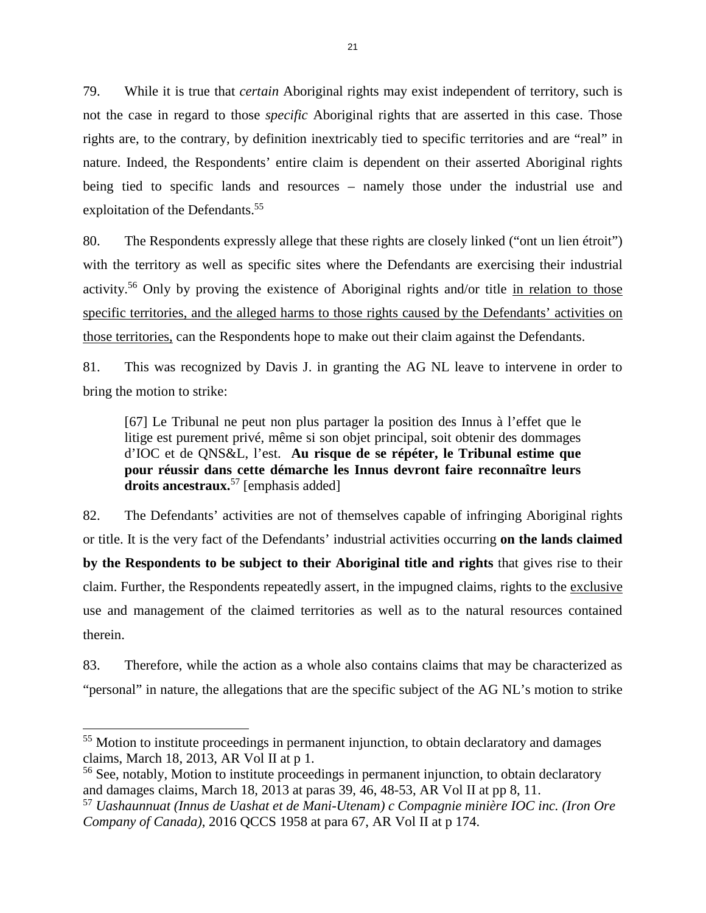79. While it is true that *certain* Aboriginal rights may exist independent of territory, such is not the case in regard to those *specific* Aboriginal rights that are asserted in this case. Those rights are, to the contrary, by definition inextricably tied to specific territories and are "real" in nature. Indeed, the Respondents' entire claim is dependent on their asserted Aboriginal rights being tied to specific lands and resources – namely those under the industrial use and exploitation of the Defendants.[55]

80. The Respondents expressly allege that these rights are closely linked ("ont un lien étroit") with the territory as well as specific sites where the Defendants are exercising their industrial activity.[56] Only by proving the existence of Aboriginal rights and/or title <u>in relation to those specific territories, and the alleged harms to those rights caused by the Defendants' activities on those territories,</u> can the Respondents hope to make out their claim against the Defendants.

81. This was recognized by Davis J. in granting the AG NL leave to intervene in order to bring the motion to strike:

> [67] Le Tribunal ne peut non plus partager la position des Innus à l'effet que le litige est purement privé, même si son objet principal, soit obtenir des dommages d'IOC et de QNS&L, l'est. **Au risque de se répéter, le Tribunal estime que pour réussir dans cette démarche les Innus devront faire reconnaître leurs droits ancestraux.**[57] [emphasis added]

82. The Defendants' activities are not of themselves capable of infringing Aboriginal rights or title. It is the very fact of the Defendants' industrial activities occurring **on the lands claimed by the Respondents to be subject to their Aboriginal title and rights** that gives rise to their claim. Further, the Respondents repeatedly assert, in the impugned claims, rights to the <u>exclusive</u> use and management of the claimed territories as well as to the natural resources contained therein.

83. Therefore, while the action as a whole also contains claims that may be characterized as "personal" in nature, the allegations that are the specific subject of the AG NL's motion to strike

---

[55] Motion to institute proceedings in permanent injunction, to obtain declaratory and damages claims, March 18, 2013, AR Vol II at p 1.

[56] See, notably, Motion to institute proceedings in permanent injunction, to obtain declaratory and damages claims, March 18, 2013 at paras 39, 46, 48-53, AR Vol II at pp 8, 11.

[57] *Uashaunnuat (Innus de Uashat et de Mani-Utenam) c Compagnie minière IOC inc. (Iron Ore Company of Canada)*, 2016 QCCS 1958 at para 67, AR Vol II at p 174.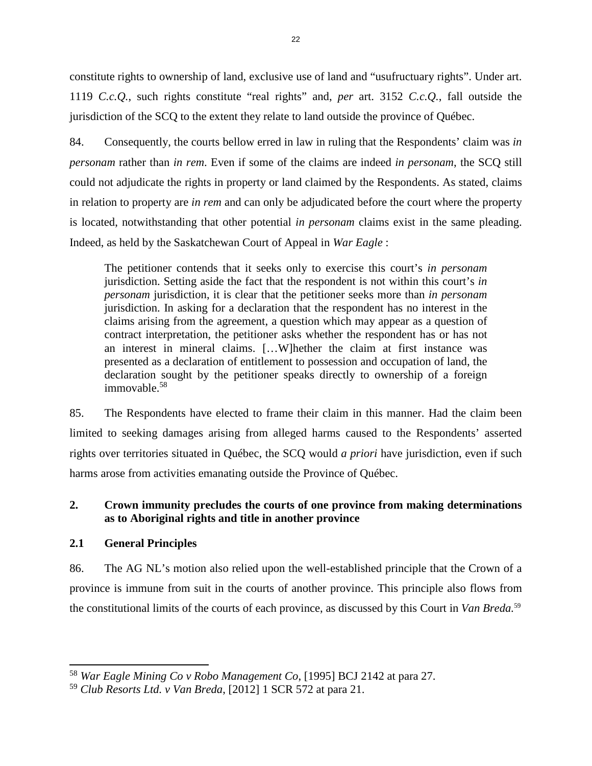constitute rights to ownership of land, exclusive use of land and "usufructuary rights". Under art. 1119 *C.c.Q.*, such rights constitute "real rights" and, *per* art. 3152 *C.c.Q.*, fall outside the jurisdiction of the SCQ to the extent they relate to land outside the province of Québec.

84. Consequently, the courts bellow erred in law in ruling that the Respondents' claim was *in personam* rather than *in rem*. Even if some of the claims are indeed *in personam*, the SCQ still could not adjudicate the rights in property or land claimed by the Respondents. As stated, claims in relation to property are *in rem* and can only be adjudicated before the court where the property is located, notwithstanding that other potential *in personam* claims exist in the same pleading. Indeed, as held by the Saskatchewan Court of Appeal in *War Eagle* :

> The petitioner contends that it seeks only to exercise this court's *in personam* jurisdiction. Setting aside the fact that the respondent is not within this court's *in personam* jurisdiction, it is clear that the petitioner seeks more than *in personam* jurisdiction. In asking for a declaration that the respondent has no interest in the claims arising from the agreement, a question which may appear as a question of contract interpretation, the petitioner asks whether the respondent has or has not an interest in mineral claims. […W]hether the claim at first instance was presented as a declaration of entitlement to possession and occupation of land, the declaration sought by the petitioner speaks directly to ownership of a foreign immovable.[58]

85. The Respondents have elected to frame their claim in this manner. Had the claim been limited to seeking damages arising from alleged harms caused to the Respondents' asserted rights over territories situated in Québec, the SCQ would *a priori* have jurisdiction, even if such harms arose from activities emanating outside the Province of Québec.

## 2. Crown immunity precludes the courts of one province from making determinations as to Aboriginal rights and title in another province

### 2.1 General Principles

86. The AG NL's motion also relied upon the well-established principle that the Crown of a province is immune from suit in the courts of another province. This principle also flows from the constitutional limits of the courts of each province, as discussed by this Court in *Van Breda.*[59]

---

[58] *War Eagle Mining Co v Robo Management Co*, [1995] BCJ 2142 at para 27.

[59] *Club Resorts Ltd. v Van Breda*, [2012] 1 SCR 572 at para 21.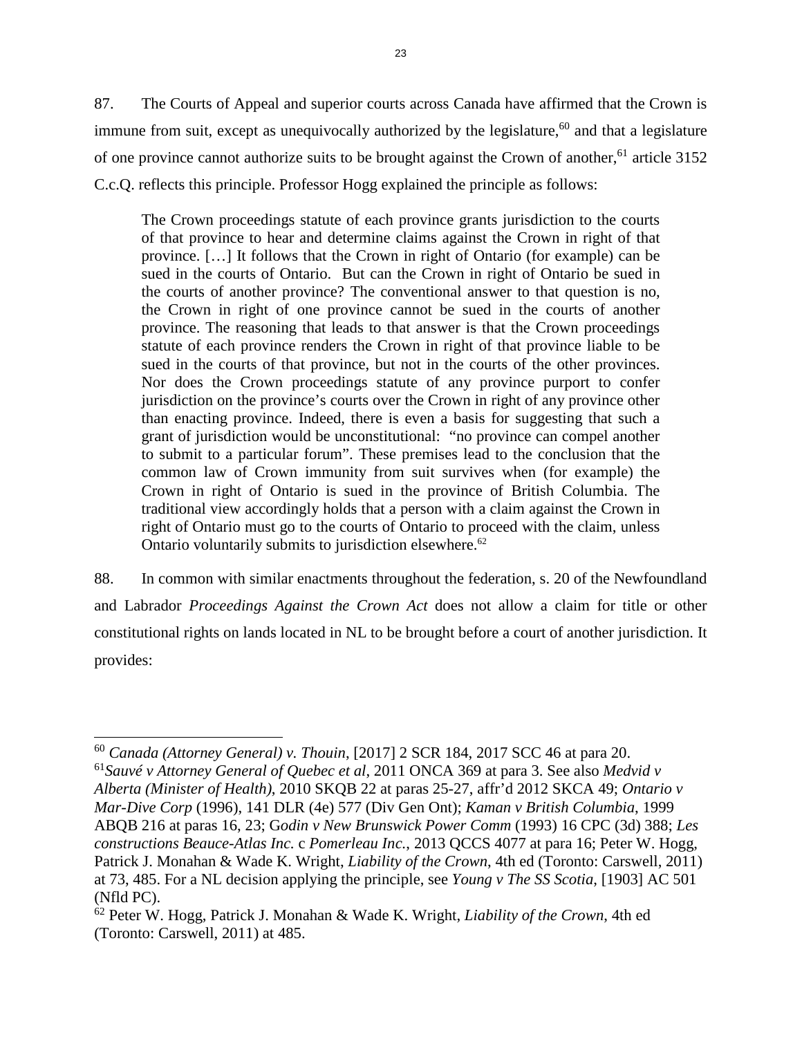87. The Courts of Appeal and superior courts across Canada have affirmed that the Crown is immune from suit, except as unequivocally authorized by the legislature,[60] and that a legislature of one province cannot authorize suits to be brought against the Crown of another,[61] article 3152 C.c.Q. reflects this principle. Professor Hogg explained the principle as follows:

> The Crown proceedings statute of each province grants jurisdiction to the courts of that province to hear and determine claims against the Crown in right of that province. […] It follows that the Crown in right of Ontario (for example) can be sued in the courts of Ontario. But can the Crown in right of Ontario be sued in the courts of another province? The conventional answer to that question is no, the Crown in right of one province cannot be sued in the courts of another province. The reasoning that leads to that answer is that the Crown proceedings statute of each province renders the Crown in right of that province liable to be sued in the courts of that province, but not in the courts of the other provinces. Nor does the Crown proceedings statute of any province purport to confer jurisdiction on the province's courts over the Crown in right of any province other than enacting province. Indeed, there is even a basis for suggesting that such a grant of jurisdiction would be unconstitutional: "no province can compel another to submit to a particular forum". These premises lead to the conclusion that the common law of Crown immunity from suit survives when (for example) the Crown in right of Ontario is sued in the province of British Columbia. The traditional view accordingly holds that a person with a claim against the Crown in right of Ontario must go to the courts of Ontario to proceed with the claim, unless Ontario voluntarily submits to jurisdiction elsewhere.[62]

88. In common with similar enactments throughout the federation, s. 20 of the Newfoundland and Labrador *Proceedings Against the Crown Act* does not allow a claim for title or other constitutional rights on lands located in NL to be brought before a court of another jurisdiction. It provides:

---

[60] *Canada (Attorney General) v. Thouin*, [2017] 2 SCR 184, 2017 SCC 46 at para 20.

[61] *Sauvé v Attorney General of Quebec et al*, 2011 ONCA 369 at para 3. See also *Medvid v Alberta (Minister of Health)*, 2010 SKQB 22 at paras 25-27, affr'd 2012 SKCA 49; *Ontario v Mar-Dive Corp* (1996), 141 DLR (4e) 577 (Div Gen Ont); *Kaman v British Columbia*, 1999 ABQB 216 at paras 16, 23; G*odin v New Brunswick Power Comm* (1993) 16 CPC (3d) 388; *Les constructions Beauce-Atlas Inc.* c *Pomerleau Inc.*, 2013 QCCS 4077 at para 16; Peter W. Hogg, Patrick J. Monahan & Wade K. Wright, *Liability of the Crown*, 4th ed (Toronto: Carswell, 2011) at 73, 485. For a NL decision applying the principle, see *Young v The SS Scotia*, [1903] AC 501 (Nfld PC).

[62] Peter W. Hogg, Patrick J. Monahan & Wade K. Wright, *Liability of the Crown*, 4th ed (Toronto: Carswell, 2011) at 485.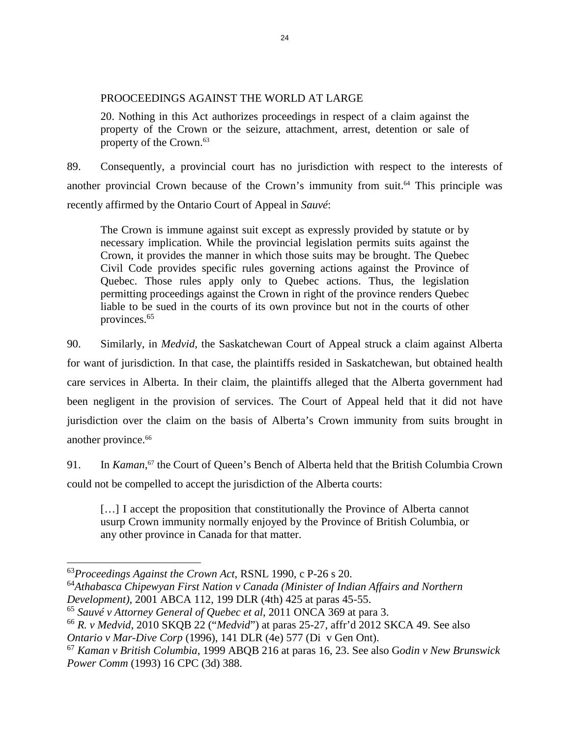PROOCEEDINGS AGAINST THE WORLD AT LARGE

> 20. Nothing in this Act authorizes proceedings in respect of a claim against the property of the Crown or the seizure, attachment, arrest, detention or sale of property of the Crown.[63]

89. Consequently, a provincial court has no jurisdiction with respect to the interests of another provincial Crown because of the Crown's immunity from suit.[64] This principle was recently affirmed by the Ontario Court of Appeal in *Sauvé*:

> The Crown is immune against suit except as expressly provided by statute or by necessary implication. While the provincial legislation permits suits against the Crown, it provides the manner in which those suits may be brought. The Quebec Civil Code provides specific rules governing actions against the Province of Quebec. Those rules apply only to Quebec actions. Thus, the legislation permitting proceedings against the Crown in right of the province renders Quebec liable to be sued in the courts of its own province but not in the courts of other provinces.[65]

90. Similarly, in *Medvid*, the Saskatchewan Court of Appeal struck a claim against Alberta for want of jurisdiction. In that case, the plaintiffs resided in Saskatchewan, but obtained health care services in Alberta. In their claim, the plaintiffs alleged that the Alberta government had been negligent in the provision of services. The Court of Appeal held that it did not have jurisdiction over the claim on the basis of Alberta's Crown immunity from suits brought in another province.[66]

91. In *Kaman*,[67] the Court of Queen's Bench of Alberta held that the British Columbia Crown could not be compelled to accept the jurisdiction of the Alberta courts:

> […] I accept the proposition that constitutionally the Province of Alberta cannot usurp Crown immunity normally enjoyed by the Province of British Columbia, or any other province in Canada for that matter.

---

[63] *Proceedings Against the Crown Act*, RSNL 1990, c P-26 s 20.

[64] *Athabasca Chipewyan First Nation v Canada (Minister of Indian Affairs and Northern Development)*, 2001 ABCA 112, 199 DLR (4th) 425 at paras 45-55.

[65] *Sauvé v Attorney General of Quebec et al*, 2011 ONCA 369 at para 3.

[66] *R. v Medvid*, 2010 SKQB 22 ("*Medvid*") at paras 25-27, affr'd 2012 SKCA 49. See also *Ontario v Mar-Dive Corp* (1996), 141 DLR (4e) 577 (Di v Gen Ont).

[67] *Kaman v British Columbia*, 1999 ABQB 216 at paras 16, 23. See also G*odin v New Brunswick Power Comm* (1993) 16 CPC (3d) 388.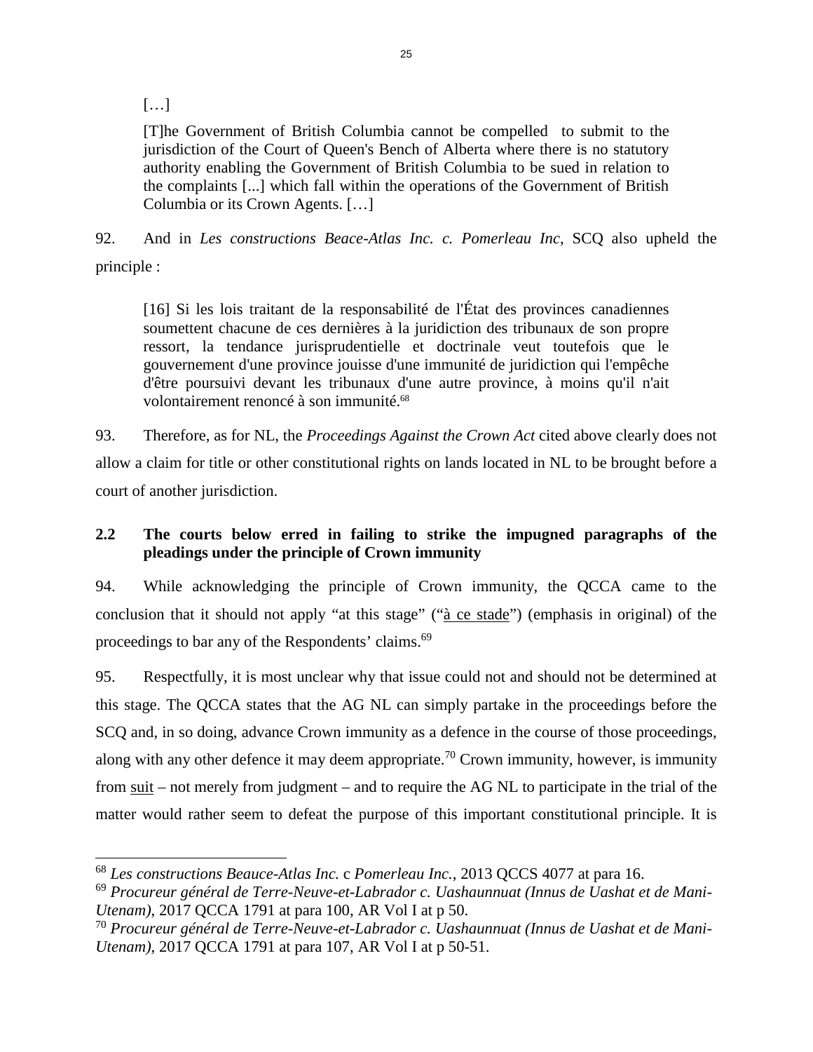[…]

> [T]he Government of British Columbia cannot be compelled to submit to the jurisdiction of the Court of Queen's Bench of Alberta where there is no statutory authority enabling the Government of British Columbia to be sued in relation to the complaints [...] which fall within the operations of the Government of British Columbia or its Crown Agents. […]

92. And in *Les constructions Beace-Atlas Inc. c. Pomerleau Inc*, SCQ also upheld the principle :

> [16] Si les lois traitant de la responsabilité de l'État des provinces canadiennes soumettent chacune de ces dernières à la juridiction des tribunaux de son propre ressort, la tendance jurisprudentielle et doctrinale veut toutefois que le gouvernement d'une province jouisse d'une immunité de juridiction qui l'empêche d'être poursuivi devant les tribunaux d'une autre province, à moins qu'il n'ait volontairement renoncé à son immunité.[68]

93. Therefore, as for NL, the *Proceedings Against the Crown Act* cited above clearly does not allow a claim for title or other constitutional rights on lands located in NL to be brought before a court of another jurisdiction.

## 2.2 The courts below erred in failing to strike the impugned paragraphs of the pleadings under the principle of Crown immunity

94. While acknowledging the principle of Crown immunity, the QCCA came to the conclusion that it should not apply "at this stage" ("à ce stade") (emphasis in original) of the proceedings to bar any of the Respondents' claims.[69]

95. Respectfully, it is most unclear why that issue could not and should not be determined at this stage. The QCCA states that the AG NL can simply partake in the proceedings before the SCQ and, in so doing, advance Crown immunity as a defence in the course of those proceedings, along with any other defence it may deem appropriate.[70] Crown immunity, however, is immunity from suit – not merely from judgment – and to require the AG NL to participate in the trial of the matter would rather seem to defeat the purpose of this important constitutional principle. It is

---

[68] *Les constructions Beauce-Atlas Inc.* c *Pomerleau Inc.*, 2013 QCCS 4077 at para 16.

[69] *Procureur général de Terre-Neuve-et-Labrador c. Uashaunnuat (Innus de Uashat et de Mani-Utenam)*, 2017 QCCA 1791 at para 100, AR Vol I at p 50.

[70] *Procureur général de Terre-Neuve-et-Labrador c. Uashaunnuat (Innus de Uashat et de Mani-Utenam)*, 2017 QCCA 1791 at para 107, AR Vol I at p 50-51.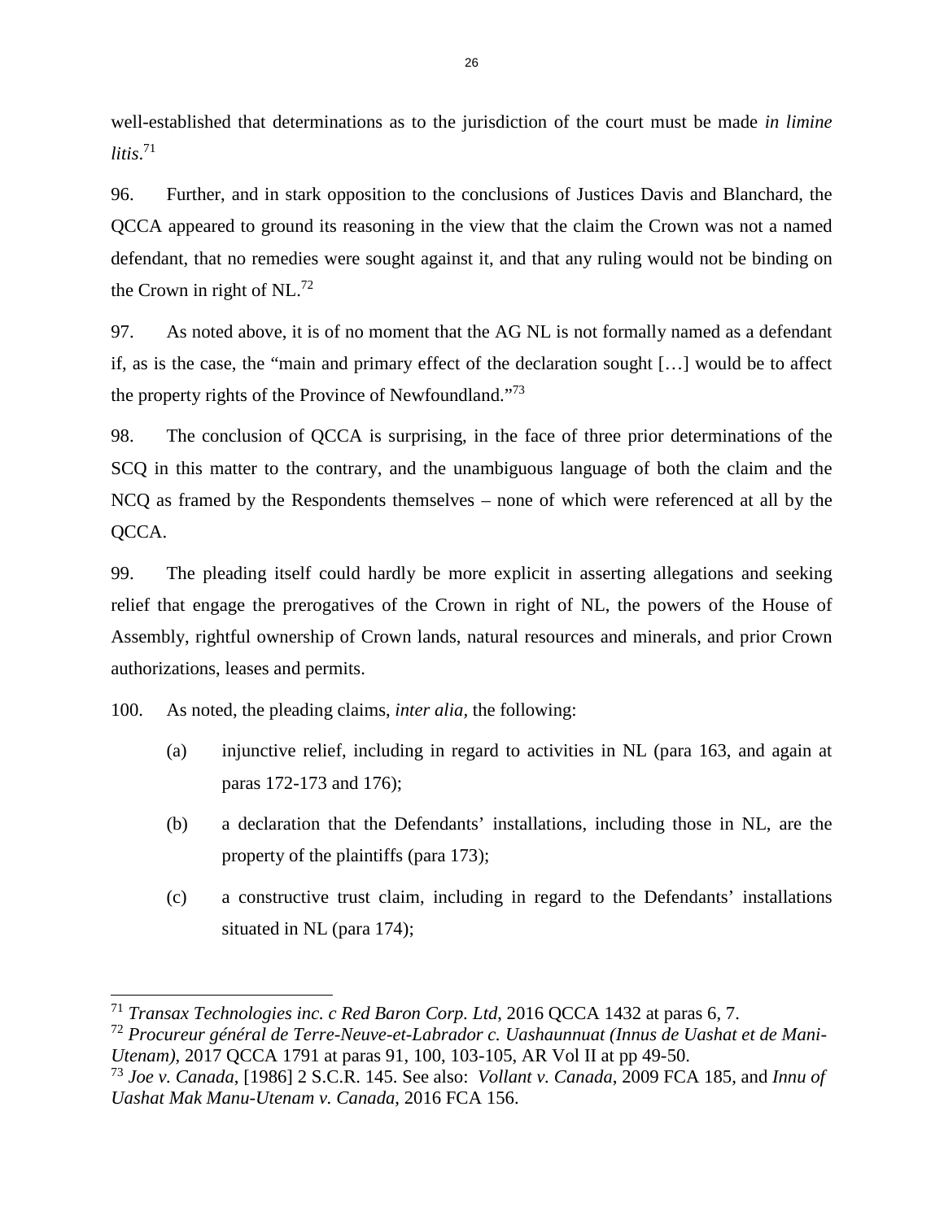well-established that determinations as to the jurisdiction of the court must be made *in limine litis*.[71]

96. Further, and in stark opposition to the conclusions of Justices Davis and Blanchard, the QCCA appeared to ground its reasoning in the view that the claim the Crown was not a named defendant, that no remedies were sought against it, and that any ruling would not be binding on the Crown in right of NL.[72]

97. As noted above, it is of no moment that the AG NL is not formally named as a defendant if, as is the case, the "main and primary effect of the declaration sought […] would be to affect the property rights of the Province of Newfoundland."[73]

98. The conclusion of QCCA is surprising, in the face of three prior determinations of the SCQ in this matter to the contrary, and the unambiguous language of both the claim and the NCQ as framed by the Respondents themselves – none of which were referenced at all by the QCCA.

99. The pleading itself could hardly be more explicit in asserting allegations and seeking relief that engage the prerogatives of the Crown in right of NL, the powers of the House of Assembly, rightful ownership of Crown lands, natural resources and minerals, and prior Crown authorizations, leases and permits.

100. As noted, the pleading claims, *inter alia*, the following:

(a) injunctive relief, including in regard to activities in NL (para 163, and again at paras 172-173 and 176);

(b) a declaration that the Defendants' installations, including those in NL, are the property of the plaintiffs (para 173);

(c) a constructive trust claim, including in regard to the Defendants' installations situated in NL (para 174);

---

[71] *Transax Technologies inc. c Red Baron Corp. Ltd*, 2016 QCCA 1432 at paras 6, 7.

[72] *Procureur général de Terre-Neuve-et-Labrador c. Uashaunnuat (Innus de Uashat et de Mani-Utenam)*, 2017 QCCA 1791 at paras 91, 100, 103-105, AR Vol II at pp 49-50.

[73] *Joe v. Canada*, [1986] 2 S.C.R. 145. See also: *Vollant v. Canada*, 2009 FCA 185, and *Innu of Uashat Mak Manu-Utenam v. Canada*, 2016 FCA 156.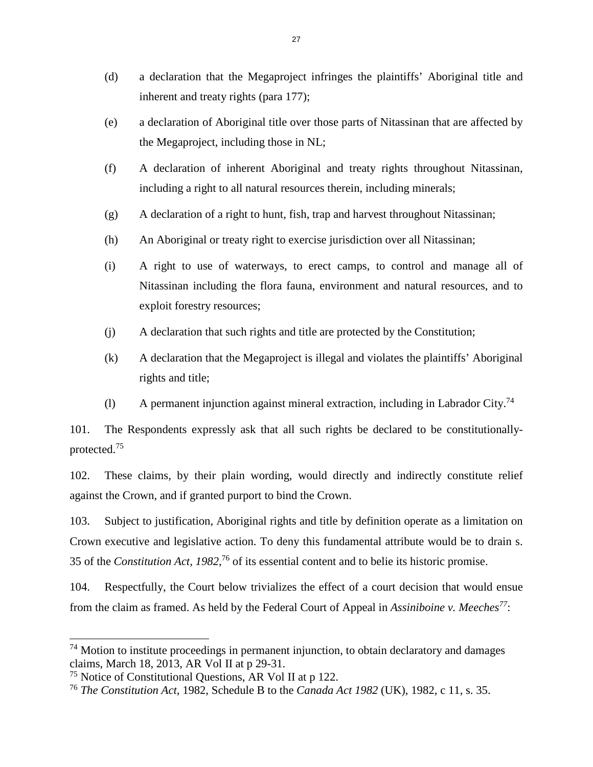(d) a declaration that the Megaproject infringes the plaintiffs' Aboriginal title and inherent and treaty rights (para 177);

(e) a declaration of Aboriginal title over those parts of Nitassinan that are affected by the Megaproject, including those in NL;

(f) A declaration of inherent Aboriginal and treaty rights throughout Nitassinan, including a right to all natural resources therein, including minerals;

(g) A declaration of a right to hunt, fish, trap and harvest throughout Nitassinan;

(h) An Aboriginal or treaty right to exercise jurisdiction over all Nitassinan;

(i) A right to use of waterways, to erect camps, to control and manage all of Nitassinan including the flora fauna, environment and natural resources, and to exploit forestry resources;

(j) A declaration that such rights and title are protected by the Constitution;

(k) A declaration that the Megaproject is illegal and violates the plaintiffs' Aboriginal rights and title;

(l) A permanent injunction against mineral extraction, including in Labrador City.[74]

101. The Respondents expressly ask that all such rights be declared to be constitutionally-protected.[75]

102. These claims, by their plain wording, would directly and indirectly constitute relief against the Crown, and if granted purport to bind the Crown.

103. Subject to justification, Aboriginal rights and title by definition operate as a limitation on Crown executive and legislative action. To deny this fundamental attribute would be to drain s. 35 of the *Constitution Act, 1982*,[76] of its essential content and to belie its historic promise.

104. Respectfully, the Court below trivializes the effect of a court decision that would ensue from the claim as framed. As held by the Federal Court of Appeal in *Assiniboine v. Meeches*[77]:

---

[74] Motion to institute proceedings in permanent injunction, to obtain declaratory and damages claims, March 18, 2013, AR Vol II at p 29-31.

[75] Notice of Constitutional Questions, AR Vol II at p 122.

[76] *The Constitution Act*, 1982, Schedule B to the *Canada Act 1982* (UK), 1982, c 11, s. 35.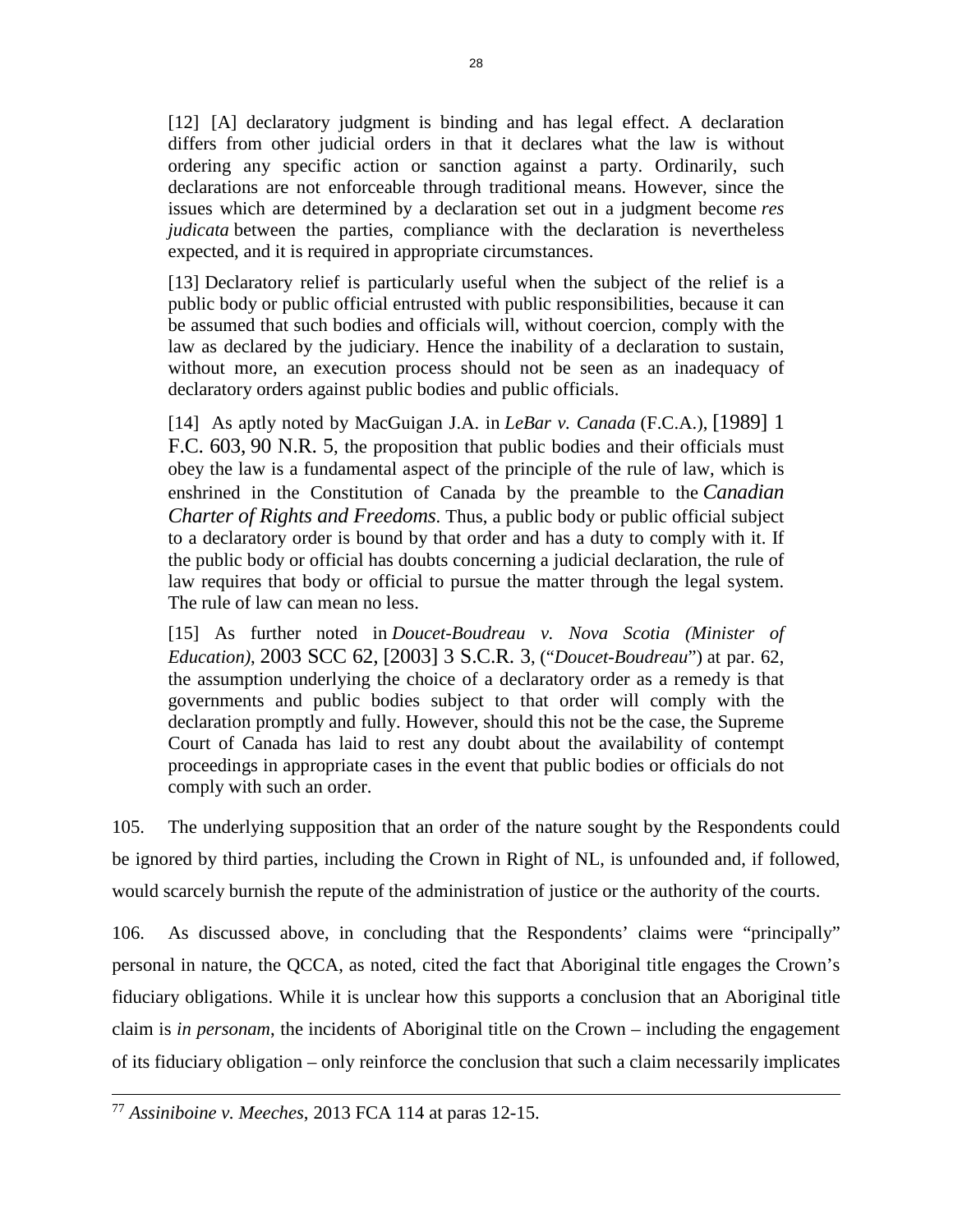> [12] [A] declaratory judgment is binding and has legal effect. A declaration differs from other judicial orders in that it declares what the law is without ordering any specific action or sanction against a party. Ordinarily, such declarations are not enforceable through traditional means. However, since the issues which are determined by a declaration set out in a judgment become *res judicata* between the parties, compliance with the declaration is nevertheless expected, and it is required in appropriate circumstances.
>
> [13] Declaratory relief is particularly useful when the subject of the relief is a public body or public official entrusted with public responsibilities, because it can be assumed that such bodies and officials will, without coercion, comply with the law as declared by the judiciary. Hence the inability of a declaration to sustain, without more, an execution process should not be seen as an inadequacy of declaratory orders against public bodies and public officials.
>
> [14] As aptly noted by MacGuigan J.A. in *LeBar v. Canada* (F.C.A.), [1989] 1 F.C. 603, 90 N.R. 5, the proposition that public bodies and their officials must obey the law is a fundamental aspect of the principle of the rule of law, which is enshrined in the Constitution of Canada by the preamble to the *Canadian Charter of Rights and Freedoms*. Thus, a public body or public official subject to a declaratory order is bound by that order and has a duty to comply with it. If the public body or official has doubts concerning a judicial declaration, the rule of law requires that body or official to pursue the matter through the legal system. The rule of law can mean no less.
>
> [15] As further noted in *Doucet-Boudreau v. Nova Scotia (Minister of Education)*, 2003 SCC 62, [2003] 3 S.C.R. 3, ("*Doucet-Boudreau*") at par. 62, the assumption underlying the choice of a declaratory order as a remedy is that governments and public bodies subject to that order will comply with the declaration promptly and fully. However, should this not be the case, the Supreme Court of Canada has laid to rest any doubt about the availability of contempt proceedings in appropriate cases in the event that public bodies or officials do not comply with such an order.

105. The underlying supposition that an order of the nature sought by the Respondents could be ignored by third parties, including the Crown in Right of NL, is unfounded and, if followed, would scarcely burnish the repute of the administration of justice or the authority of the courts.

106. As discussed above, in concluding that the Respondents' claims were "principally" personal in nature, the QCCA, as noted, cited the fact that Aboriginal title engages the Crown's fiduciary obligations. While it is unclear how this supports a conclusion that an Aboriginal title claim is *in personam*, the incidents of Aboriginal title on the Crown – including the engagement of its fiduciary obligation – only reinforce the conclusion that such a claim necessarily implicates

---

[77] *Assiniboine v. Meeches*, 2013 FCA 114 at paras 12-15.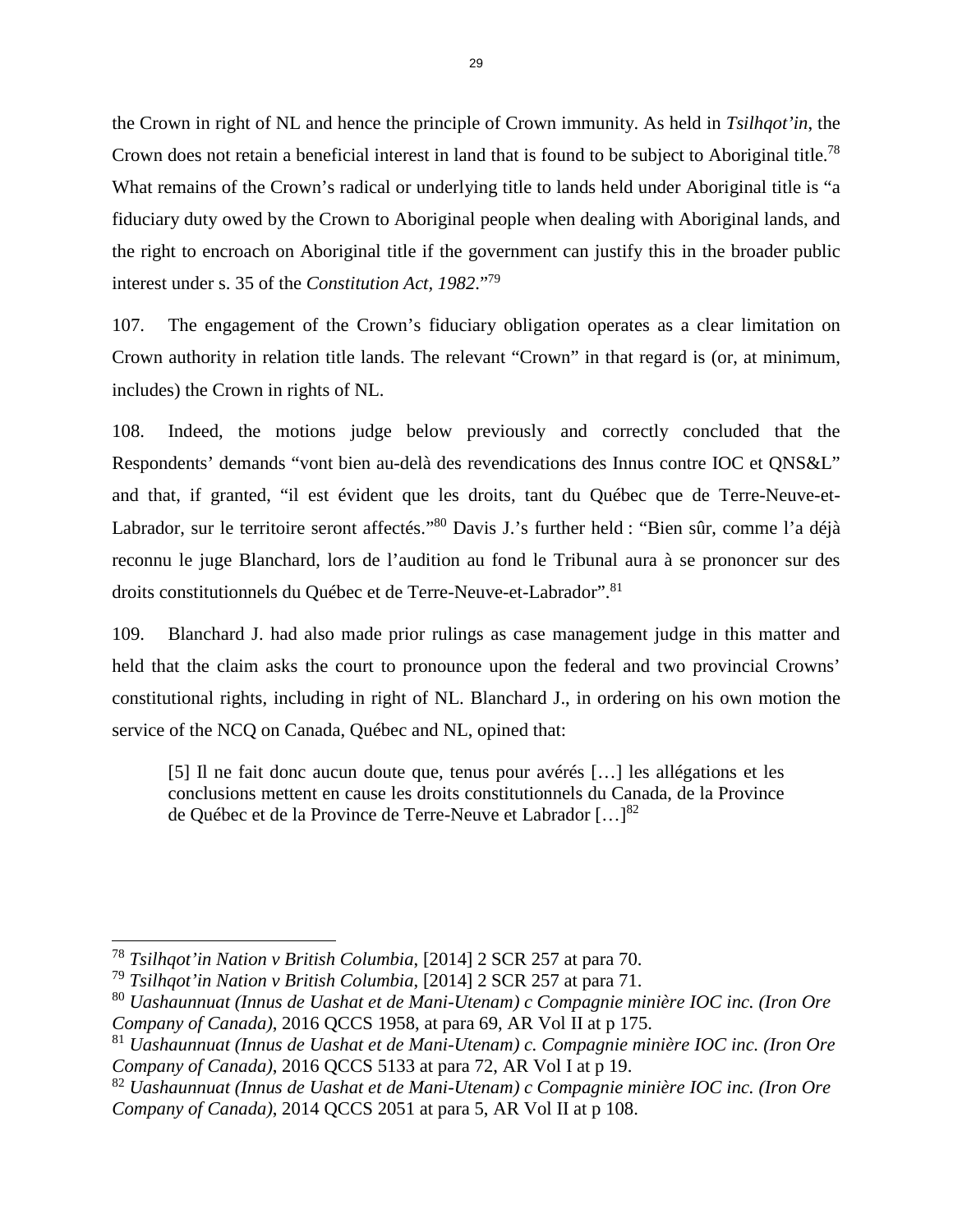the Crown in right of NL and hence the principle of Crown immunity. As held in *Tsilhqot'in*, the Crown does not retain a beneficial interest in land that is found to be subject to Aboriginal title.[78] What remains of the Crown's radical or underlying title to lands held under Aboriginal title is "a fiduciary duty owed by the Crown to Aboriginal people when dealing with Aboriginal lands, and the right to encroach on Aboriginal title if the government can justify this in the broader public interest under s. 35 of the *Constitution Act, 1982*."[79]

107. The engagement of the Crown's fiduciary obligation operates as a clear limitation on Crown authority in relation title lands. The relevant "Crown" in that regard is (or, at minimum, includes) the Crown in rights of NL.

108. Indeed, the motions judge below previously and correctly concluded that the Respondents' demands "vont bien au-delà des revendications des Innus contre IOC et QNS&L" and that, if granted, "il est évident que les droits, tant du Québec que de Terre-Neuve-et-Labrador, sur le territoire seront affectés."[80] Davis J.'s further held : "Bien sûr, comme l'a déjà reconnu le juge Blanchard, lors de l'audition au fond le Tribunal aura à se prononcer sur des droits constitutionnels du Québec et de Terre-Neuve-et-Labrador".[81]

109. Blanchard J. had also made prior rulings as case management judge in this matter and held that the claim asks the court to pronounce upon the federal and two provincial Crowns' constitutional rights, including in right of NL. Blanchard J., in ordering on his own motion the service of the NCQ on Canada, Québec and NL, opined that:

> [5] Il ne fait donc aucun doute que, tenus pour avérés […] les allégations et les conclusions mettent en cause les droits constitutionnels du Canada, de la Province de Québec et de la Province de Terre-Neuve et Labrador […][82]

---

[78] *Tsilhqot'in Nation v British Columbia*, [2014] 2 SCR 257 at para 70.

[79] *Tsilhqot'in Nation v British Columbia*, [2014] 2 SCR 257 at para 71.

[80] *Uashaunnuat (Innus de Uashat et de Mani-Utenam) c Compagnie minière IOC inc. (Iron Ore Company of Canada)*, 2016 QCCS 1958, at para 69, AR Vol II at p 175.

[81] *Uashaunnuat (Innus de Uashat et de Mani-Utenam) c. Compagnie minière IOC inc. (Iron Ore Company of Canada)*, 2016 QCCS 5133 at para 72, AR Vol I at p 19.

[82] *Uashaunnuat (Innus de Uashat et de Mani-Utenam) c Compagnie minière IOC inc. (Iron Ore Company of Canada)*, 2014 QCCS 2051 at para 5, AR Vol II at p 108.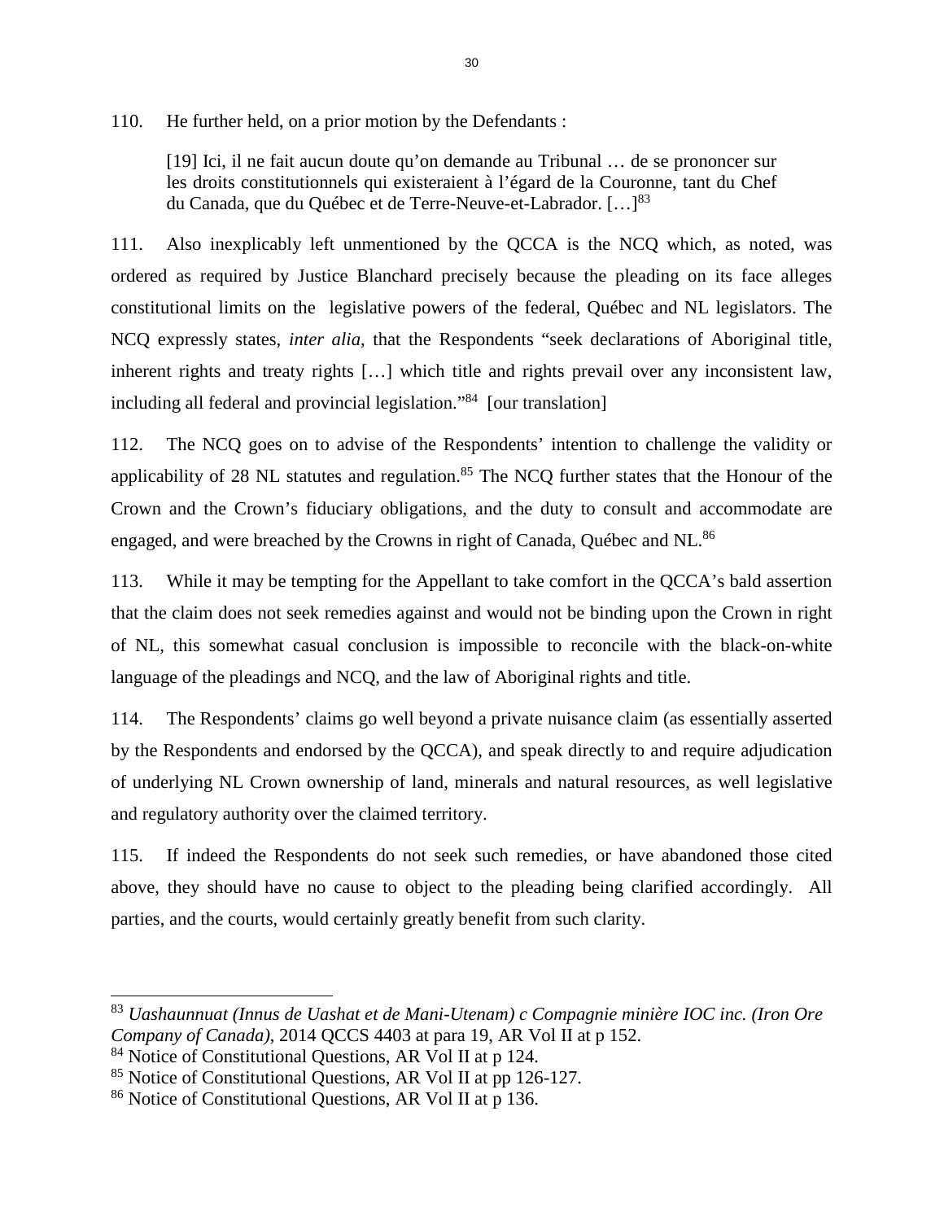110. He further held, on a prior motion by the Defendants :

> [19] Ici, il ne fait aucun doute qu'on demande au Tribunal … de se prononcer sur les droits constitutionnels qui existeraient à l'égard de la Couronne, tant du Chef du Canada, que du Québec et de Terre-Neuve-et-Labrador. […][83]

111. Also inexplicably left unmentioned by the QCCA is the NCQ which, as noted, was ordered as required by Justice Blanchard precisely because the pleading on its face alleges constitutional limits on the legislative powers of the federal, Québec and NL legislators. The NCQ expressly states, *inter alia*, that the Respondents "seek declarations of Aboriginal title, inherent rights and treaty rights […] which title and rights prevail over any inconsistent law, including all federal and provincial legislation."[84] [our translation]

112. The NCQ goes on to advise of the Respondents' intention to challenge the validity or applicability of 28 NL statutes and regulation.[85] The NCQ further states that the Honour of the Crown and the Crown's fiduciary obligations, and the duty to consult and accommodate are engaged, and were breached by the Crowns in right of Canada, Québec and NL.[86]

113. While it may be tempting for the Appellant to take comfort in the QCCA's bald assertion that the claim does not seek remedies against and would not be binding upon the Crown in right of NL, this somewhat casual conclusion is impossible to reconcile with the black-on-white language of the pleadings and NCQ, and the law of Aboriginal rights and title.

114. The Respondents' claims go well beyond a private nuisance claim (as essentially asserted by the Respondents and endorsed by the QCCA), and speak directly to and require adjudication of underlying NL Crown ownership of land, minerals and natural resources, as well legislative and regulatory authority over the claimed territory.

115. If indeed the Respondents do not seek such remedies, or have abandoned those cited above, they should have no cause to object to the pleading being clarified accordingly. All parties, and the courts, would certainly greatly benefit from such clarity.

---

[83] *Uashaunnuat (Innus de Uashat et de Mani-Utenam) c Compagnie minière IOC inc. (Iron Ore Company of Canada)*, 2014 QCCS 4403 at para 19, AR Vol II at p 152.

[84] Notice of Constitutional Questions, AR Vol II at p 124.

[85] Notice of Constitutional Questions, AR Vol II at pp 126-127.

[86] Notice of Constitutional Questions, AR Vol II at p 136.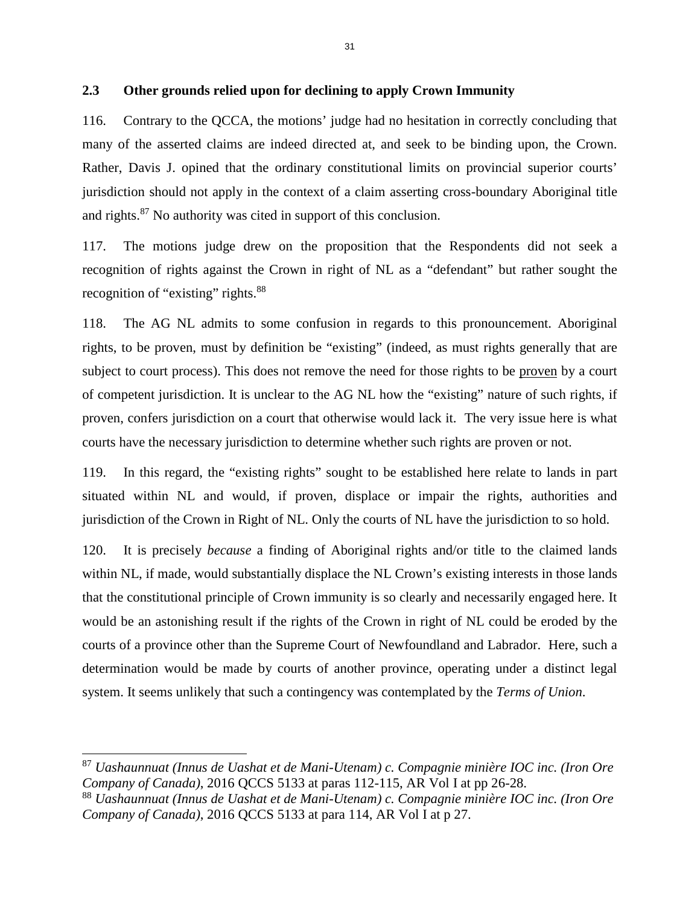### 2.3 Other grounds relied upon for declining to apply Crown Immunity

116. Contrary to the QCCA, the motions' judge had no hesitation in correctly concluding that many of the asserted claims are indeed directed at, and seek to be binding upon, the Crown. Rather, Davis J. opined that the ordinary constitutional limits on provincial superior courts' jurisdiction should not apply in the context of a claim asserting cross-boundary Aboriginal title and rights.[87] No authority was cited in support of this conclusion.

117. The motions judge drew on the proposition that the Respondents did not seek a recognition of rights against the Crown in right of NL as a "defendant" but rather sought the recognition of "existing" rights.[88]

118. The AG NL admits to some confusion in regards to this pronouncement. Aboriginal rights, to be proven, must by definition be "existing" (indeed, as must rights generally that are subject to court process). This does not remove the need for those rights to be <u>proven</u> by a court of competent jurisdiction. It is unclear to the AG NL how the "existing" nature of such rights, if proven, confers jurisdiction on a court that otherwise would lack it. The very issue here is what courts have the necessary jurisdiction to determine whether such rights are proven or not.

119. In this regard, the "existing rights" sought to be established here relate to lands in part situated within NL and would, if proven, displace or impair the rights, authorities and jurisdiction of the Crown in Right of NL. Only the courts of NL have the jurisdiction to so hold.

120. It is precisely *because* a finding of Aboriginal rights and/or title to the claimed lands within NL, if made, would substantially displace the NL Crown's existing interests in those lands that the constitutional principle of Crown immunity is so clearly and necessarily engaged here. It would be an astonishing result if the rights of the Crown in right of NL could be eroded by the courts of a province other than the Supreme Court of Newfoundland and Labrador. Here, such a determination would be made by courts of another province, operating under a distinct legal system. It seems unlikely that such a contingency was contemplated by the *Terms of Union*.

---

[87] *Uashaunnuat (Innus de Uashat et de Mani-Utenam) c. Compagnie minière IOC inc. (Iron Ore Company of Canada)*, 2016 QCCS 5133 at paras 112-115, AR Vol I at pp 26-28.

[88] *Uashaunnuat (Innus de Uashat et de Mani-Utenam) c. Compagnie minière IOC inc. (Iron Ore Company of Canada)*, 2016 QCCS 5133 at para 114, AR Vol I at p 27.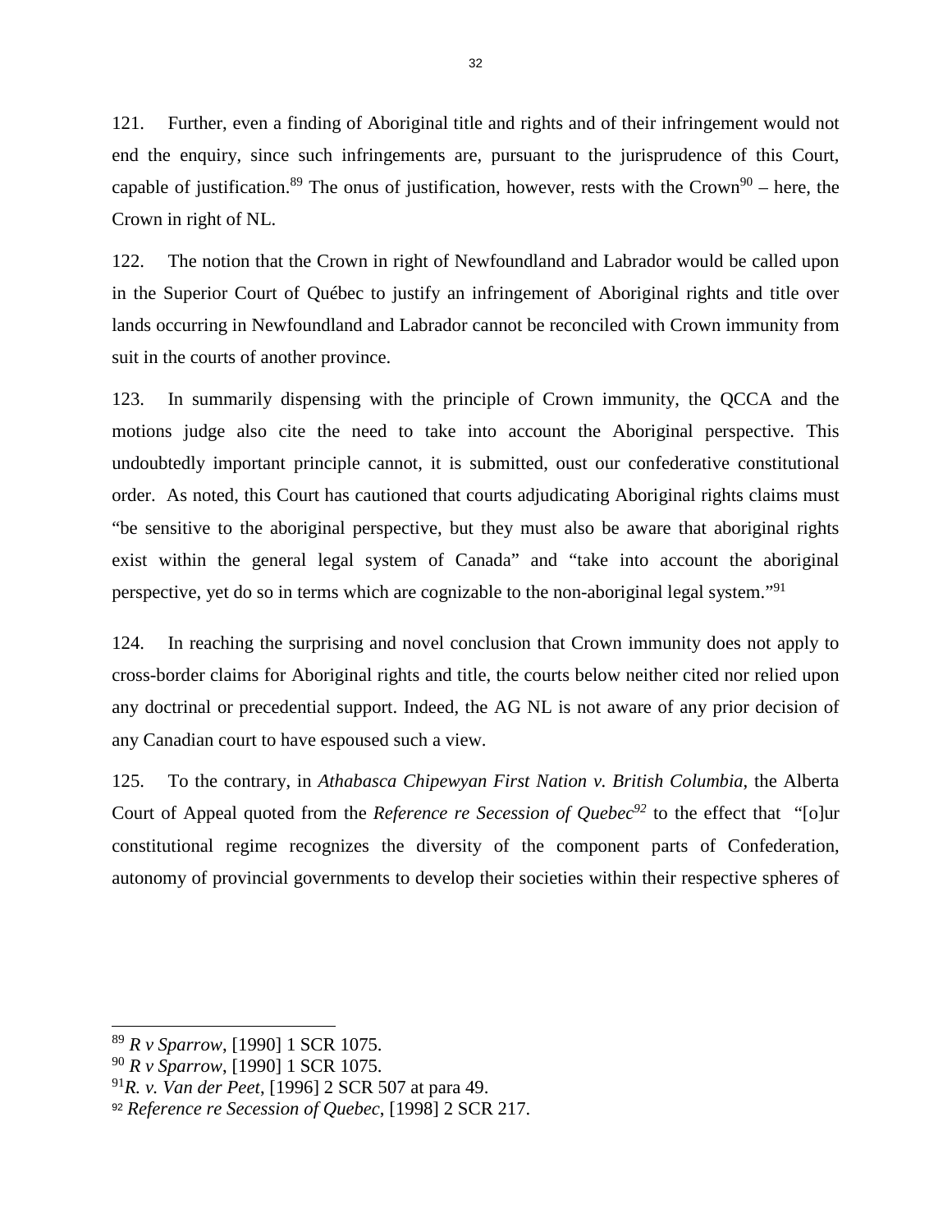121. Further, even a finding of Aboriginal title and rights and of their infringement would not end the enquiry, since such infringements are, pursuant to the jurisprudence of this Court, capable of justification.[89] The onus of justification, however, rests with the Crown[90] – here, the Crown in right of NL.

122. The notion that the Crown in right of Newfoundland and Labrador would be called upon in the Superior Court of Québec to justify an infringement of Aboriginal rights and title over lands occurring in Newfoundland and Labrador cannot be reconciled with Crown immunity from suit in the courts of another province.

123. In summarily dispensing with the principle of Crown immunity, the QCCA and the motions judge also cite the need to take into account the Aboriginal perspective. This undoubtedly important principle cannot, it is submitted, oust our confederative constitutional order. As noted, this Court has cautioned that courts adjudicating Aboriginal rights claims must "be sensitive to the aboriginal perspective, but they must also be aware that aboriginal rights exist within the general legal system of Canada" and "take into account the aboriginal perspective, yet do so in terms which are cognizable to the non-aboriginal legal system."[91]

124. In reaching the surprising and novel conclusion that Crown immunity does not apply to cross-border claims for Aboriginal rights and title, the courts below neither cited nor relied upon any doctrinal or precedential support. Indeed, the AG NL is not aware of any prior decision of any Canadian court to have espoused such a view.

125. To the contrary, in *Athabasca Chipewyan First Nation v. British Columbia*, the Alberta Court of Appeal quoted from the *Reference re Secession of Quebec*[92] to the effect that "[o]ur constitutional regime recognizes the diversity of the component parts of Confederation, autonomy of provincial governments to develop their societies within their respective spheres of

---

[89] *R v Sparrow*, [1990] 1 SCR 1075.
[90] *R v Sparrow*, [1990] 1 SCR 1075.
[91] *R. v. Van der Peet*, [1996] 2 SCR 507 at para 49.
[92] *Reference re Secession of Quebec*, [1998] 2 SCR 217.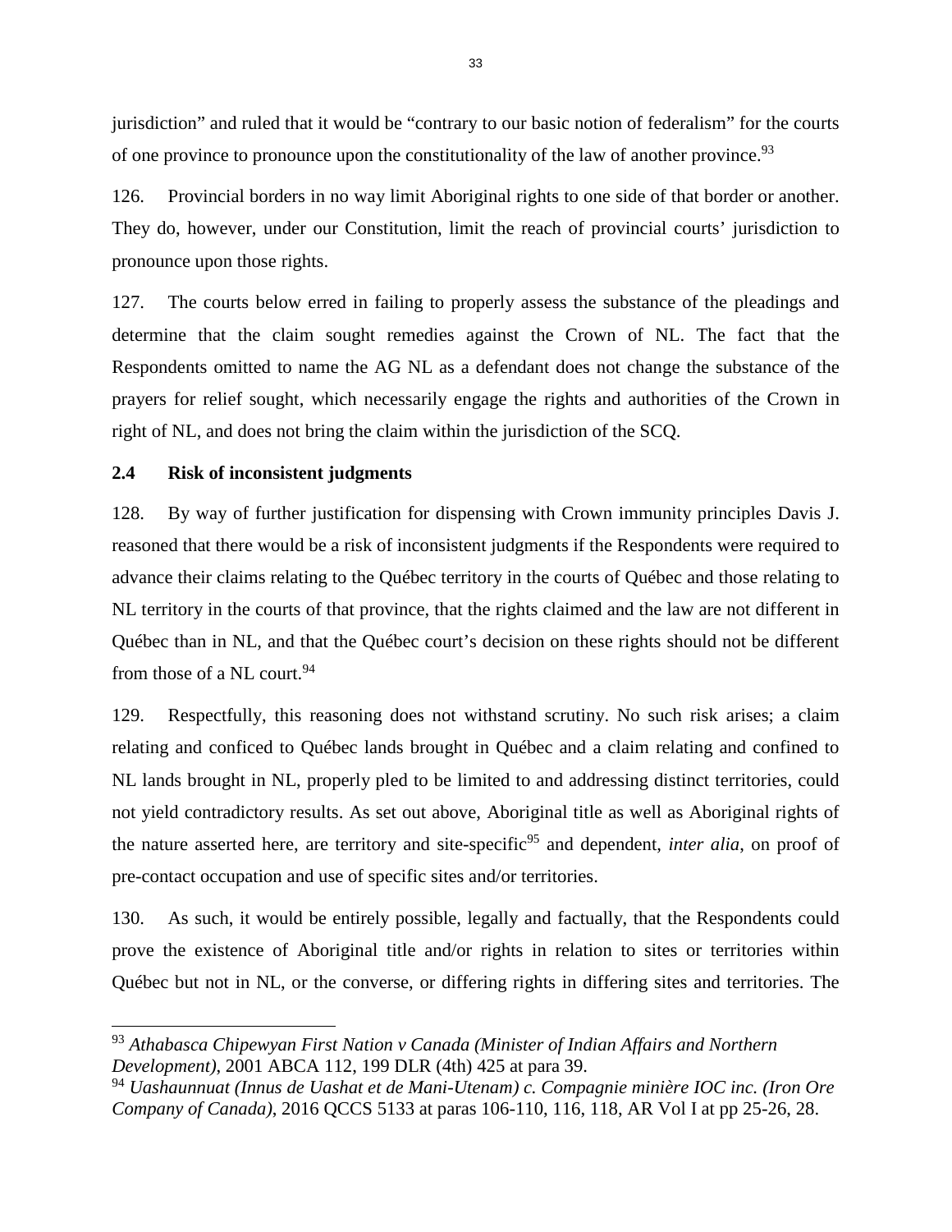jurisdiction" and ruled that it would be "contrary to our basic notion of federalism" for the courts of one province to pronounce upon the constitutionality of the law of another province.[93]

126. Provincial borders in no way limit Aboriginal rights to one side of that border or another. They do, however, under our Constitution, limit the reach of provincial courts' jurisdiction to pronounce upon those rights.

127. The courts below erred in failing to properly assess the substance of the pleadings and determine that the claim sought remedies against the Crown of NL. The fact that the Respondents omitted to name the AG NL as a defendant does not change the substance of the prayers for relief sought, which necessarily engage the rights and authorities of the Crown in right of NL, and does not bring the claim within the jurisdiction of the SCQ.

**2.4 Risk of inconsistent judgments**

128. By way of further justification for dispensing with Crown immunity principles Davis J. reasoned that there would be a risk of inconsistent judgments if the Respondents were required to advance their claims relating to the Québec territory in the courts of Québec and those relating to NL territory in the courts of that province, that the rights claimed and the law are not different in Québec than in NL, and that the Québec court's decision on these rights should not be different from those of a NL court.[94]

129. Respectfully, this reasoning does not withstand scrutiny. No such risk arises; a claim relating and conficed to Québec lands brought in Québec and a claim relating and confined to NL lands brought in NL, properly pled to be limited to and addressing distinct territories, could not yield contradictory results. As set out above, Aboriginal title as well as Aboriginal rights of the nature asserted here, are territory and site-specific[95] and dependent, *inter alia*, on proof of pre-contact occupation and use of specific sites and/or territories.

130. As such, it would be entirely possible, legally and factually, that the Respondents could prove the existence of Aboriginal title and/or rights in relation to sites or territories within Québec but not in NL, or the converse, or differing rights in differing sites and territories. The

---

[93] *Athabasca Chipewyan First Nation v Canada (Minister of Indian Affairs and Northern Development)*, 2001 ABCA 112, 199 DLR (4th) 425 at para 39.

[94] *Uashaunnuat (Innus de Uashat et de Mani-Utenam) c. Compagnie minière IOC inc. (Iron Ore Company of Canada)*, 2016 QCCS 5133 at paras 106-110, 116, 118, AR Vol I at pp 25-26, 28.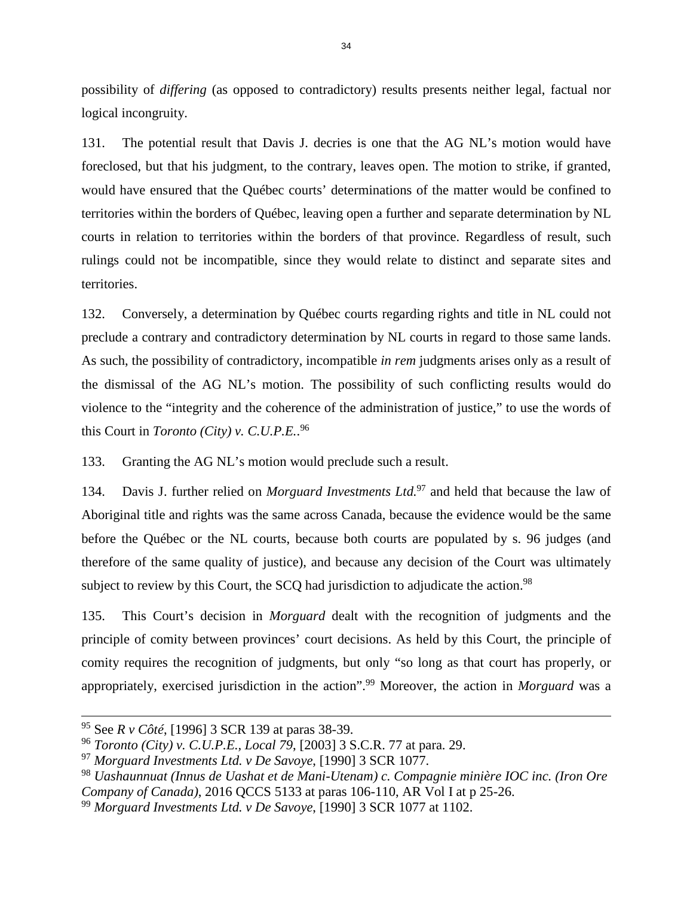possibility of *differing* (as opposed to contradictory) results presents neither legal, factual nor logical incongruity.

131. The potential result that Davis J. decries is one that the AG NL's motion would have foreclosed, but that his judgment, to the contrary, leaves open. The motion to strike, if granted, would have ensured that the Québec courts' determinations of the matter would be confined to territories within the borders of Québec, leaving open a further and separate determination by NL courts in relation to territories within the borders of that province. Regardless of result, such rulings could not be incompatible, since they would relate to distinct and separate sites and territories.

132. Conversely, a determination by Québec courts regarding rights and title in NL could not preclude a contrary and contradictory determination by NL courts in regard to those same lands. As such, the possibility of contradictory, incompatible *in rem* judgments arises only as a result of the dismissal of the AG NL's motion. The possibility of such conflicting results would do violence to the "integrity and the coherence of the administration of justice," to use the words of this Court in *Toronto (City) v. C.U.P.E.*.[96]

133. Granting the AG NL's motion would preclude such a result.

134. Davis J. further relied on *Morguard Investments Ltd.*[97] and held that because the law of Aboriginal title and rights was the same across Canada, because the evidence would be the same before the Québec or the NL courts, because both courts are populated by s. 96 judges (and therefore of the same quality of justice), and because any decision of the Court was ultimately subject to review by this Court, the SCQ had jurisdiction to adjudicate the action.[98]

135. This Court's decision in *Morguard* dealt with the recognition of judgments and the principle of comity between provinces' court decisions. As held by this Court, the principle of comity requires the recognition of judgments, but only "so long as that court has properly, or appropriately, exercised jurisdiction in the action".[99] Moreover, the action in *Morguard* was a

---

[95] See *R v Côté*, [1996] 3 SCR 139 at paras 38-39.

[96] *Toronto (City) v. C.U.P.E., Local 79*, [2003] 3 S.C.R. 77 at para. 29.

[97] *Morguard Investments Ltd. v De Savoye*, [1990] 3 SCR 1077.

[98] *Uashaunnuat (Innus de Uashat et de Mani-Utenam) c. Compagnie minière IOC inc. (Iron Ore Company of Canada)*, 2016 QCCS 5133 at paras 106-110, AR Vol I at p 25-26.

[99] *Morguard Investments Ltd. v De Savoye*, [1990] 3 SCR 1077 at 1102.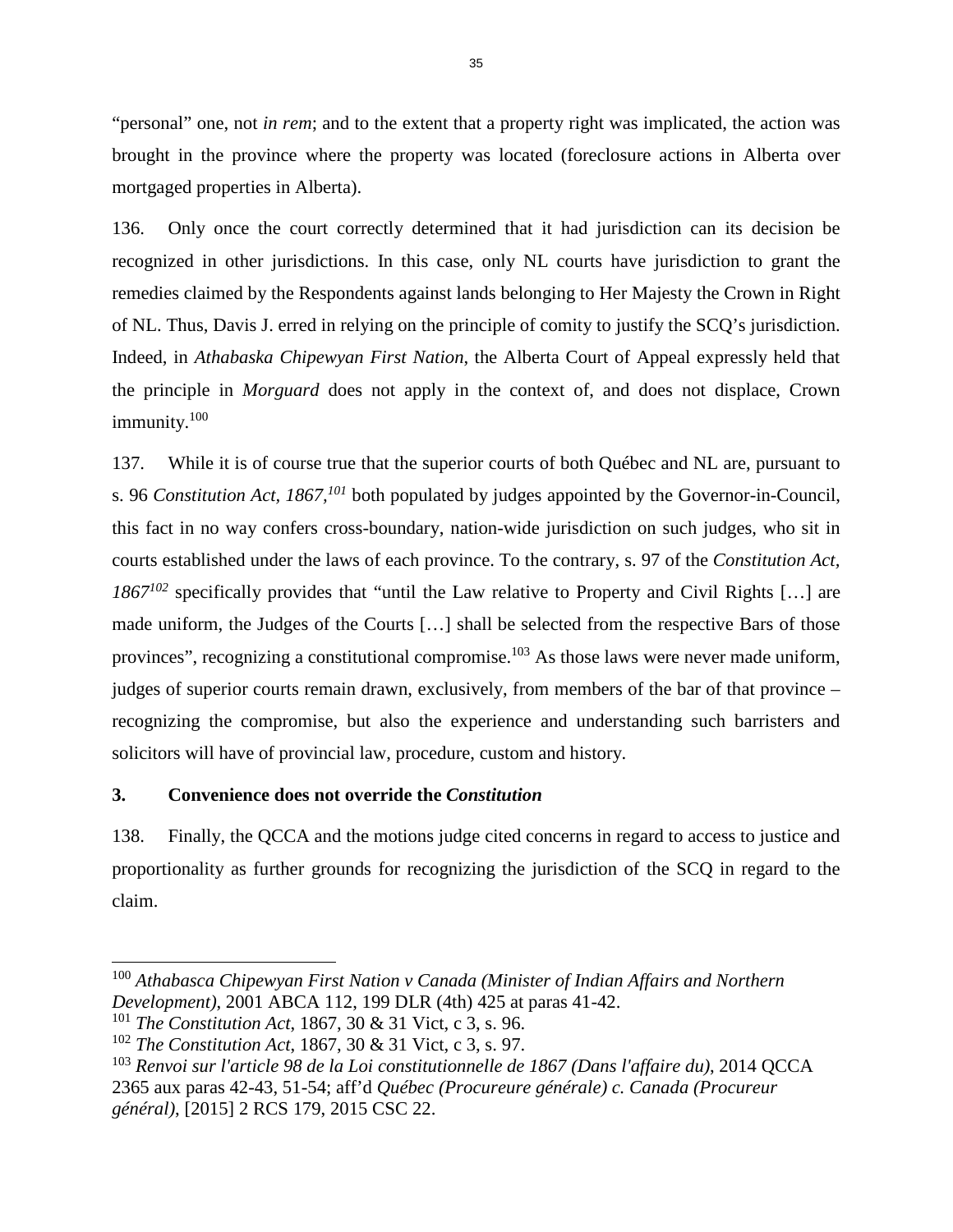"personal" one, not *in rem*; and to the extent that a property right was implicated, the action was brought in the province where the property was located (foreclosure actions in Alberta over mortgaged properties in Alberta).

136. Only once the court correctly determined that it had jurisdiction can its decision be recognized in other jurisdictions. In this case, only NL courts have jurisdiction to grant the remedies claimed by the Respondents against lands belonging to Her Majesty the Crown in Right of NL. Thus, Davis J. erred in relying on the principle of comity to justify the SCQ's jurisdiction. Indeed, in *Athabaska Chipewyan First Nation*, the Alberta Court of Appeal expressly held that the principle in *Morguard* does not apply in the context of, and does not displace, Crown immunity.[100]

137. While it is of course true that the superior courts of both Québec and NL are, pursuant to s. 96 *Constitution Act, 1867,*[101] both populated by judges appointed by the Governor-in-Council, this fact in no way confers cross-boundary, nation-wide jurisdiction on such judges, who sit in courts established under the laws of each province. To the contrary, s. 97 of the *Constitution Act, 1867*[102] specifically provides that "until the Law relative to Property and Civil Rights […] are made uniform, the Judges of the Courts […] shall be selected from the respective Bars of those provinces", recognizing a constitutional compromise.[103] As those laws were never made uniform, judges of superior courts remain drawn, exclusively, from members of the bar of that province – recognizing the compromise, but also the experience and understanding such barristers and solicitors will have of provincial law, procedure, custom and history.

### 3. Convenience does not override the *Constitution*

138. Finally, the QCCA and the motions judge cited concerns in regard to access to justice and proportionality as further grounds for recognizing the jurisdiction of the SCQ in regard to the claim.

---

[100] *Athabasca Chipewyan First Nation v Canada (Minister of Indian Affairs and Northern Development)*, 2001 ABCA 112, 199 DLR (4th) 425 at paras 41-42.

[101] *The Constitution Act*, 1867, 30 & 31 Vict, c 3, s. 96.

[102] *The Constitution Act*, 1867, 30 & 31 Vict, c 3, s. 97.

[103] *Renvoi sur l'article 98 de la Loi constitutionnelle de 1867 (Dans l'affaire du)*, 2014 QCCA 2365 aux paras 42-43, 51-54; aff'd *Québec (Procureure générale) c. Canada (Procureur général)*, [2015] 2 RCS 179, 2015 CSC 22.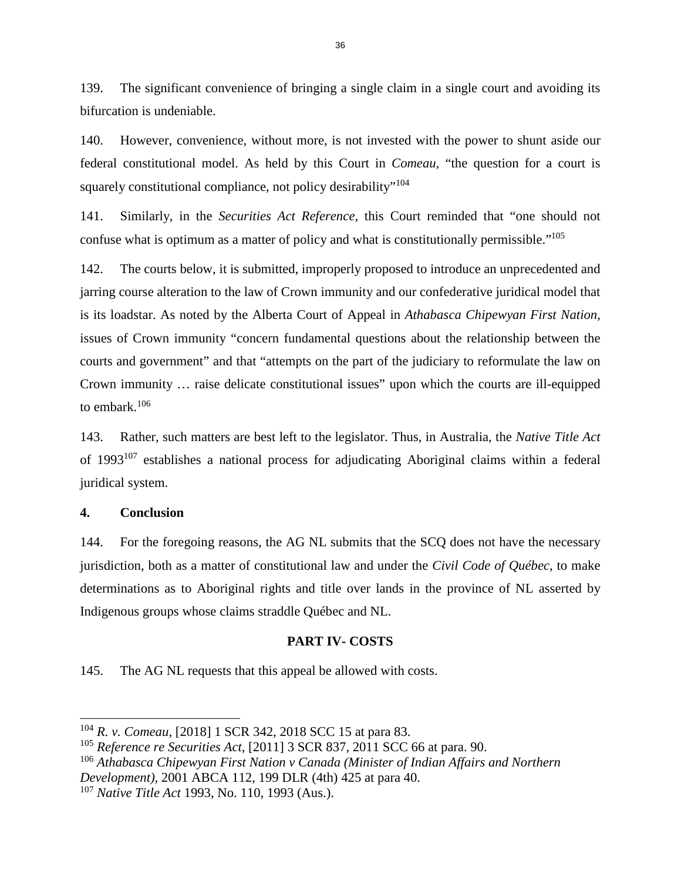139. The significant convenience of bringing a single claim in a single court and avoiding its bifurcation is undeniable.

140. However, convenience, without more, is not invested with the power to shunt aside our federal constitutional model. As held by this Court in *Comeau*, "the question for a court is squarely constitutional compliance, not policy desirability"[104]

141. Similarly, in the *Securities Act Reference*, this Court reminded that "one should not confuse what is optimum as a matter of policy and what is constitutionally permissible."[105]

142. The courts below, it is submitted, improperly proposed to introduce an unprecedented and jarring course alteration to the law of Crown immunity and our confederative juridical model that is its loadstar. As noted by the Alberta Court of Appeal in *Athabasca Chipewyan First Nation,* issues of Crown immunity "concern fundamental questions about the relationship between the courts and government" and that "attempts on the part of the judiciary to reformulate the law on Crown immunity … raise delicate constitutional issues" upon which the courts are ill-equipped to embark.[106]

143. Rather, such matters are best left to the legislator. Thus, in Australia, the *Native Title Act* of 1993[107] establishes a national process for adjudicating Aboriginal claims within a federal juridical system.

**4. Conclusion**

144. For the foregoing reasons, the AG NL submits that the SCQ does not have the necessary jurisdiction, both as a matter of constitutional law and under the *Civil Code of Québec,* to make determinations as to Aboriginal rights and title over lands in the province of NL asserted by Indigenous groups whose claims straddle Québec and NL.

## PART IV- COSTS

145. The AG NL requests that this appeal be allowed with costs.

---

[104] *R. v. Comeau*, [2018] 1 SCR 342, 2018 SCC 15 at para 83.

[105] *Reference re Securities Act*, [2011] 3 SCR 837, 2011 SCC 66 at para. 90.

[106] *Athabasca Chipewyan First Nation v Canada (Minister of Indian Affairs and Northern Development)*, 2001 ABCA 112, 199 DLR (4th) 425 at para 40.

[107] *Native Title Act* 1993, No. 110, 1993 (Aus.).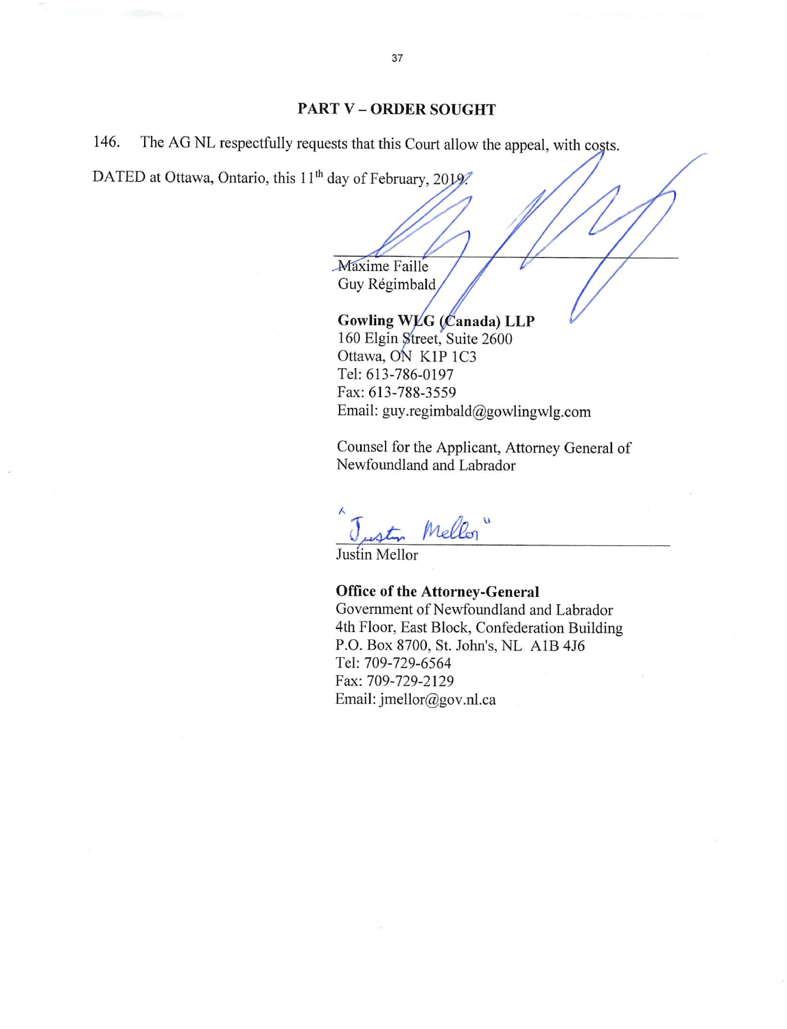## PART V – ORDER SOUGHT

146. The AG NL respectfully requests that this Court allow the appeal, with costs.

DATED at Ottawa, Ontario, this 11th day of February, 2019.

Maxime Faille
Guy Régimbald

**Gowling WLG (Canada) LLP**
160 Elgin Street, Suite 2600
Ottawa, ON K1P 1C3
Tel: 613-786-0197
Fax: 613-788-3559
Email: guy.regimbald@gowlingwlg.com

Counsel for the Applicant, Attorney General of Newfoundland and Labrador

"Justin Mellor"

Justin Mellor

**Office of the Attorney-General**
Government of Newfoundland and Labrador
4th Floor, East Block, Confederation Building
P.O. Box 8700, St. John's, NL A1B 4J6
Tel: 709-729-6564
Fax: 709-729-2129
Email: jmellor@gov.nl.ca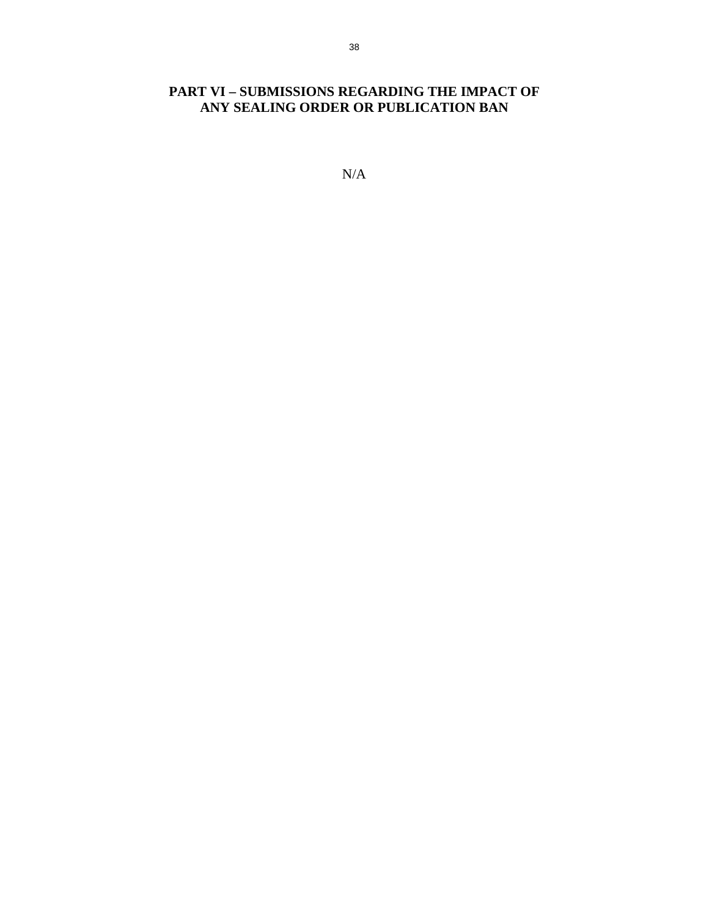# PART VI – SUBMISSIONS REGARDING THE IMPACT OF ANY SEALING ORDER OR PUBLICATION BAN

N/A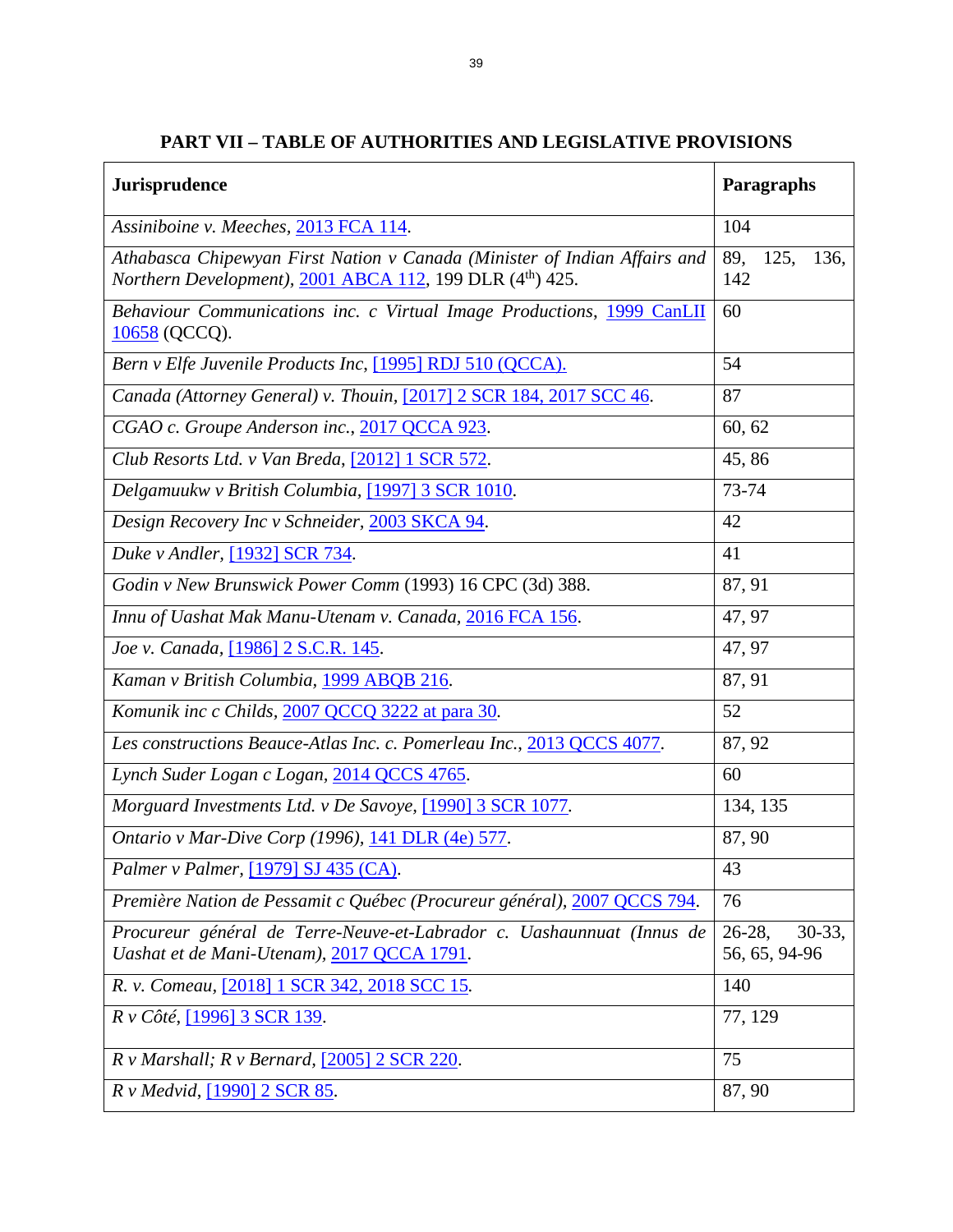**PART VII – TABLE OF AUTHORITIES AND LEGISLATIVE PROVISIONS**

| **Jurisprudence** | **Paragraphs** |
|---|---|
| *Assiniboine v. Meeches*, 2013 FCA 114. | 104 |
| *Athabasca Chipewyan First Nation v Canada (Minister of Indian Affairs and Northern Development)*, 2001 ABCA 112, 199 DLR (4th) 425. | 89, 125, 136, 142 |
| *Behaviour Communications inc. c Virtual Image Productions*, 1999 CanLII 10658 (QCCQ). | 60 |
| *Bern v Elfe Juvenile Products Inc*, [1995] RDJ 510 (QCCA). | 54 |
| *Canada (Attorney General) v. Thouin*, [2017] 2 SCR 184, 2017 SCC 46. | 87 |
| *CGAO c. Groupe Anderson inc.*, 2017 QCCA 923. | 60, 62 |
| *Club Resorts Ltd. v Van Breda*, [2012] 1 SCR 572. | 45, 86 |
| *Delgamuukw v British Columbia*, [1997] 3 SCR 1010. | 73-74 |
| *Design Recovery Inc v Schneider*, 2003 SKCA 94. | 42 |
| *Duke v Andler*, [1932] SCR 734. | 41 |
| *Godin v New Brunswick Power Comm* (1993) 16 CPC (3d) 388. | 87, 91 |
| *Innu of Uashat Mak Manu-Utenam v. Canada*, 2016 FCA 156. | 47, 97 |
| *Joe v. Canada*, [1986] 2 S.C.R. 145. | 47, 97 |
| *Kaman v British Columbia*, 1999 ABQB 216. | 87, 91 |
| *Komunik inc c Childs*, 2007 QCCQ 3222 at para 30. | 52 |
| *Les constructions Beauce-Atlas Inc. c. Pomerleau Inc.*, 2013 QCCS 4077. | 87, 92 |
| *Lynch Suder Logan c Logan*, 2014 QCCS 4765. | 60 |
| *Morguard Investments Ltd. v De Savoye*, [1990] 3 SCR 1077. | 134, 135 |
| *Ontario v Mar-Dive Corp (1996)*, 141 DLR (4e) 577. | 87, 90 |
| *Palmer v Palmer*, [1979] SJ 435 (CA). | 43 |
| *Première Nation de Pessamit c Québec (Procureur général)*, 2007 QCCS 794. | 76 |
| *Procureur général de Terre-Neuve-et-Labrador c. Uashaunnuat (Innus de Uashat et de Mani-Utenam)*, 2017 QCCA 1791. | 26-28, 30-33, 56, 65, 94-96 |
| *R. v. Comeau*, [2018] 1 SCR 342, 2018 SCC 15. | 140 |
| *R v Côté*, [1996] 3 SCR 139. | 77, 129 |
| *R v Marshall; R v Bernard*, [2005] 2 SCR 220. | 75 |
| *R v Medvid*, [1990] 2 SCR 85. | 87, 90 |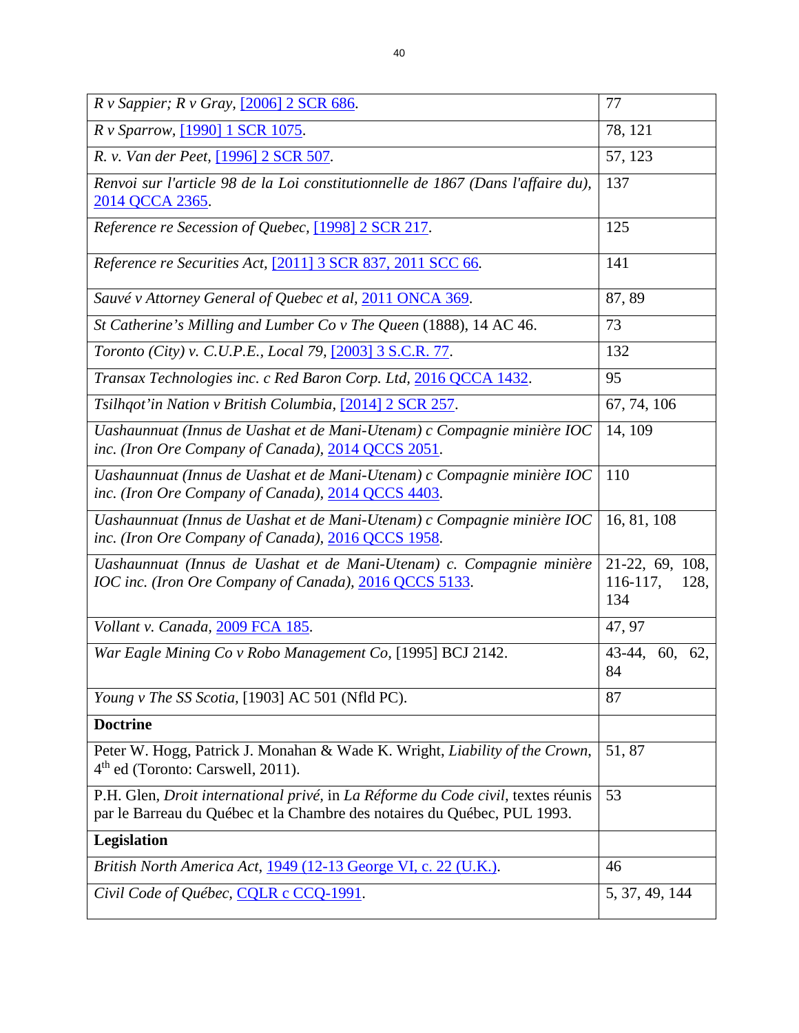| | |
|---|---|
| *R v Sappier; R v Gray*, [2006] 2 SCR 686. | 77 |
| *R v Sparrow*, [1990] 1 SCR 1075. | 78, 121 |
| *R. v. Van der Peet*, [1996] 2 SCR 507. | 57, 123 |
| *Renvoi sur l'article 98 de la Loi constitutionnelle de 1867 (Dans l'affaire du)*, 2014 QCCA 2365. | 137 |
| *Reference re Secession of Quebec*, [1998] 2 SCR 217. | 125 |
| *Reference re Securities Act*, [2011] 3 SCR 837, 2011 SCC 66. | 141 |
| *Sauvé v Attorney General of Quebec et al*, 2011 ONCA 369. | 87, 89 |
| *St Catherine's Milling and Lumber Co v The Queen* (1888), 14 AC 46. | 73 |
| *Toronto (City) v. C.U.P.E., Local 79*, [2003] 3 S.C.R. 77. | 132 |
| *Transax Technologies inc. c Red Baron Corp. Ltd*, 2016 QCCA 1432. | 95 |
| *Tsilhqot'in Nation v British Columbia*, [2014] 2 SCR 257. | 67, 74, 106 |
| *Uashaunnuat (Innus de Uashat et de Mani-Utenam) c Compagnie minière IOC inc. (Iron Ore Company of Canada)*, 2014 QCCS 2051. | 14, 109 |
| *Uashaunnuat (Innus de Uashat et de Mani-Utenam) c Compagnie minière IOC inc. (Iron Ore Company of Canada)*, 2014 QCCS 4403. | 110 |
| *Uashaunnuat (Innus de Uashat et de Mani-Utenam) c Compagnie minière IOC inc. (Iron Ore Company of Canada)*, 2016 QCCS 1958. | 16, 81, 108 |
| *Uashaunnuat (Innus de Uashat et de Mani-Utenam) c. Compagnie minière IOC inc. (Iron Ore Company of Canada)*, 2016 QCCS 5133. | 21-22, 69, 108, 116-117, 128, 134 |
| *Vollant v. Canada*, 2009 FCA 185. | 47, 97 |
| *War Eagle Mining Co v Robo Management Co*, [1995] BCJ 2142. | 43-44, 60, 62, 84 |
| *Young v The SS Scotia*, [1903] AC 501 (Nfld PC). | 87 |
| **Doctrine** | |
| Peter W. Hogg, Patrick J. Monahan & Wade K. Wright, *Liability of the Crown*, 4th ed (Toronto: Carswell, 2011). | 51, 87 |
| P.H. Glen, *Droit international privé*, in *La Réforme du Code civil*, textes réunis par le Barreau du Québec et la Chambre des notaires du Québec, PUL 1993. | 53 |
| **Legislation** | |
| *British North America Act*, 1949 (12-13 George VI, c. 22 (U.K.). | 46 |
| *Civil Code of Québec*, CQLR c CCQ-1991. | 5, 37, 49, 144 |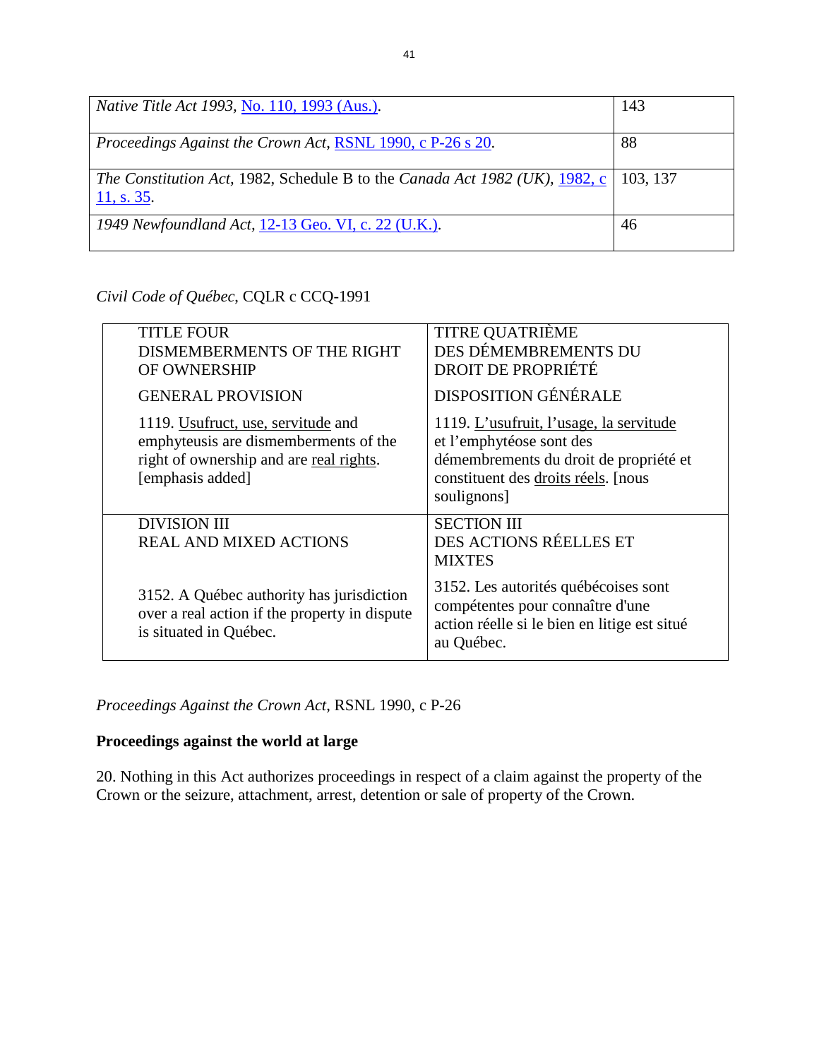| | |
|---|---|
| *Native Title Act 1993*, No. 110, 1993 (Aus.). | 143 |
| *Proceedings Against the Crown Act*, RSNL 1990, c P-26 s 20. | 88 |
| *The Constitution Act*, 1982, Schedule B to the *Canada Act 1982 (UK)*, 1982, c 11, s. 35. | 103, 137 |
| *1949 Newfoundland Act*, 12-13 Geo. VI, c. 22 (U.K.). | 46 |

*Civil Code of Québec*, CQLR c CCQ-1991

| | |
|---|---|
| TITLE FOUR<br>DISMEMBERMENTS OF THE RIGHT OF OWNERSHIP<br><br>GENERAL PROVISION<br><br>1119. Usufruct, use, servitude and emphyteusis are dismemberments of the right of ownership and are real rights. [emphasis added] | TITRE QUATRIÈME<br>DES DÉMEMBREMENTS DU DROIT DE PROPRIÉTÉ<br><br>DISPOSITION GÉNÉRALE<br><br>1119. L'usufruit, l'usage, la servitude et l'emphytéose sont des démembrements du droit de propriété et constituent des droits réels. [nous soulignons] |
| DIVISION III<br>REAL AND MIXED ACTIONS<br><br>3152. A Québec authority has jurisdiction over a real action if the property in dispute is situated in Québec. | SECTION III<br>DES ACTIONS RÉELLES ET MIXTES<br><br>3152. Les autorités québécoises sont compétentes pour connaître d'une action réelle si le bien en litige est situé au Québec. |

*Proceedings Against the Crown Act*, RSNL 1990, c P-26

**Proceedings against the world at large**

20. Nothing in this Act authorizes proceedings in respect of a claim against the property of the Crown or the seizure, attachment, arrest, detention or sale of property of the Crown.